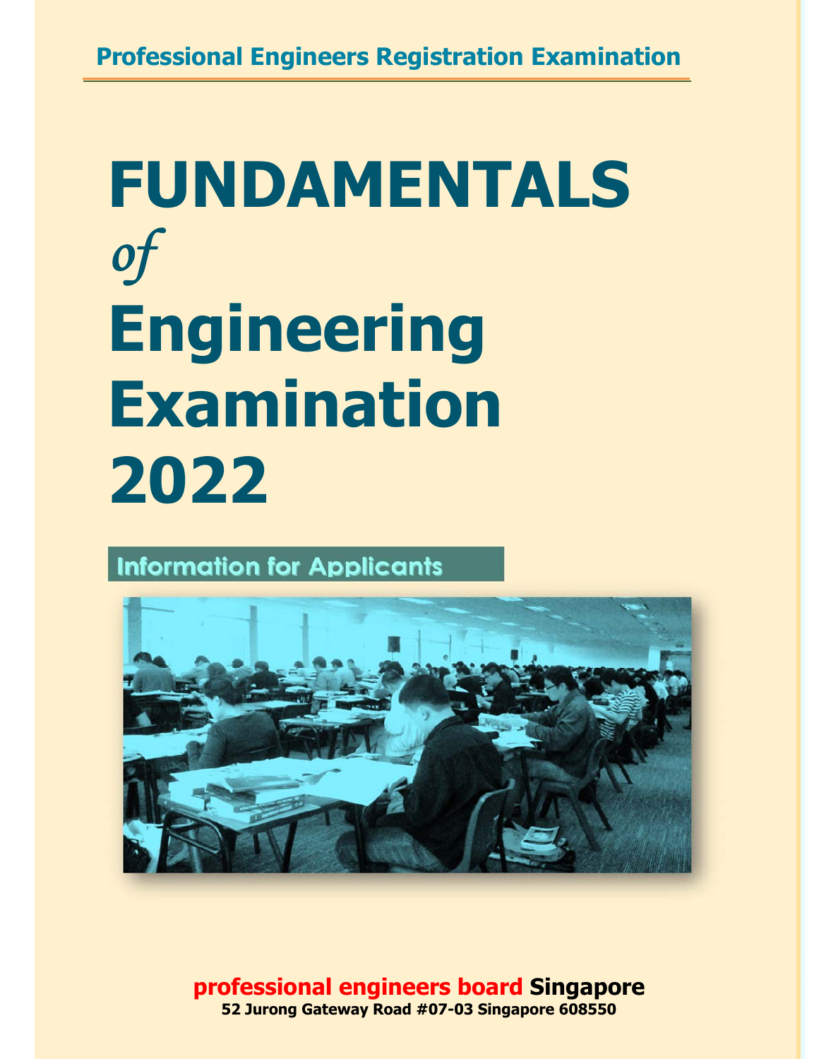Professional Engineers Registration Examination

# FUNDAMENTALS *of* Engineering Examination 2022

## Information for Applicants

**professional engineers board Singapore**

**52 Jurong Gateway Road #07-03 Singapore 608550**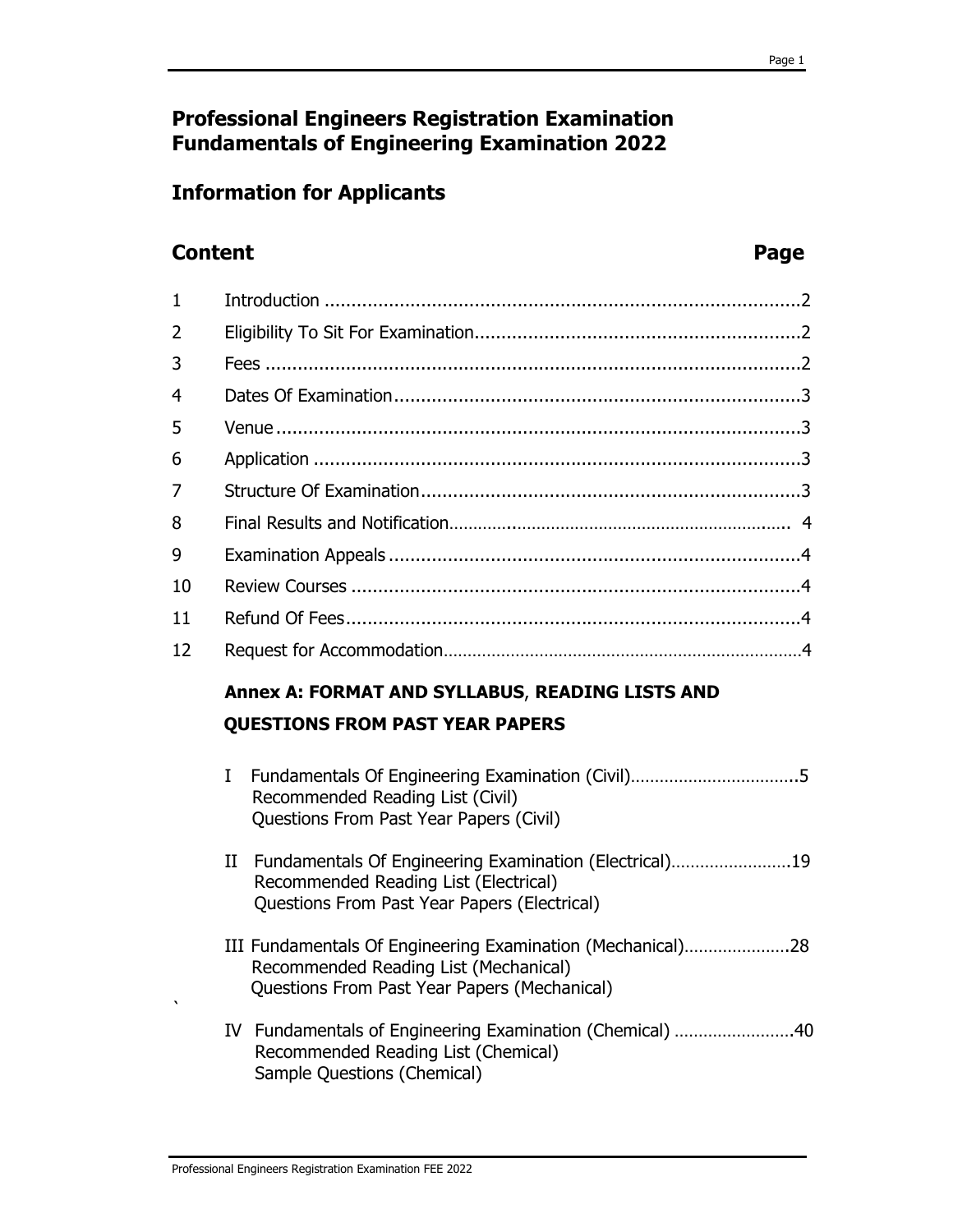# Professional Engineers Registration Examination
# Fundamentals of Engineering Examination 2022

## Information for Applicants

## Content

| | Content | Page |
|---|---|---|
| 1 | Introduction | 2 |
| 2 | Eligibility To Sit For Examination | 2 |
| 3 | Fees | 2 |
| 4 | Dates Of Examination | 3 |
| 5 | Venue | 3 |
| 6 | Application | 3 |
| 7 | Structure Of Examination | 3 |
| 8 | Final Results and Notification | 4 |
| 9 | Examination Appeals | 4 |
| 10 | Review Courses | 4 |
| 11 | Refund Of Fees | 4 |
| 12 | Request for Accommodation | 4 |

**Annex A: FORMAT AND SYLLABUS, READING LISTS AND QUESTIONS FROM PAST YEAR PAPERS**

I Fundamentals Of Engineering Examination (Civil) .......... 5
Recommended Reading List (Civil)
Questions From Past Year Papers (Civil)

II Fundamentals Of Engineering Examination (Electrical) .......... 19
Recommended Reading List (Electrical)
Questions From Past Year Papers (Electrical)

III Fundamentals Of Engineering Examination (Mechanical) .......... 28
Recommended Reading List (Mechanical)
Questions From Past Year Papers (Mechanical)

IV Fundamentals of Engineering Examination (Chemical) .......... 40
Recommended Reading List (Chemical)
Sample Questions (Chemical)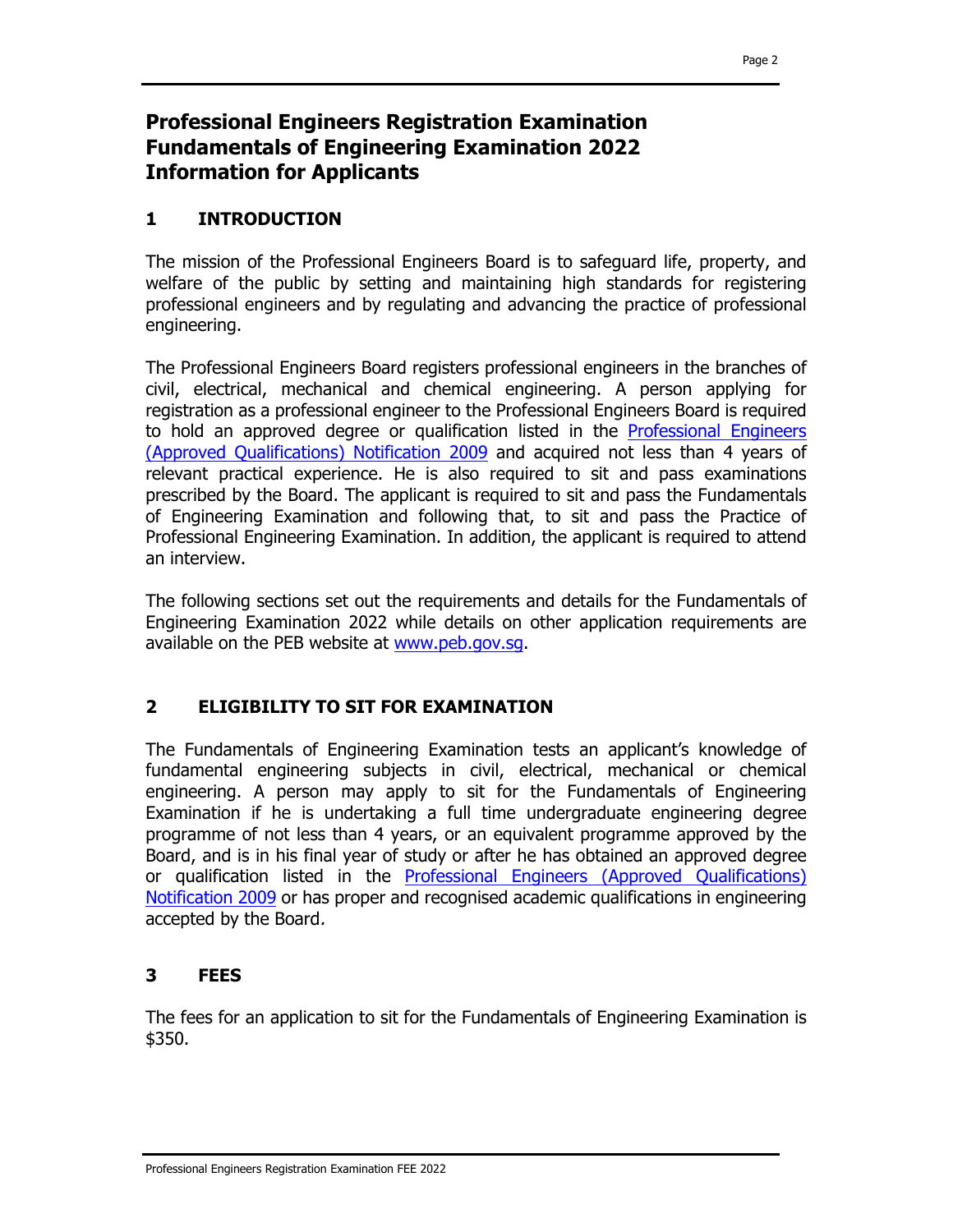# Professional Engineers Registration Examination Fundamentals of Engineering Examination 2022 Information for Applicants

## 1 INTRODUCTION

The mission of the Professional Engineers Board is to safeguard life, property, and welfare of the public by setting and maintaining high standards for registering professional engineers and by regulating and advancing the practice of professional engineering.

The Professional Engineers Board registers professional engineers in the branches of civil, electrical, mechanical and chemical engineering. A person applying for registration as a professional engineer to the Professional Engineers Board is required to hold an approved degree or qualification listed in the Professional Engineers (Approved Qualifications) Notification 2009 and acquired not less than 4 years of relevant practical experience. He is also required to sit and pass examinations prescribed by the Board. The applicant is required to sit and pass the Fundamentals of Engineering Examination and following that, to sit and pass the Practice of Professional Engineering Examination. In addition, the applicant is required to attend an interview.

The following sections set out the requirements and details for the Fundamentals of Engineering Examination 2022 while details on other application requirements are available on the PEB website at www.peb.gov.sg.

## 2 ELIGIBILITY TO SIT FOR EXAMINATION

The Fundamentals of Engineering Examination tests an applicant's knowledge of fundamental engineering subjects in civil, electrical, mechanical or chemical engineering. A person may apply to sit for the Fundamentals of Engineering Examination if he is undertaking a full time undergraduate engineering degree programme of not less than 4 years, or an equivalent programme approved by the Board, and is in his final year of study or after he has obtained an approved degree or qualification listed in the Professional Engineers (Approved Qualifications) Notification 2009 or has proper and recognised academic qualifications in engineering accepted by the Board.

## 3 FEES

The fees for an application to sit for the Fundamentals of Engineering Examination is $350.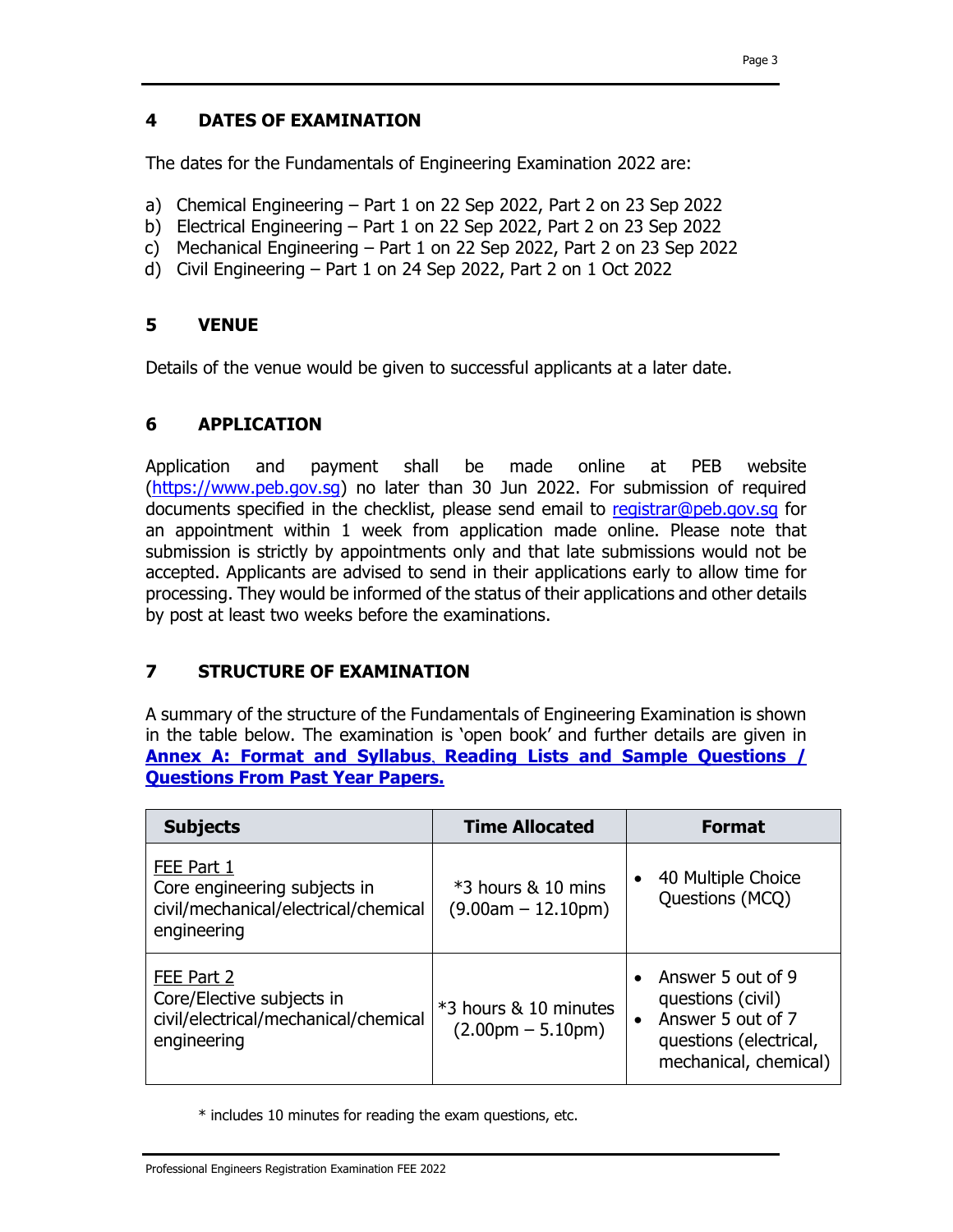## 4 DATES OF EXAMINATION

The dates for the Fundamentals of Engineering Examination 2022 are:

a) Chemical Engineering – Part 1 on 22 Sep 2022, Part 2 on 23 Sep 2022
b) Electrical Engineering – Part 1 on 22 Sep 2022, Part 2 on 23 Sep 2022
c) Mechanical Engineering – Part 1 on 22 Sep 2022, Part 2 on 23 Sep 2022
d) Civil Engineering – Part 1 on 24 Sep 2022, Part 2 on 1 Oct 2022

## 5 VENUE

Details of the venue would be given to successful applicants at a later date.

## 6 APPLICATION

Application and payment shall be made online at PEB website (https://www.peb.gov.sg) no later than 30 Jun 2022. For submission of required documents specified in the checklist, please send email to registrar@peb.gov.sg for an appointment within 1 week from application made online. Please note that submission is strictly by appointments only and that late submissions would not be accepted. Applicants are advised to send in their applications early to allow time for processing. They would be informed of the status of their applications and other details by post at least two weeks before the examinations.

## 7 STRUCTURE OF EXAMINATION

A summary of the structure of the Fundamentals of Engineering Examination is shown in the table below. The examination is 'open book' and further details are given in **Annex A: Format and Syllabus, Reading Lists and Sample Questions / Questions From Past Year Papers.**

| Subjects | Time Allocated | Format |
|---|---|---|
| FEE Part 1<br>Core engineering subjects in civil/mechanical/electrical/chemical engineering | *3 hours & 10 mins<br>(9.00am – 12.10pm) | • 40 Multiple Choice Questions (MCQ) |
| FEE Part 2<br>Core/Elective subjects in civil/electrical/mechanical/chemical engineering | *3 hours & 10 minutes<br>(2.00pm – 5.10pm) | • Answer 5 out of 9 questions (civil)<br>• Answer 5 out of 7 questions (electrical, mechanical, chemical) |

\* includes 10 minutes for reading the exam questions, etc.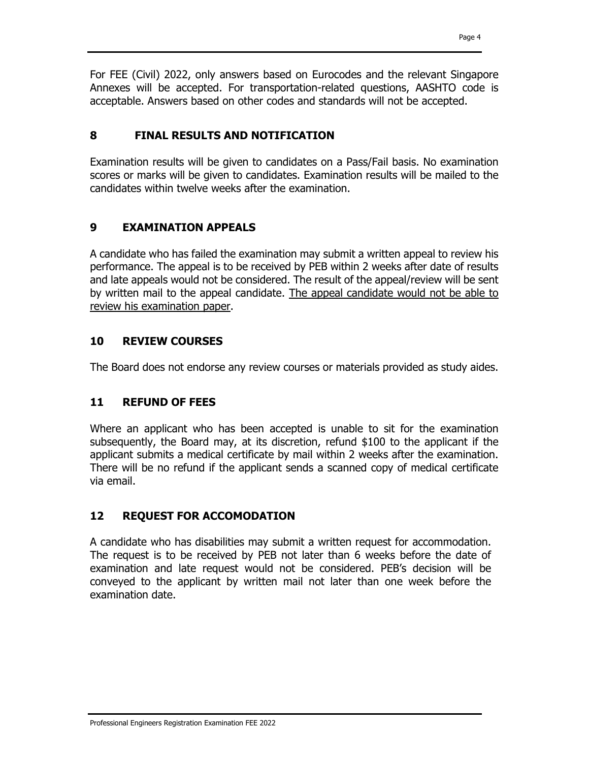For FEE (Civil) 2022, only answers based on Eurocodes and the relevant Singapore Annexes will be accepted. For transportation-related questions, AASHTO code is acceptable. Answers based on other codes and standards will not be accepted.

## 8 FINAL RESULTS AND NOTIFICATION

Examination results will be given to candidates on a Pass/Fail basis. No examination scores or marks will be given to candidates. Examination results will be mailed to the candidates within twelve weeks after the examination.

## 9 EXAMINATION APPEALS

A candidate who has failed the examination may submit a written appeal to review his performance. The appeal is to be received by PEB within 2 weeks after date of results and late appeals would not be considered. The result of the appeal/review will be sent by written mail to the appeal candidate. <u>The appeal candidate would not be able to review his examination paper</u>.

## 10 REVIEW COURSES

The Board does not endorse any review courses or materials provided as study aides.

## 11 REFUND OF FEES

Where an applicant who has been accepted is unable to sit for the examination subsequently, the Board may, at its discretion, refund $100 to the applicant if the applicant submits a medical certificate by mail within 2 weeks after the examination. There will be no refund if the applicant sends a scanned copy of medical certificate via email.

## 12 REQUEST FOR ACCOMODATION

A candidate who has disabilities may submit a written request for accommodation. The request is to be received by PEB not later than 6 weeks before the date of examination and late request would not be considered. PEB's decision will be conveyed to the applicant by written mail not later than one week before the examination date.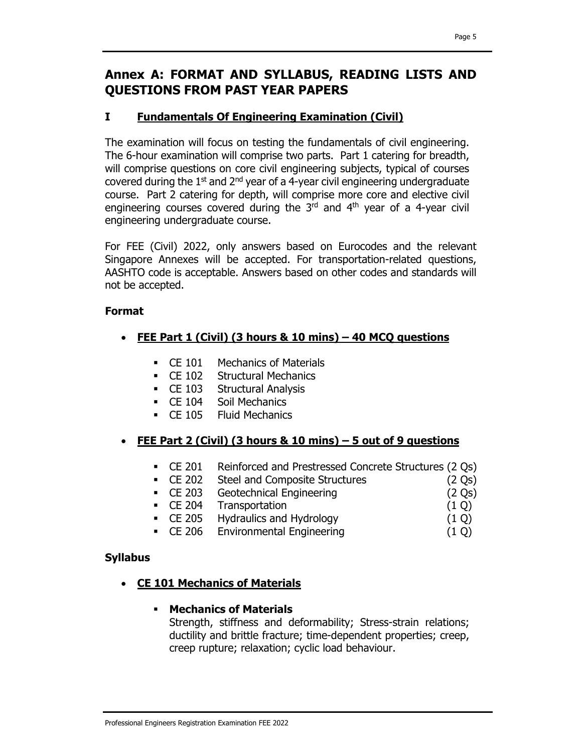# Annex A: FORMAT AND SYLLABUS, READING LISTS AND QUESTIONS FROM PAST YEAR PAPERS

## I Fundamentals Of Engineering Examination (Civil)

The examination will focus on testing the fundamentals of civil engineering. The 6-hour examination will comprise two parts. Part 1 catering for breadth, will comprise questions on core civil engineering subjects, typical of courses covered during the 1st and 2nd year of a 4-year civil engineering undergraduate course. Part 2 catering for depth, will comprise more core and elective civil engineering courses covered during the 3rd and 4th year of a 4-year civil engineering undergraduate course.

For FEE (Civil) 2022, only answers based on Eurocodes and the relevant Singapore Annexes will be accepted. For transportation-related questions, AASHTO code is acceptable. Answers based on other codes and standards will not be accepted.

### Format

- **FEE Part 1 (Civil) (3 hours & 10 mins) – 40 MCQ questions**
  - CE 101 Mechanics of Materials
  - CE 102 Structural Mechanics
  - CE 103 Structural Analysis
  - CE 104 Soil Mechanics
  - CE 105 Fluid Mechanics

- **FEE Part 2 (Civil) (3 hours & 10 mins) – 5 out of 9 questions**
  - CE 201 Reinforced and Prestressed Concrete Structures (2 Qs)
  - CE 202 Steel and Composite Structures (2 Qs)
  - CE 203 Geotechnical Engineering (2 Qs)
  - CE 204 Transportation (1 Q)
  - CE 205 Hydraulics and Hydrology (1 Q)
  - CE 206 Environmental Engineering (1 Q)

### Syllabus

- **CE 101 Mechanics of Materials**
  - **Mechanics of Materials**
    Strength, stiffness and deformability; Stress-strain relations; ductility and brittle fracture; time-dependent properties; creep, creep rupture; relaxation; cyclic load behaviour.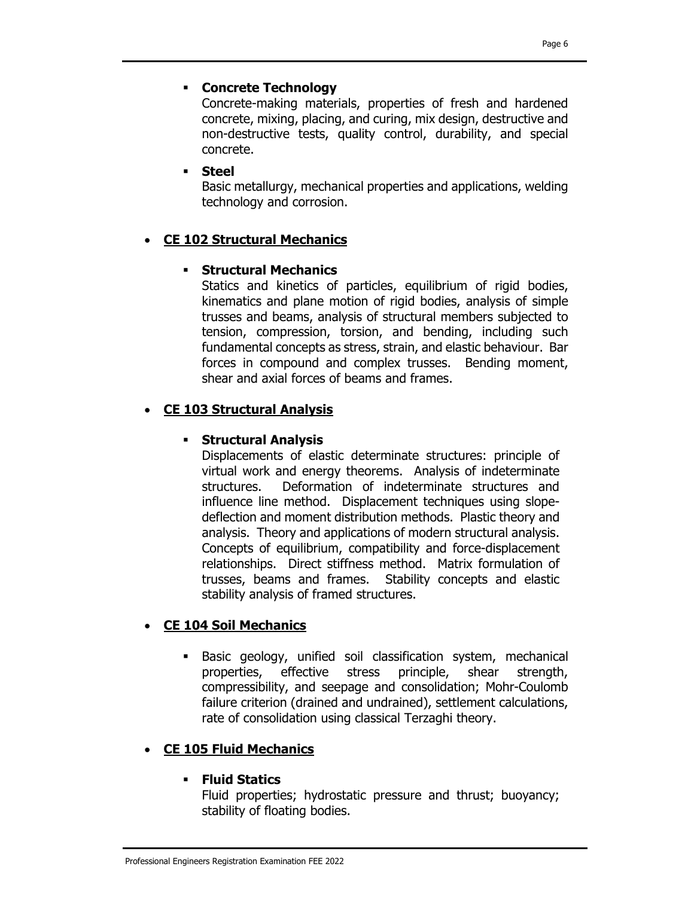- **Concrete Technology**

  Concrete-making materials, properties of fresh and hardened concrete, mixing, placing, and curing, mix design, destructive and non-destructive tests, quality control, durability, and special concrete.

- **Steel**

  Basic metallurgy, mechanical properties and applications, welding technology and corrosion.

## CE 102 Structural Mechanics

- **Structural Mechanics**

  Statics and kinetics of particles, equilibrium of rigid bodies, kinematics and plane motion of rigid bodies, analysis of simple trusses and beams, analysis of structural members subjected to tension, compression, torsion, and bending, including such fundamental concepts as stress, strain, and elastic behaviour. Bar forces in compound and complex trusses. Bending moment, shear and axial forces of beams and frames.

## CE 103 Structural Analysis

- **Structural Analysis**

  Displacements of elastic determinate structures: principle of virtual work and energy theorems. Analysis of indeterminate structures. Deformation of indeterminate structures and influence line method. Displacement techniques using slope-deflection and moment distribution methods. Plastic theory and analysis. Theory and applications of modern structural analysis. Concepts of equilibrium, compatibility and force-displacement relationships. Direct stiffness method. Matrix formulation of trusses, beams and frames. Stability concepts and elastic stability analysis of framed structures.

## CE 104 Soil Mechanics

- Basic geology, unified soil classification system, mechanical properties, effective stress principle, shear strength, compressibility, and seepage and consolidation; Mohr-Coulomb failure criterion (drained and undrained), settlement calculations, rate of consolidation using classical Terzaghi theory.

## CE 105 Fluid Mechanics

- **Fluid Statics**

  Fluid properties; hydrostatic pressure and thrust; buoyancy; stability of floating bodies.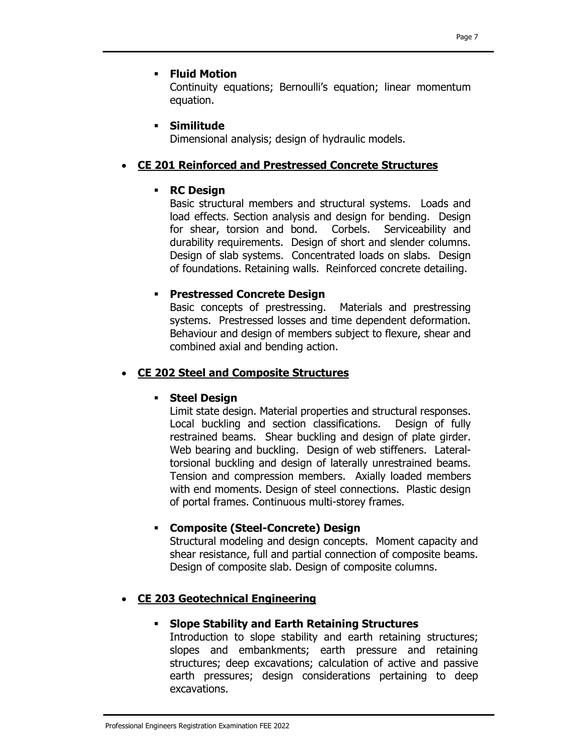- **Fluid Motion**
  Continuity equations; Bernoulli's equation; linear momentum equation.

- **Similitude**
  Dimensional analysis; design of hydraulic models.

- **CE 201 Reinforced and Prestressed Concrete Structures**

  - **RC Design**
    Basic structural members and structural systems. Loads and load effects. Section analysis and design for bending. Design for shear, torsion and bond. Corbels. Serviceability and durability requirements. Design of short and slender columns. Design of slab systems. Concentrated loads on slabs. Design of foundations. Retaining walls. Reinforced concrete detailing.

  - **Prestressed Concrete Design**
    Basic concepts of prestressing. Materials and prestressing systems. Prestressed losses and time dependent deformation. Behaviour and design of members subject to flexure, shear and combined axial and bending action.

- **CE 202 Steel and Composite Structures**

  - **Steel Design**
    Limit state design. Material properties and structural responses. Local buckling and section classifications. Design of fully restrained beams. Shear buckling and design of plate girder. Web bearing and buckling. Design of web stiffeners. Lateral-torsional buckling and design of laterally unrestrained beams. Tension and compression members. Axially loaded members with end moments. Design of steel connections. Plastic design of portal frames. Continuous multi-storey frames.

  - **Composite (Steel-Concrete) Design**
    Structural modeling and design concepts. Moment capacity and shear resistance, full and partial connection of composite beams. Design of composite slab. Design of composite columns.

- **CE 203 Geotechnical Engineering**

  - **Slope Stability and Earth Retaining Structures**
    Introduction to slope stability and earth retaining structures; slopes and embankments; earth pressure and retaining structures; deep excavations; calculation of active and passive earth pressures; design considerations pertaining to deep excavations.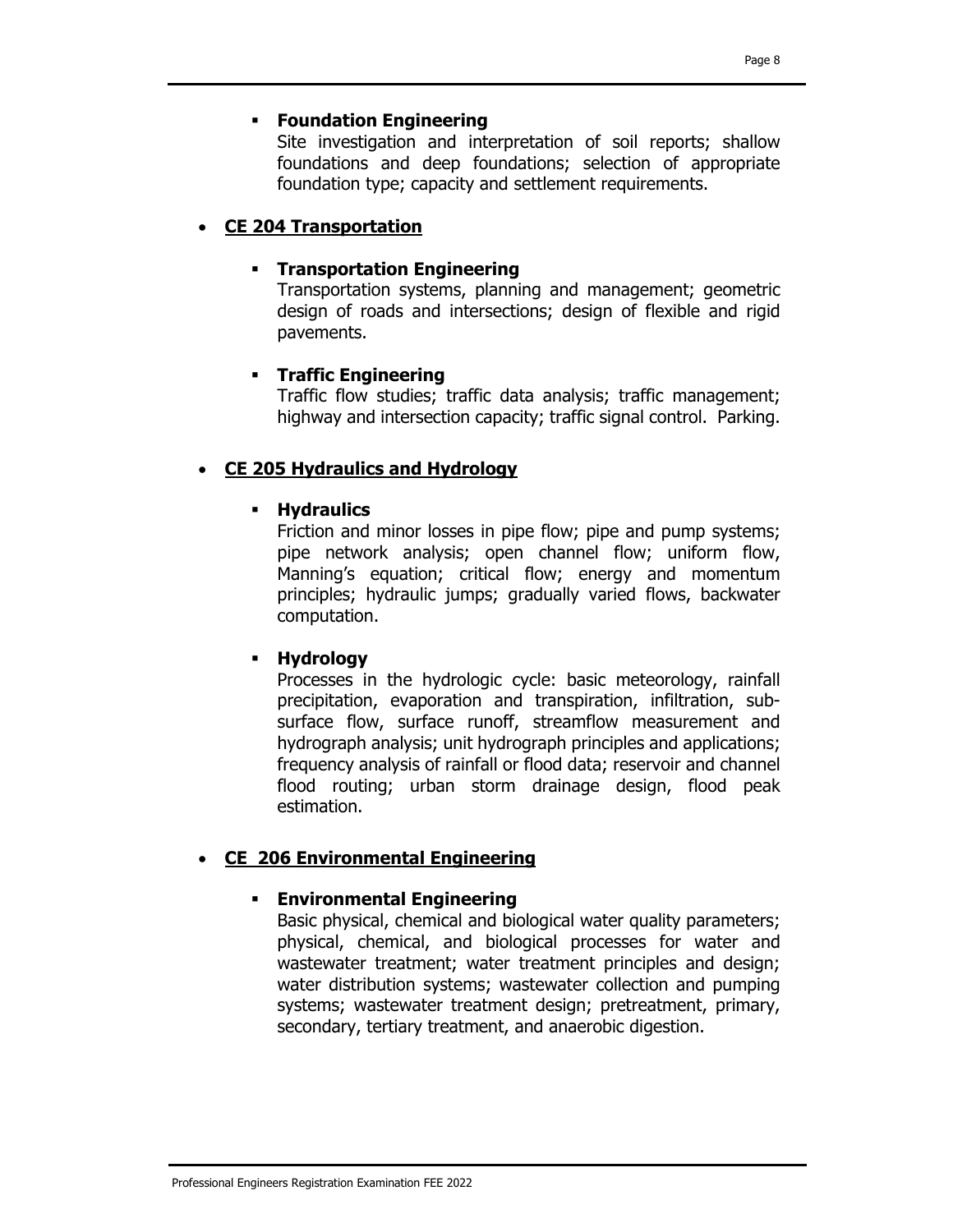- **Foundation Engineering**
  Site investigation and interpretation of soil reports; shallow foundations and deep foundations; selection of appropriate foundation type; capacity and settlement requirements.

- **CE 204 Transportation**

  - **Transportation Engineering**
    Transportation systems, planning and management; geometric design of roads and intersections; design of flexible and rigid pavements.

  - **Traffic Engineering**
    Traffic flow studies; traffic data analysis; traffic management; highway and intersection capacity; traffic signal control. Parking.

- **CE 205 Hydraulics and Hydrology**

  - **Hydraulics**
    Friction and minor losses in pipe flow; pipe and pump systems; pipe network analysis; open channel flow; uniform flow, Manning's equation; critical flow; energy and momentum principles; hydraulic jumps; gradually varied flows, backwater computation.

  - **Hydrology**
    Processes in the hydrologic cycle: basic meteorology, rainfall precipitation, evaporation and transpiration, infiltration, sub-surface flow, surface runoff, streamflow measurement and hydrograph analysis; unit hydrograph principles and applications; frequency analysis of rainfall or flood data; reservoir and channel flood routing; urban storm drainage design, flood peak estimation.

- **CE 206 Environmental Engineering**

  - **Environmental Engineering**
    Basic physical, chemical and biological water quality parameters; physical, chemical, and biological processes for water and wastewater treatment; water treatment principles and design; water distribution systems; wastewater collection and pumping systems; wastewater treatment design; pretreatment, primary, secondary, tertiary treatment, and anaerobic digestion.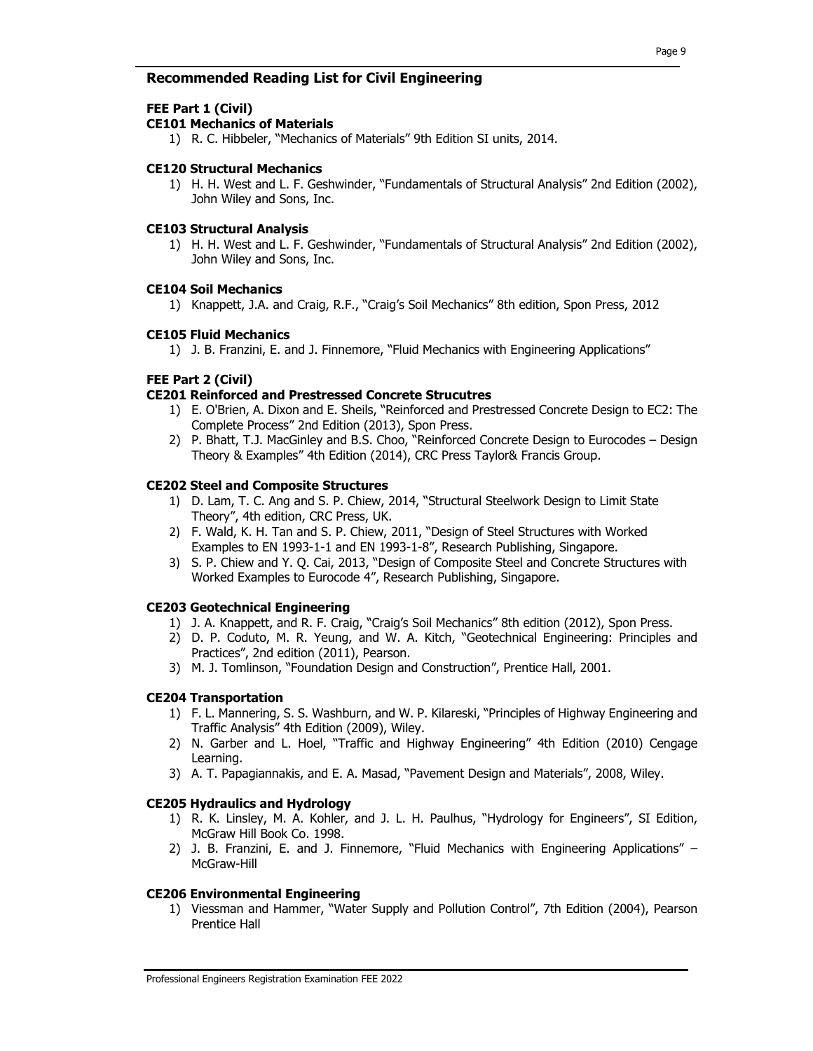## Recommended Reading List for Civil Engineering

### FEE Part 1 (Civil)

#### CE101 Mechanics of Materials

1) R. C. Hibbeler, "Mechanics of Materials" 9th Edition SI units, 2014.

#### CE120 Structural Mechanics

1) H. H. West and L. F. Geshwinder, "Fundamentals of Structural Analysis" 2nd Edition (2002), John Wiley and Sons, Inc.

#### CE103 Structural Analysis

1) H. H. West and L. F. Geshwinder, "Fundamentals of Structural Analysis" 2nd Edition (2002), John Wiley and Sons, Inc.

#### CE104 Soil Mechanics

1) Knappett, J.A. and Craig, R.F., "Craig's Soil Mechanics" 8th edition, Spon Press, 2012

#### CE105 Fluid Mechanics

1) J. B. Franzini, E. and J. Finnemore, "Fluid Mechanics with Engineering Applications"

### FEE Part 2 (Civil)

#### CE201 Reinforced and Prestressed Concrete Strucutres

1) E. O'Brien, A. Dixon and E. Sheils, "Reinforced and Prestressed Concrete Design to EC2: The Complete Process" 2nd Edition (2013), Spon Press.
2) P. Bhatt, T.J. MacGinley and B.S. Choo, "Reinforced Concrete Design to Eurocodes – Design Theory & Examples" 4th Edition (2014), CRC Press Taylor& Francis Group.

#### CE202 Steel and Composite Structures

1) D. Lam, T. C. Ang and S. P. Chiew, 2014, "Structural Steelwork Design to Limit State Theory", 4th edition, CRC Press, UK.
2) F. Wald, K. H. Tan and S. P. Chiew, 2011, "Design of Steel Structures with Worked Examples to EN 1993-1-1 and EN 1993-1-8", Research Publishing, Singapore.
3) S. P. Chiew and Y. Q. Cai, 2013, "Design of Composite Steel and Concrete Structures with Worked Examples to Eurocode 4", Research Publishing, Singapore.

#### CE203 Geotechnical Engineering

1) J. A. Knappett, and R. F. Craig, "Craig's Soil Mechanics" 8th edition (2012), Spon Press.
2) D. P. Coduto, M. R. Yeung, and W. A. Kitch, "Geotechnical Engineering: Principles and Practices", 2nd edition (2011), Pearson.
3) M. J. Tomlinson, "Foundation Design and Construction", Prentice Hall, 2001.

#### CE204 Transportation

1) F. L. Mannering, S. S. Washburn, and W. P. Kilareski, "Principles of Highway Engineering and Traffic Analysis" 4th Edition (2009), Wiley.
2) N. Garber and L. Hoel, "Traffic and Highway Engineering" 4th Edition (2010) Cengage Learning.
3) A. T. Papagiannakis, and E. A. Masad, "Pavement Design and Materials", 2008, Wiley.

#### CE205 Hydraulics and Hydrology

1) R. K. Linsley, M. A. Kohler, and J. L. H. Paulhus, "Hydrology for Engineers", SI Edition, McGraw Hill Book Co. 1998.
2) J. B. Franzini, E. and J. Finnemore, "Fluid Mechanics with Engineering Applications" – McGraw-Hill

#### CE206 Environmental Engineering

1) Viessman and Hammer, "Water Supply and Pollution Control", 7th Edition (2004), Pearson Prentice Hall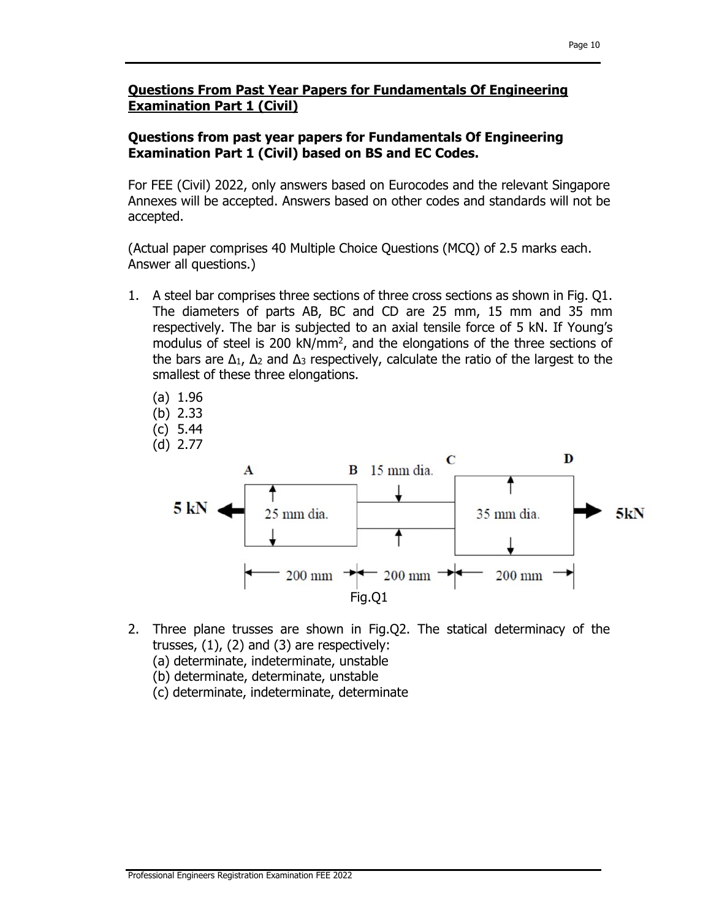## Questions From Past Year Papers for Fundamentals Of Engineering Examination Part 1 (Civil)

### Questions from past year papers for Fundamentals Of Engineering Examination Part 1 (Civil) based on BS and EC Codes.

For FEE (Civil) 2022, only answers based on Eurocodes and the relevant Singapore Annexes will be accepted. Answers based on other codes and standards will not be accepted.

(Actual paper comprises 40 Multiple Choice Questions (MCQ) of 2.5 marks each. Answer all questions.)

1. A steel bar comprises three sections of three cross sections as shown in Fig. Q1. The diameters of parts AB, BC and CD are 25 mm, 15 mm and 35 mm respectively. The bar is subjected to an axial tensile force of 5 kN. If Young's modulus of steel is 200 kN/mm$^2$, and the elongations of the three sections of the bars are $\Delta_1$, $\Delta_2$ and $\Delta_3$ respectively, calculate the ratio of the largest to the smallest of these three elongations.

   (a) 1.96
   (b) 2.33
   (c) 5.44
   (d) 2.77

   A B 15 mm dia. C D

   5 kN 25 mm dia. 35 mm dia. 5kN

   200 mm 200 mm 200 mm

   Fig.Q1

2. Three plane trusses are shown in Fig.Q2. The statical determinacy of the trusses, (1), (2) and (3) are respectively:
   (a) determinate, indeterminate, unstable
   (b) determinate, determinate, unstable
   (c) determinate, indeterminate, determinate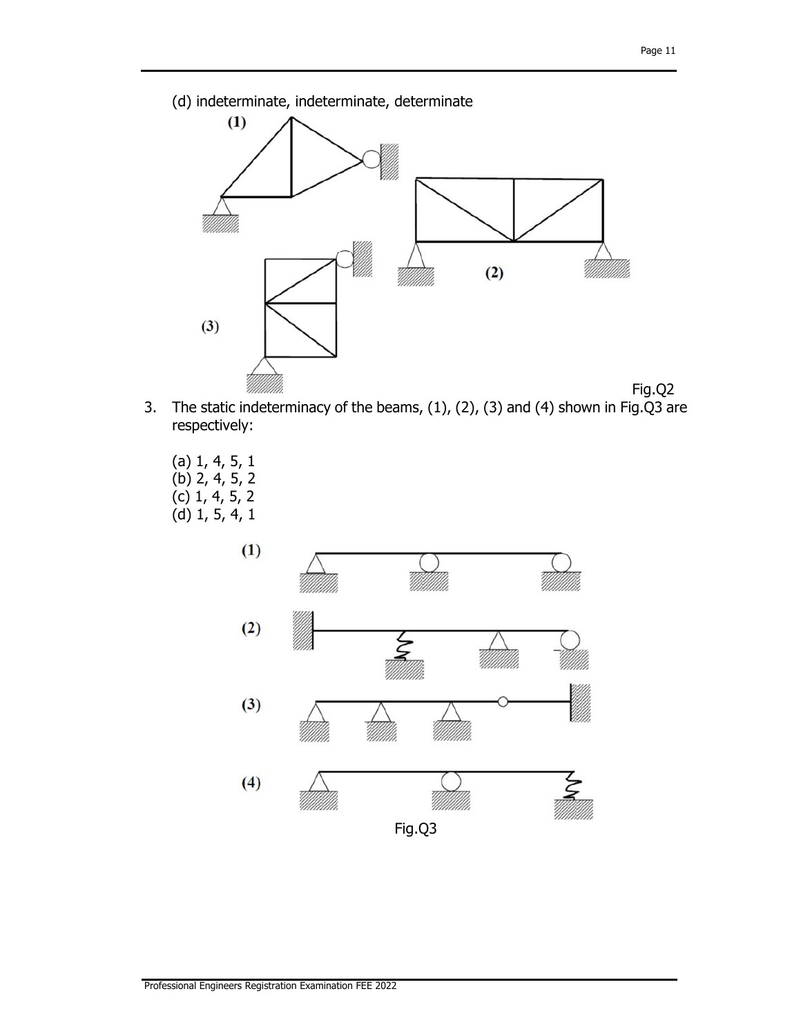(d) indeterminate, indeterminate, determinate

Fig.Q2

3. The static indeterminacy of the beams, (1), (2), (3) and (4) shown in Fig.Q3 are respectively:

   (a) 1, 4, 5, 1
   (b) 2, 4, 5, 2
   (c) 1, 4, 5, 2
   (d) 1, 5, 4, 1

Fig.Q3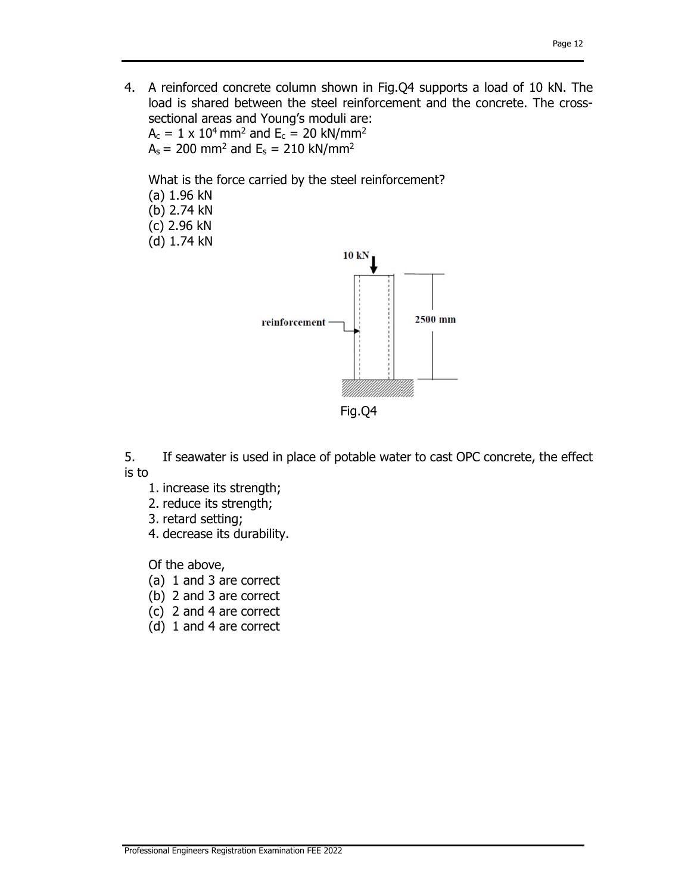4. A reinforced concrete column shown in Fig.Q4 supports a load of 10 kN. The load is shared between the steel reinforcement and the concrete. The cross-sectional areas and Young's moduli are:
   $A_c$ = 1 x $10^4$ mm$^2$ and $E_c$ = 20 kN/mm$^2$
   $A_s$ = 200 mm$^2$ and $E_s$ = 210 kN/mm$^2$

   What is the force carried by the steel reinforcement?
   (a) 1.96 kN
   (b) 2.74 kN
   (c) 2.96 kN
   (d) 1.74 kN

10 kN

reinforcement

2500 mm

Fig.Q4

5. If seawater is used in place of potable water to cast OPC concrete, the effect is to
   1. increase its strength;
   2. reduce its strength;
   3. retard setting;
   4. decrease its durability.

   Of the above,
   (a) 1 and 3 are correct
   (b) 2 and 3 are correct
   (c) 2 and 4 are correct
   (d) 1 and 4 are correct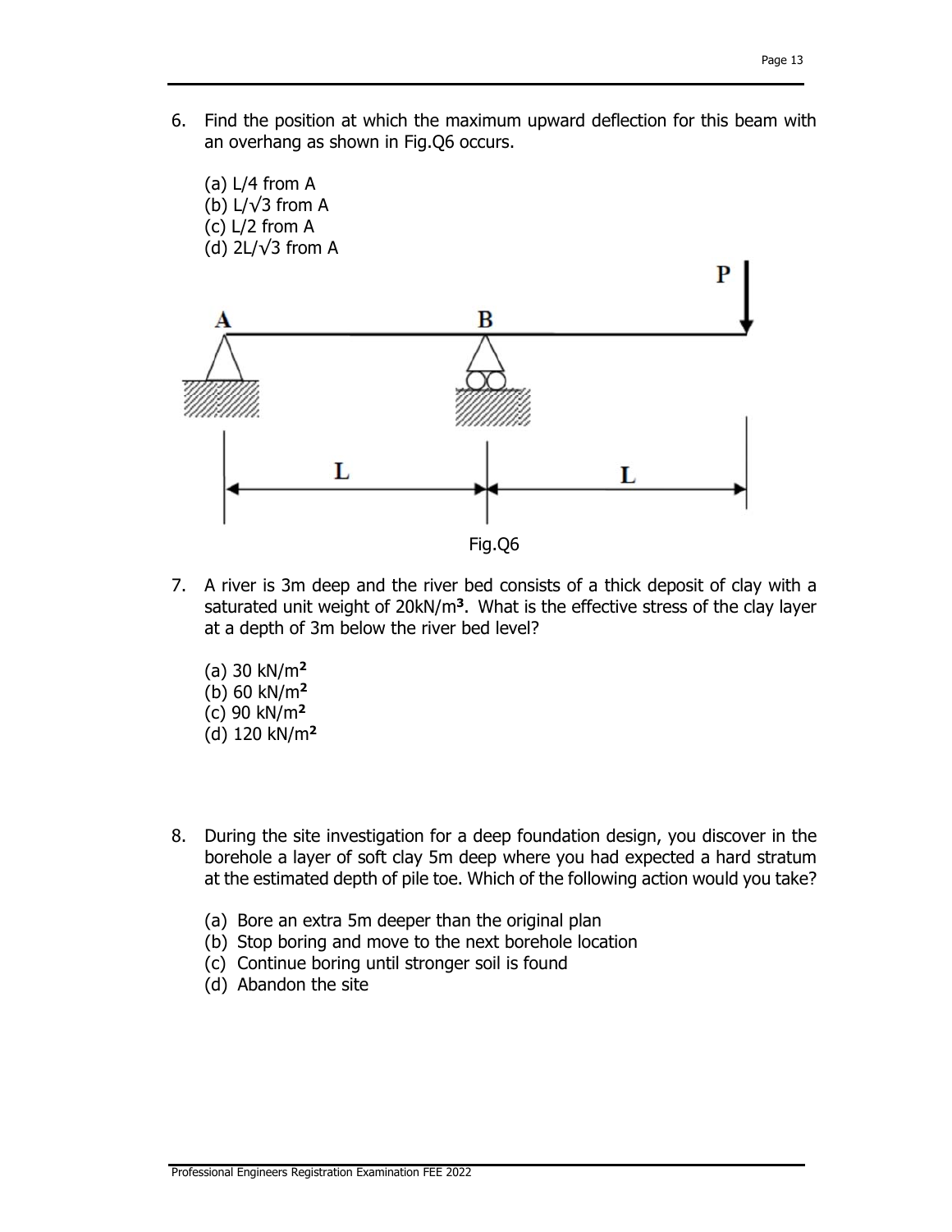6. Find the position at which the maximum upward deflection for this beam with an overhang as shown in Fig.Q6 occurs.

   (a) L/4 from A
   (b) L/√3 from A
   (c) L/2 from A
   (d) 2L/√3 from A

Fig.Q6

7. A river is 3m deep and the river bed consists of a thick deposit of clay with a saturated unit weight of 20kN/m$^3$. What is the effective stress of the clay layer at a depth of 3m below the river bed level?

   (a) 30 kN/m$^2$
   (b) 60 kN/m$^2$
   (c) 90 kN/m$^2$
   (d) 120 kN/m$^2$

8. During the site investigation for a deep foundation design, you discover in the borehole a layer of soft clay 5m deep where you had expected a hard stratum at the estimated depth of pile toe. Which of the following action would you take?

   (a) Bore an extra 5m deeper than the original plan
   (b) Stop boring and move to the next borehole location
   (c) Continue boring until stronger soil is found
   (d) Abandon the site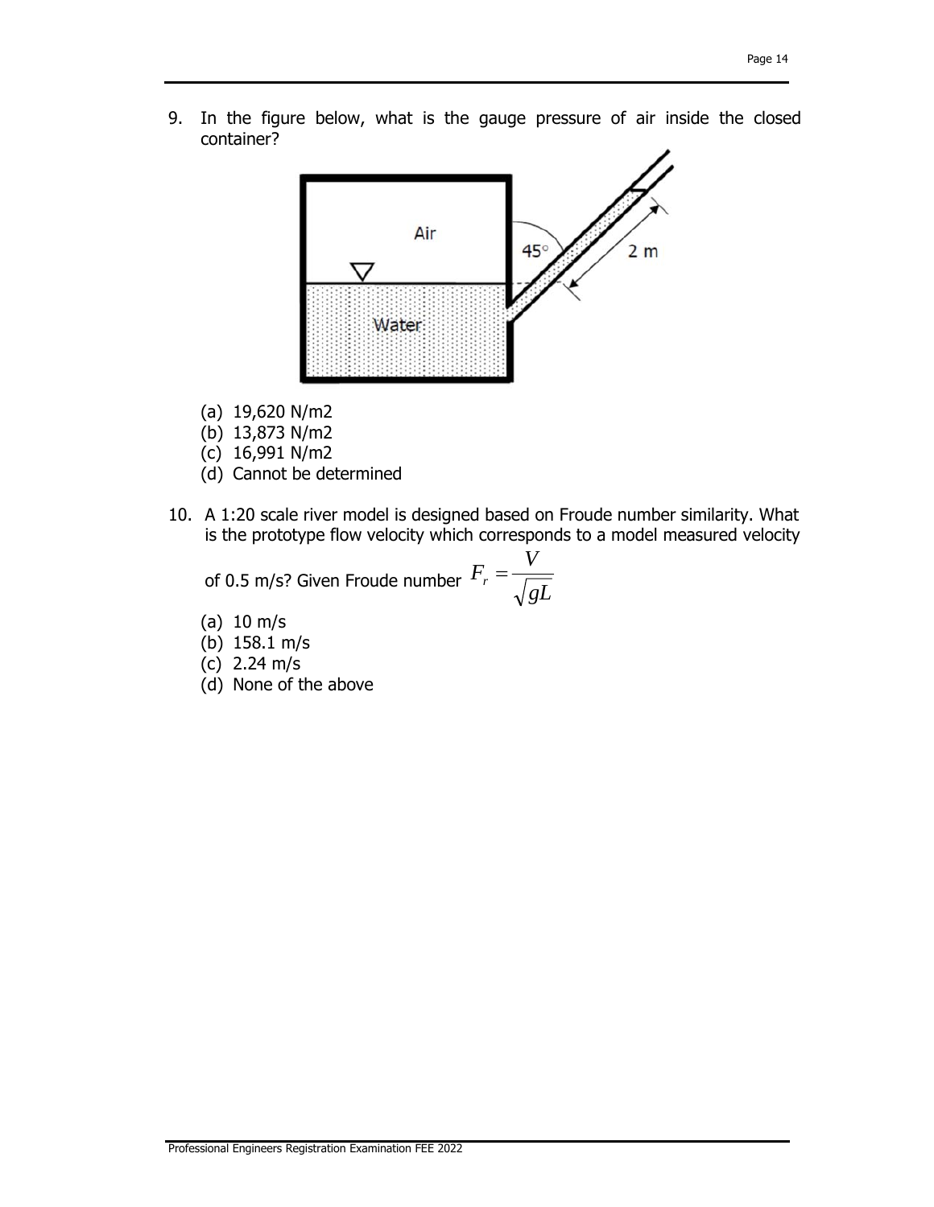9. In the figure below, what is the gauge pressure of air inside the closed container?

   (a) 19,620 N/m2
   (b) 13,873 N/m2
   (c) 16,991 N/m2
   (d) Cannot be determined

10. A 1:20 scale river model is designed based on Froude number similarity. What is the prototype flow velocity which corresponds to a model measured velocity of 0.5 m/s? Given Froude number $F_r = \dfrac{V}{\sqrt{gL}}$

    (a) 10 m/s
    (b) 158.1 m/s
    (c) 2.24 m/s
    (d) None of the above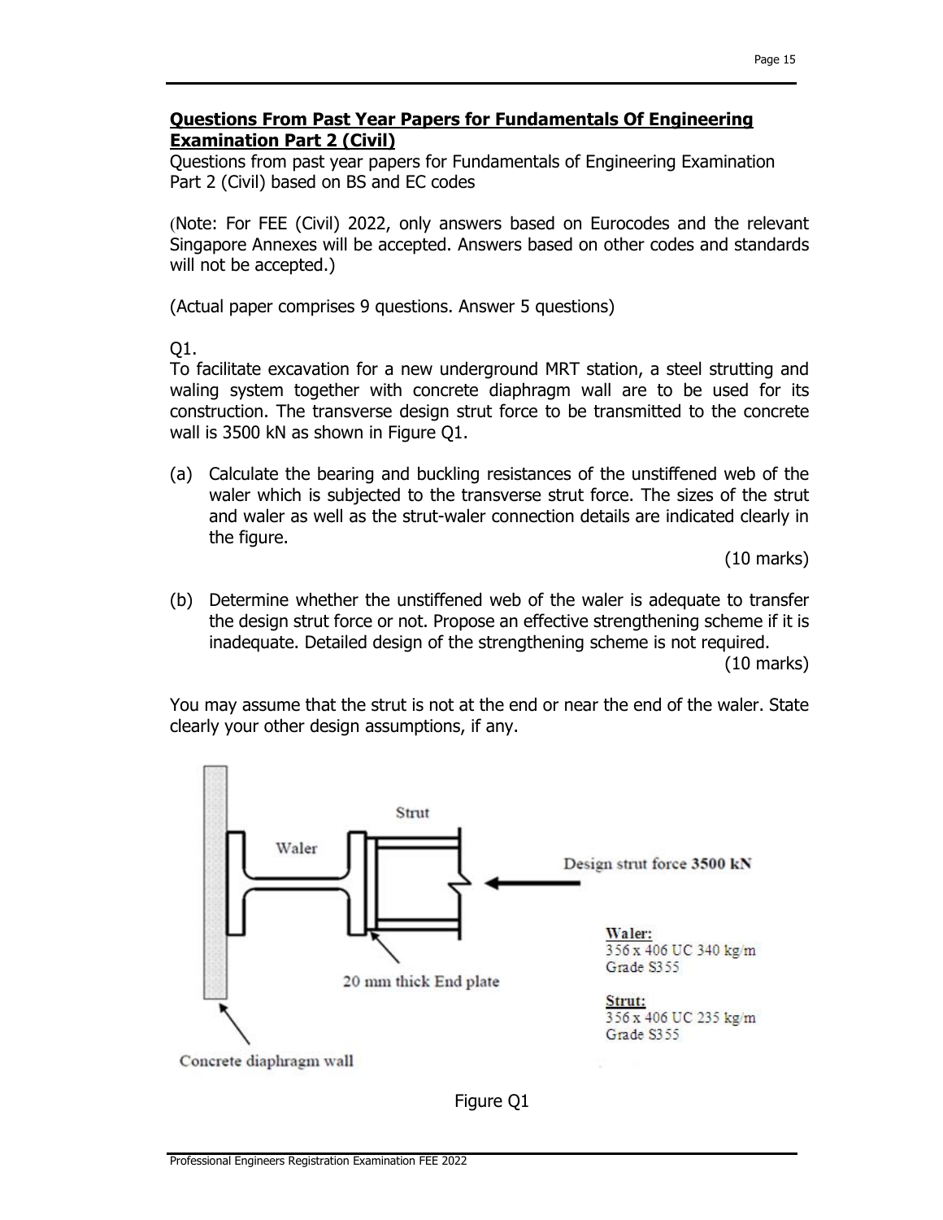**Questions From Past Year Papers for Fundamentals Of Engineering Examination Part 2 (Civil)**

Questions from past year papers for Fundamentals of Engineering Examination Part 2 (Civil) based on BS and EC codes

(Note: For FEE (Civil) 2022, only answers based on Eurocodes and the relevant Singapore Annexes will be accepted. Answers based on other codes and standards will not be accepted.)

(Actual paper comprises 9 questions. Answer 5 questions)

Q1.

To facilitate excavation for a new underground MRT station, a steel strutting and waling system together with concrete diaphragm wall are to be used for its construction. The transverse design strut force to be transmitted to the concrete wall is 3500 kN as shown in Figure Q1.

(a) Calculate the bearing and buckling resistances of the unstiffened web of the waler which is subjected to the transverse strut force. The sizes of the strut and waler as well as the strut-waler connection details are indicated clearly in the figure.

(10 marks)

(b) Determine whether the unstiffened web of the waler is adequate to transfer the design strut force or not. Propose an effective strengthening scheme if it is inadequate. Detailed design of the strengthening scheme is not required.

(10 marks)

You may assume that the strut is not at the end or near the end of the waler. State clearly your other design assumptions, if any.

Strut

Waler

Design strut force **3500 kN**

**Waler:**
356 x 406 UC 340 kg/m
Grade S355

**Strut:**
356 x 406 UC 235 kg/m
Grade S355

20 mm thick End plate

Concrete diaphragm wall

Figure Q1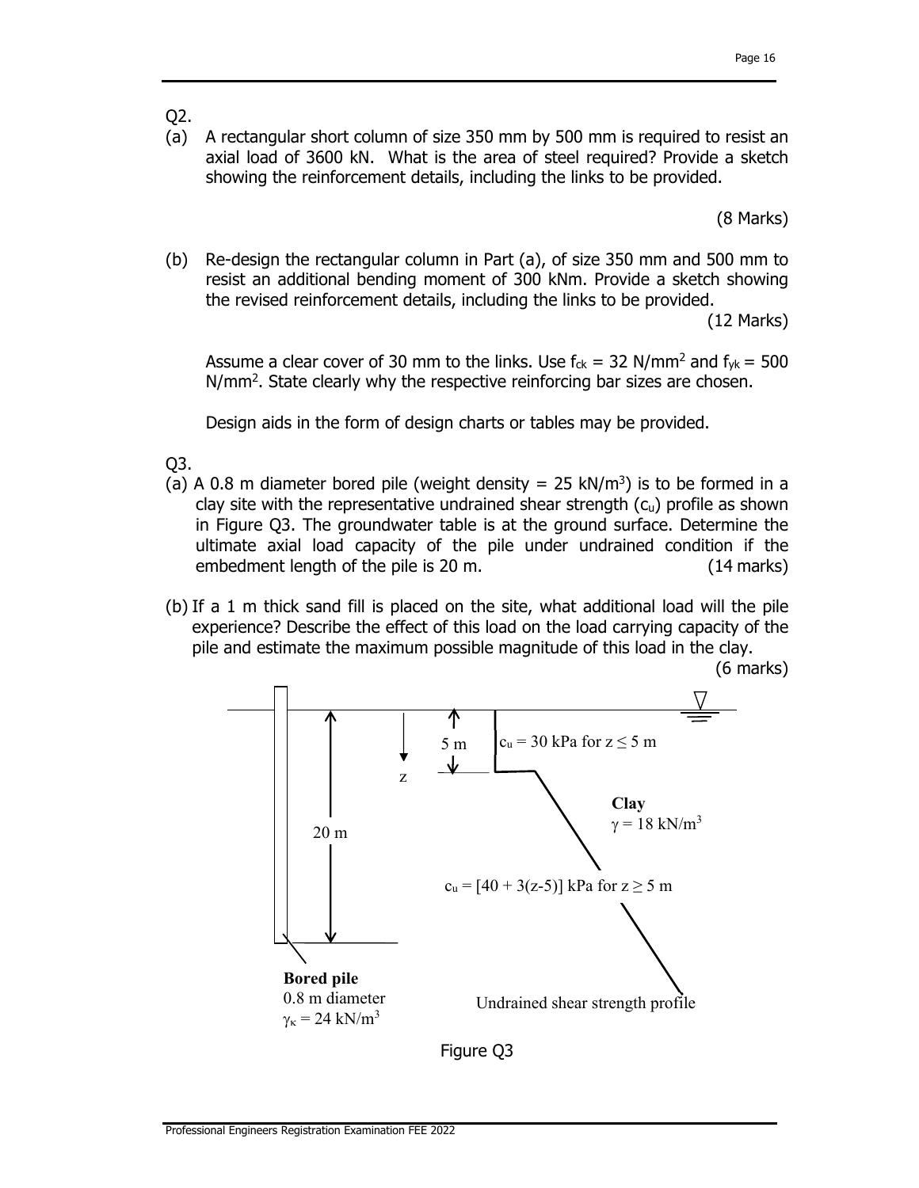Q2.

(a) A rectangular short column of size 350 mm by 500 mm is required to resist an axial load of 3600 kN. What is the area of steel required? Provide a sketch showing the reinforcement details, including the links to be provided.

(8 Marks)

(b) Re-design the rectangular column in Part (a), of size 350 mm and 500 mm to resist an additional bending moment of 300 kNm. Provide a sketch showing the revised reinforcement details, including the links to be provided.

(12 Marks)

Assume a clear cover of 30 mm to the links. Use $f_{ck}$ = 32 N/mm$^2$ and $f_{yk}$ = 500 N/mm$^2$. State clearly why the respective reinforcing bar sizes are chosen.

Design aids in the form of design charts or tables may be provided.

Q3.

(a) A 0.8 m diameter bored pile (weight density = 25 kN/m$^3$) is to be formed in a clay site with the representative undrained shear strength ($c_u$) profile as shown in Figure Q3. The groundwater table is at the ground surface. Determine the ultimate axial load capacity of the pile under undrained condition if the embedment length of the pile is 20 m. (14 marks)

(b) If a 1 m thick sand fill is placed on the site, what additional load will the pile experience? Describe the effect of this load on the load carrying capacity of the pile and estimate the maximum possible magnitude of this load in the clay.

(6 marks)

20 m

z

5 m

$c_u$ = 30 kPa for $z \leq 5$ m

**Clay**
$\gamma$ = 18 kN/m$^3$

$c_u$ = [40 + 3(z-5)] kPa for $z \geq 5$ m

**Bored pile**
0.8 m diameter
$\gamma_K$ = 24 kN/m$^3$

Undrained shear strength profile

Figure Q3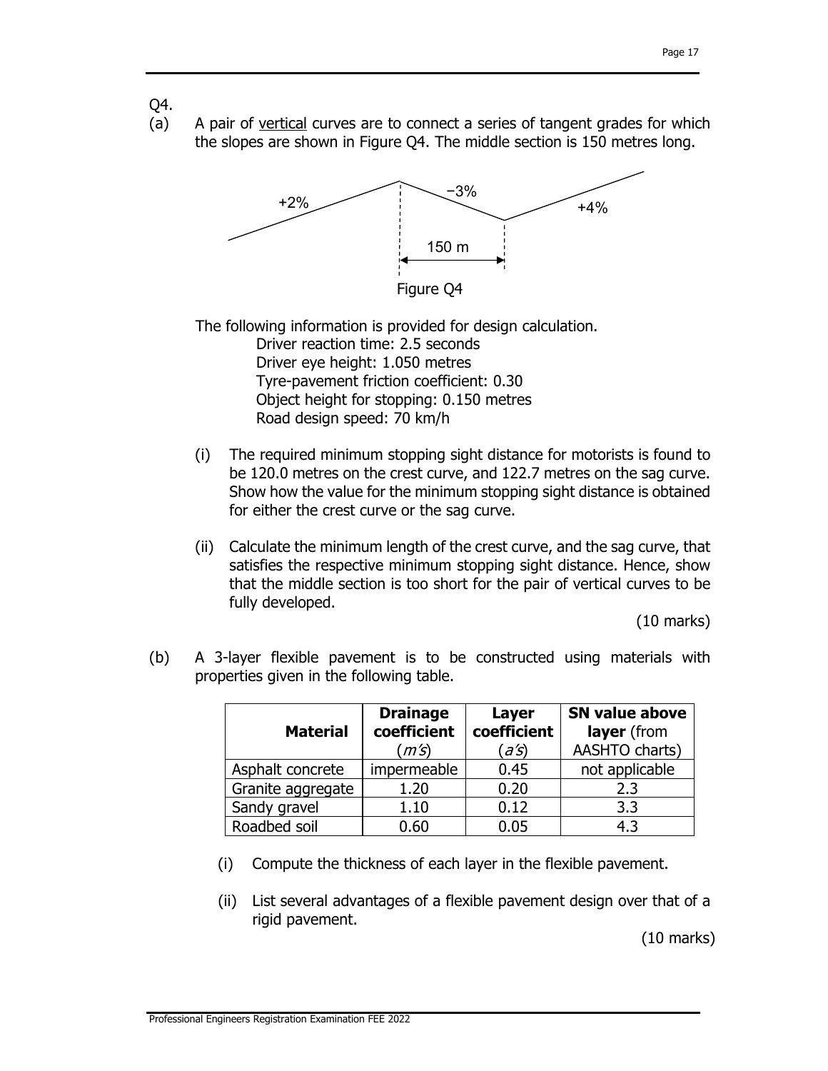Q4.

(a) A pair of vertical curves are to connect a series of tangent grades for which the slopes are shown in Figure Q4. The middle section is 150 metres long.

+2% −3% +4% 150 m

Figure Q4

The following information is provided for design calculation.

Driver reaction time: 2.5 seconds
Driver eye height: 1.050 metres
Tyre-pavement friction coefficient: 0.30
Object height for stopping: 0.150 metres
Road design speed: 70 km/h

(i) The required minimum stopping sight distance for motorists is found to be 120.0 metres on the crest curve, and 122.7 metres on the sag curve. Show how the value for the minimum stopping sight distance is obtained for either the crest curve or the sag curve.

(ii) Calculate the minimum length of the crest curve, and the sag curve, that satisfies the respective minimum stopping sight distance. Hence, show that the middle section is too short for the pair of vertical curves to be fully developed.

(10 marks)

(b) A 3-layer flexible pavement is to be constructed using materials with properties given in the following table.

| Material | Drainage coefficient (*m's*) | Layer coefficient (*a's*) | SN value above layer (from AASHTO charts) |
|---|---|---|---|
| Asphalt concrete | impermeable | 0.45 | not applicable |
| Granite aggregate | 1.20 | 0.20 | 2.3 |
| Sandy gravel | 1.10 | 0.12 | 3.3 |
| Roadbed soil | 0.60 | 0.05 | 4.3 |

(i) Compute the thickness of each layer in the flexible pavement.

(ii) List several advantages of a flexible pavement design over that of a rigid pavement.

(10 marks)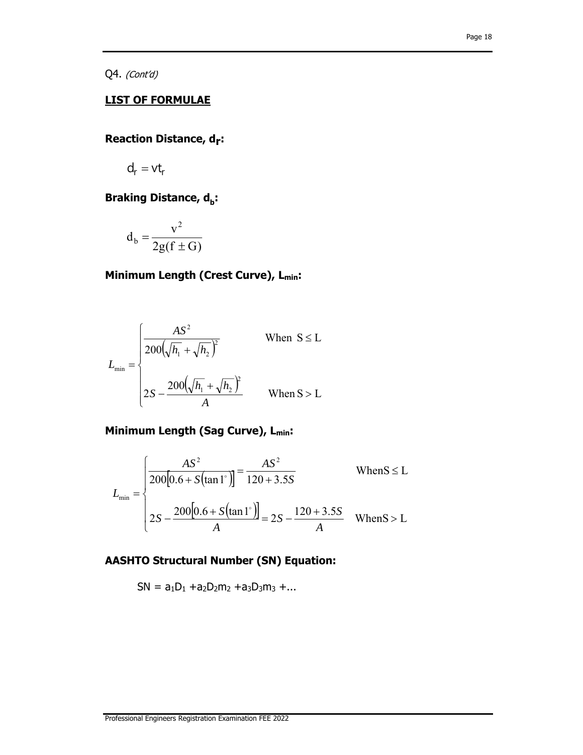Q4. *(Cont'd)*

## LIST OF FORMULAE

### Reaction Distance, $d_r$:

$$d_r = vt_r$$

### Braking Distance, $d_b$:

$$d_b = \frac{v^2}{2g(f \pm G)}$$

### Minimum Length (Crest Curve), $L_{min}$:

$$L_{min} = \begin{cases} \dfrac{AS^2}{200\left(\sqrt{h_1} + \sqrt{h_2}\right)^2} & \text{When } S \leq L \\[2ex] 2S - \dfrac{200\left(\sqrt{h_1} + \sqrt{h_2}\right)^2}{A} & \text{When } S > L \end{cases}$$

### Minimum Length (Sag Curve), $L_{min}$:

$$L_{min} = \begin{cases} \dfrac{AS^2}{200\left[0.6 + S\left(\tan 1^\circ\right)\right]} = \dfrac{AS^2}{120 + 3.5S} & \text{When } S \leq L \\[2ex] 2S - \dfrac{200\left[0.6 + S\left(\tan 1^\circ\right)\right]}{A} = 2S - \dfrac{120 + 3.5S}{A} & \text{When } S > L \end{cases}$$

### AASHTO Structural Number (SN) Equation:

$$SN = a_1D_1 + a_2D_2m_2 + a_3D_3m_3 + \ldots$$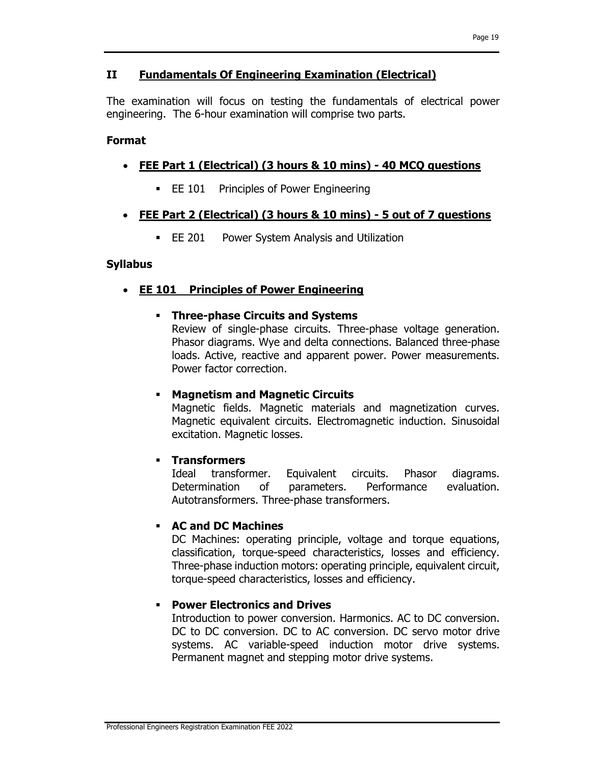## II Fundamentals Of Engineering Examination (Electrical)

The examination will focus on testing the fundamentals of electrical power engineering. The 6-hour examination will comprise two parts.

### Format

- **FEE Part 1 (Electrical) (3 hours & 10 mins) - 40 MCQ questions**
  - EE 101 Principles of Power Engineering
- **FEE Part 2 (Electrical) (3 hours & 10 mins) - 5 out of 7 questions**
  - EE 201 Power System Analysis and Utilization

### Syllabus

- **EE 101 Principles of Power Engineering**
  - **Three-phase Circuits and Systems**
    Review of single-phase circuits. Three-phase voltage generation. Phasor diagrams. Wye and delta connections. Balanced three-phase loads. Active, reactive and apparent power. Power measurements. Power factor correction.
  - **Magnetism and Magnetic Circuits**
    Magnetic fields. Magnetic materials and magnetization curves. Magnetic equivalent circuits. Electromagnetic induction. Sinusoidal excitation. Magnetic losses.
  - **Transformers**
    Ideal transformer. Equivalent circuits. Phasor diagrams. Determination of parameters. Performance evaluation. Autotransformers. Three-phase transformers.
  - **AC and DC Machines**
    DC Machines: operating principle, voltage and torque equations, classification, torque-speed characteristics, losses and efficiency. Three-phase induction motors: operating principle, equivalent circuit, torque-speed characteristics, losses and efficiency.
  - **Power Electronics and Drives**
    Introduction to power conversion. Harmonics. AC to DC conversion. DC to DC conversion. DC to AC conversion. DC servo motor drive systems. AC variable-speed induction motor drive systems. Permanent magnet and stepping motor drive systems.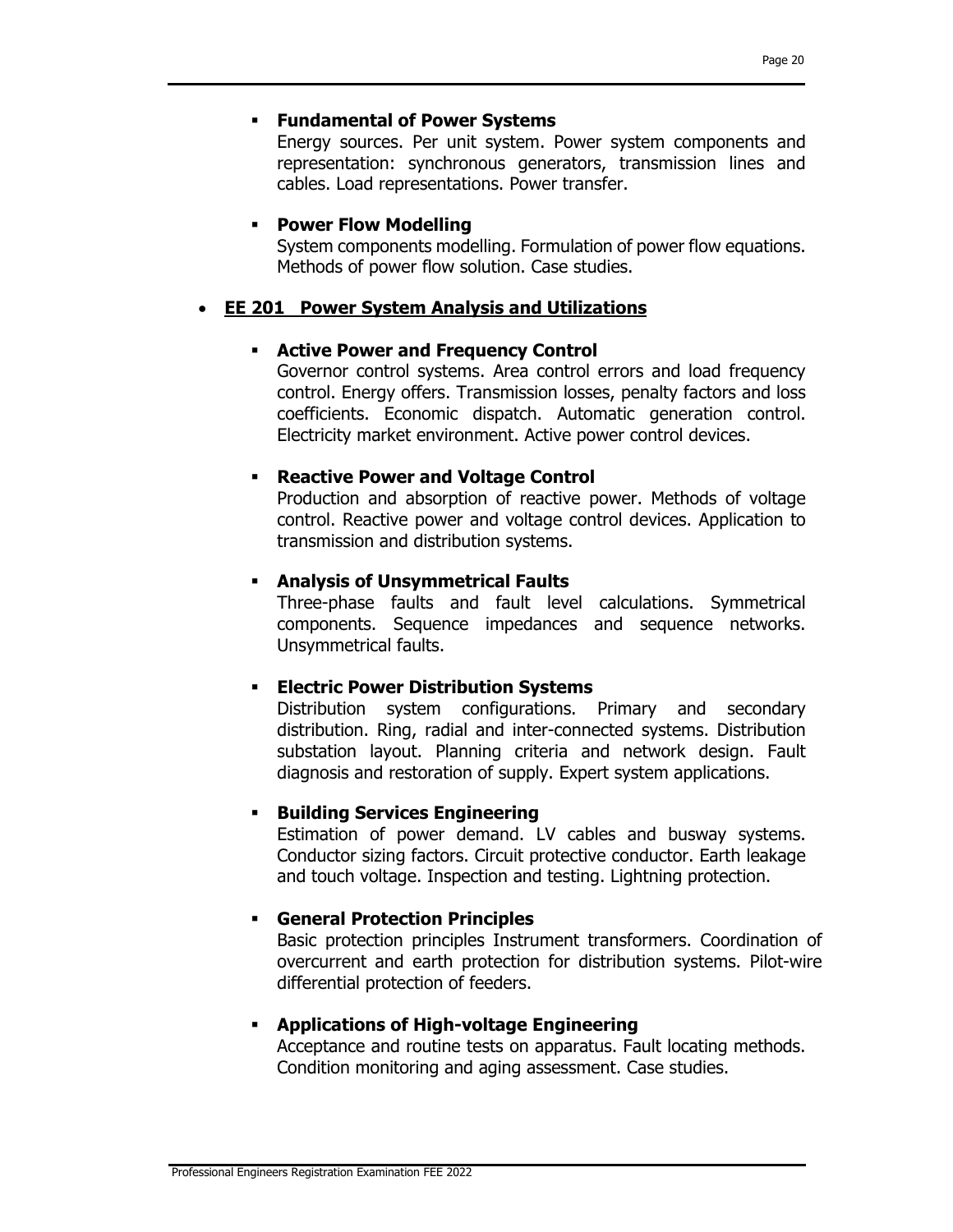- **Fundamental of Power Systems**
  Energy sources. Per unit system. Power system components and representation: synchronous generators, transmission lines and cables. Load representations. Power transfer.

- **Power Flow Modelling**
  System components modelling. Formulation of power flow equations. Methods of power flow solution. Case studies.

## EE 201 Power System Analysis and Utilizations

- **Active Power and Frequency Control**
  Governor control systems. Area control errors and load frequency control. Energy offers. Transmission losses, penalty factors and loss coefficients. Economic dispatch. Automatic generation control. Electricity market environment. Active power control devices.

- **Reactive Power and Voltage Control**
  Production and absorption of reactive power. Methods of voltage control. Reactive power and voltage control devices. Application to transmission and distribution systems.

- **Analysis of Unsymmetrical Faults**
  Three-phase faults and fault level calculations. Symmetrical components. Sequence impedances and sequence networks. Unsymmetrical faults.

- **Electric Power Distribution Systems**
  Distribution system configurations. Primary and secondary distribution. Ring, radial and inter-connected systems. Distribution substation layout. Planning criteria and network design. Fault diagnosis and restoration of supply. Expert system applications.

- **Building Services Engineering**
  Estimation of power demand. LV cables and busway systems. Conductor sizing factors. Circuit protective conductor. Earth leakage and touch voltage. Inspection and testing. Lightning protection.

- **General Protection Principles**
  Basic protection principles Instrument transformers. Coordination of overcurrent and earth protection for distribution systems. Pilot-wire differential protection of feeders.

- **Applications of High-voltage Engineering**
  Acceptance and routine tests on apparatus. Fault locating methods. Condition monitoring and aging assessment. Case studies.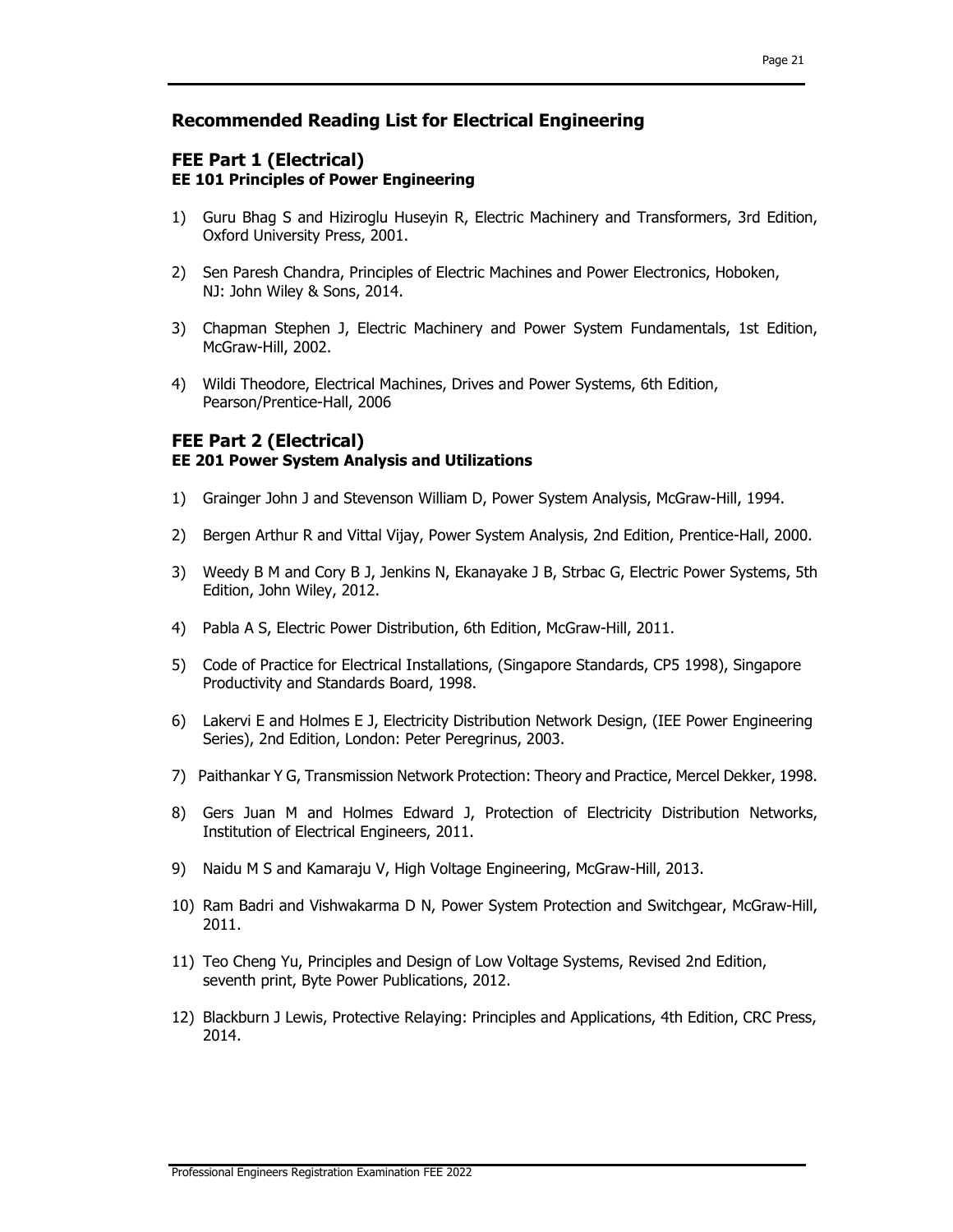## Recommended Reading List for Electrical Engineering

### FEE Part 1 (Electrical)

**EE 101 Principles of Power Engineering**

1) Guru Bhag S and Hiziroglu Huseyin R, Electric Machinery and Transformers, 3rd Edition, Oxford University Press, 2001.
2) Sen Paresh Chandra, Principles of Electric Machines and Power Electronics, Hoboken, NJ: John Wiley & Sons, 2014.
3) Chapman Stephen J, Electric Machinery and Power System Fundamentals, 1st Edition, McGraw-Hill, 2002.
4) Wildi Theodore, Electrical Machines, Drives and Power Systems, 6th Edition, Pearson/Prentice-Hall, 2006

### FEE Part 2 (Electrical)

**EE 201 Power System Analysis and Utilizations**

1) Grainger John J and Stevenson William D, Power System Analysis, McGraw-Hill, 1994.
2) Bergen Arthur R and Vittal Vijay, Power System Analysis, 2nd Edition, Prentice-Hall, 2000.
3) Weedy B M and Cory B J, Jenkins N, Ekanayake J B, Strbac G, Electric Power Systems, 5th Edition, John Wiley, 2012.
4) Pabla A S, Electric Power Distribution, 6th Edition, McGraw-Hill, 2011.
5) Code of Practice for Electrical Installations, (Singapore Standards, CP5 1998), Singapore Productivity and Standards Board, 1998.
6) Lakervi E and Holmes E J, Electricity Distribution Network Design, (IEE Power Engineering Series), 2nd Edition, London: Peter Peregrinus, 2003.
7) Paithankar Y G, Transmission Network Protection: Theory and Practice, Mercel Dekker, 1998.
8) Gers Juan M and Holmes Edward J, Protection of Electricity Distribution Networks, Institution of Electrical Engineers, 2011.
9) Naidu M S and Kamaraju V, High Voltage Engineering, McGraw-Hill, 2013.
10) Ram Badri and Vishwakarma D N, Power System Protection and Switchgear, McGraw-Hill, 2011.
11) Teo Cheng Yu, Principles and Design of Low Voltage Systems, Revised 2nd Edition, seventh print, Byte Power Publications, 2012.
12) Blackburn J Lewis, Protective Relaying: Principles and Applications, 4th Edition, CRC Press, 2014.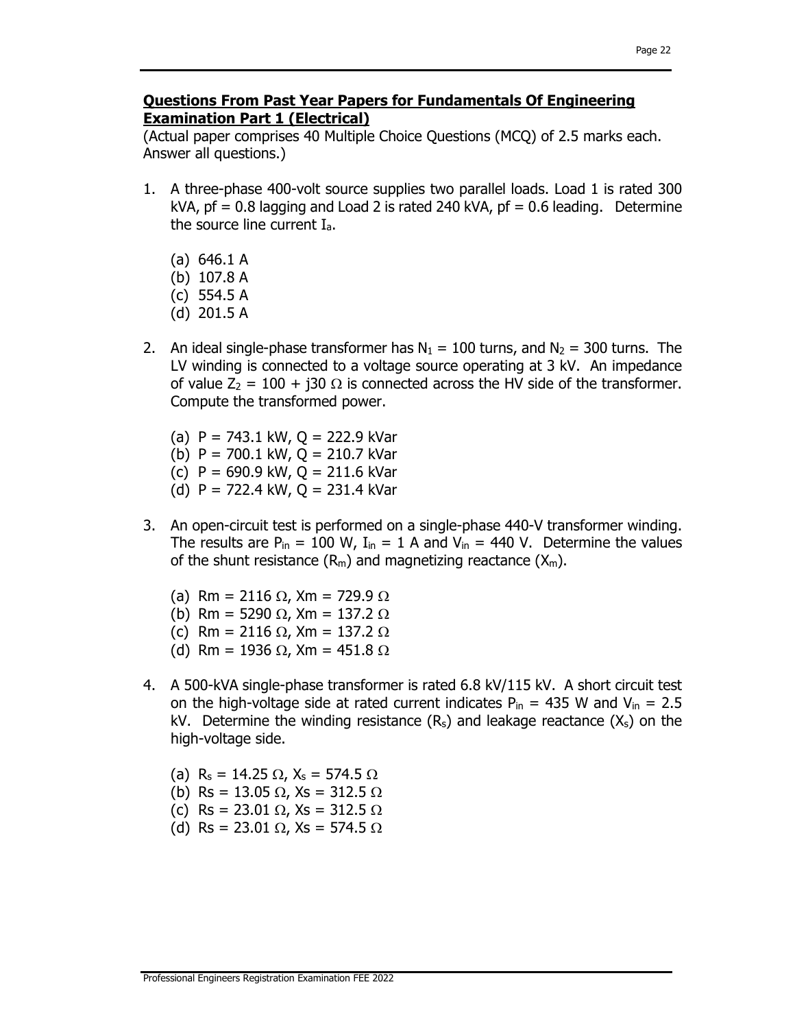**<u>Questions From Past Year Papers for Fundamentals Of Engineering Examination Part 1 (Electrical)</u>**

(Actual paper comprises 40 Multiple Choice Questions (MCQ) of 2.5 marks each. Answer all questions.)

1. A three-phase 400-volt source supplies two parallel loads. Load 1 is rated 300 kVA, pf = 0.8 lagging and Load 2 is rated 240 kVA, pf = 0.6 leading. Determine the source line current $I_a$.

   (a) 646.1 A
   (b) 107.8 A
   (c) 554.5 A
   (d) 201.5 A

2. An ideal single-phase transformer has $N_1$ = 100 turns, and $N_2$ = 300 turns. The LV winding is connected to a voltage source operating at 3 kV. An impedance of value $Z_2 = 100 + j30\ \Omega$ is connected across the HV side of the transformer. Compute the transformed power.

   (a) P = 743.1 kW, Q = 222.9 kVar
   (b) P = 700.1 kW, Q = 210.7 kVar
   (c) P = 690.9 kW, Q = 211.6 kVar
   (d) P = 722.4 kW, Q = 231.4 kVar

3. An open-circuit test is performed on a single-phase 440-V transformer winding. The results are $P_{in}$ = 100 W, $I_{in}$ = 1 A and $V_{in}$ = 440 V. Determine the values of the shunt resistance ($R_m$) and magnetizing reactance ($X_m$).

   (a) Rm = 2116 $\Omega$, Xm = 729.9 $\Omega$
   (b) Rm = 5290 $\Omega$, Xm = 137.2 $\Omega$
   (c) Rm = 2116 $\Omega$, Xm = 137.2 $\Omega$
   (d) Rm = 1936 $\Omega$, Xm = 451.8 $\Omega$

4. A 500-kVA single-phase transformer is rated 6.8 kV/115 kV. A short circuit test on the high-voltage side at rated current indicates $P_{in}$ = 435 W and $V_{in}$ = 2.5 kV. Determine the winding resistance ($R_s$) and leakage reactance ($X_s$) on the high-voltage side.

   (a) $R_s$ = 14.25 $\Omega$, $X_s$ = 574.5 $\Omega$
   (b) Rs = 13.05 $\Omega$, Xs = 312.5 $\Omega$
   (c) Rs = 23.01 $\Omega$, Xs = 312.5 $\Omega$
   (d) Rs = 23.01 $\Omega$, Xs = 574.5 $\Omega$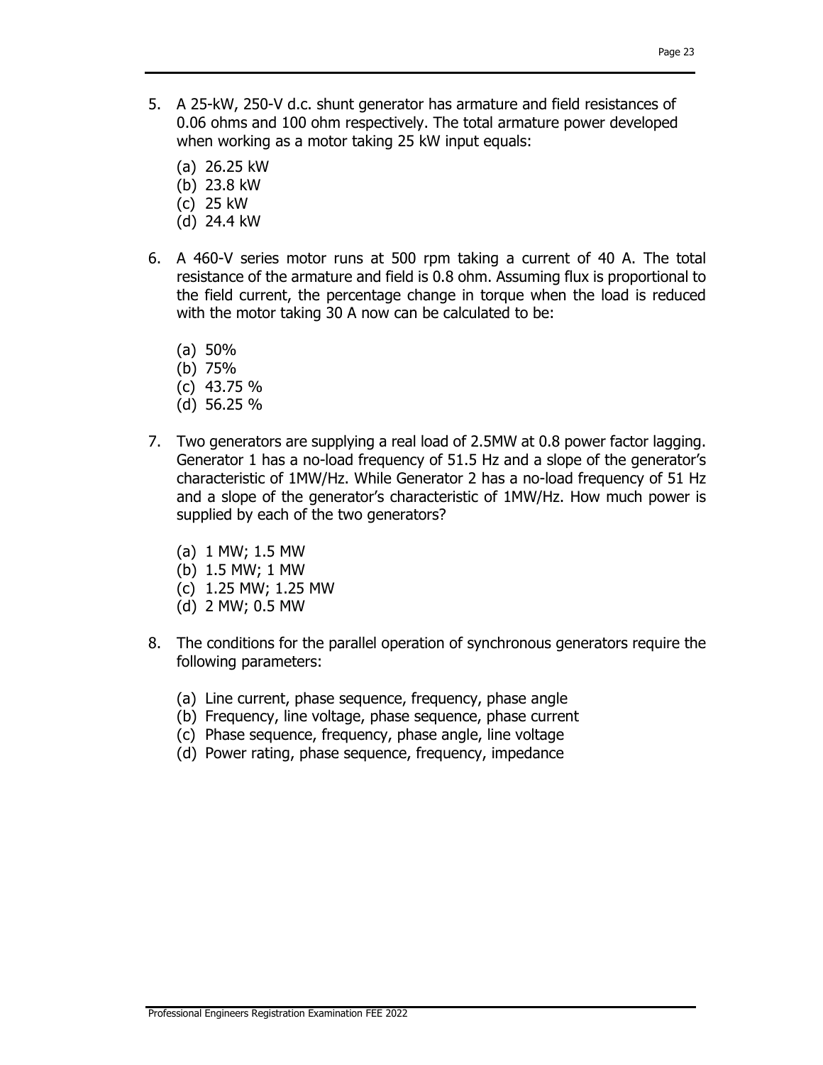5. A 25-kW, 250-V d.c. shunt generator has armature and field resistances of 0.06 ohms and 100 ohm respectively. The total armature power developed when working as a motor taking 25 kW input equals:

   (a) 26.25 kW
   (b) 23.8 kW
   (c) 25 kW
   (d) 24.4 kW

6. A 460-V series motor runs at 500 rpm taking a current of 40 A. The total resistance of the armature and field is 0.8 ohm. Assuming flux is proportional to the field current, the percentage change in torque when the load is reduced with the motor taking 30 A now can be calculated to be:

   (a) 50%
   (b) 75%
   (c) 43.75 %
   (d) 56.25 %

7. Two generators are supplying a real load of 2.5MW at 0.8 power factor lagging. Generator 1 has a no-load frequency of 51.5 Hz and a slope of the generator's characteristic of 1MW/Hz. While Generator 2 has a no-load frequency of 51 Hz and a slope of the generator's characteristic of 1MW/Hz. How much power is supplied by each of the two generators?

   (a) 1 MW; 1.5 MW
   (b) 1.5 MW; 1 MW
   (c) 1.25 MW; 1.25 MW
   (d) 2 MW; 0.5 MW

8. The conditions for the parallel operation of synchronous generators require the following parameters:

   (a) Line current, phase sequence, frequency, phase angle
   (b) Frequency, line voltage, phase sequence, phase current
   (c) Phase sequence, frequency, phase angle, line voltage
   (d) Power rating, phase sequence, frequency, impedance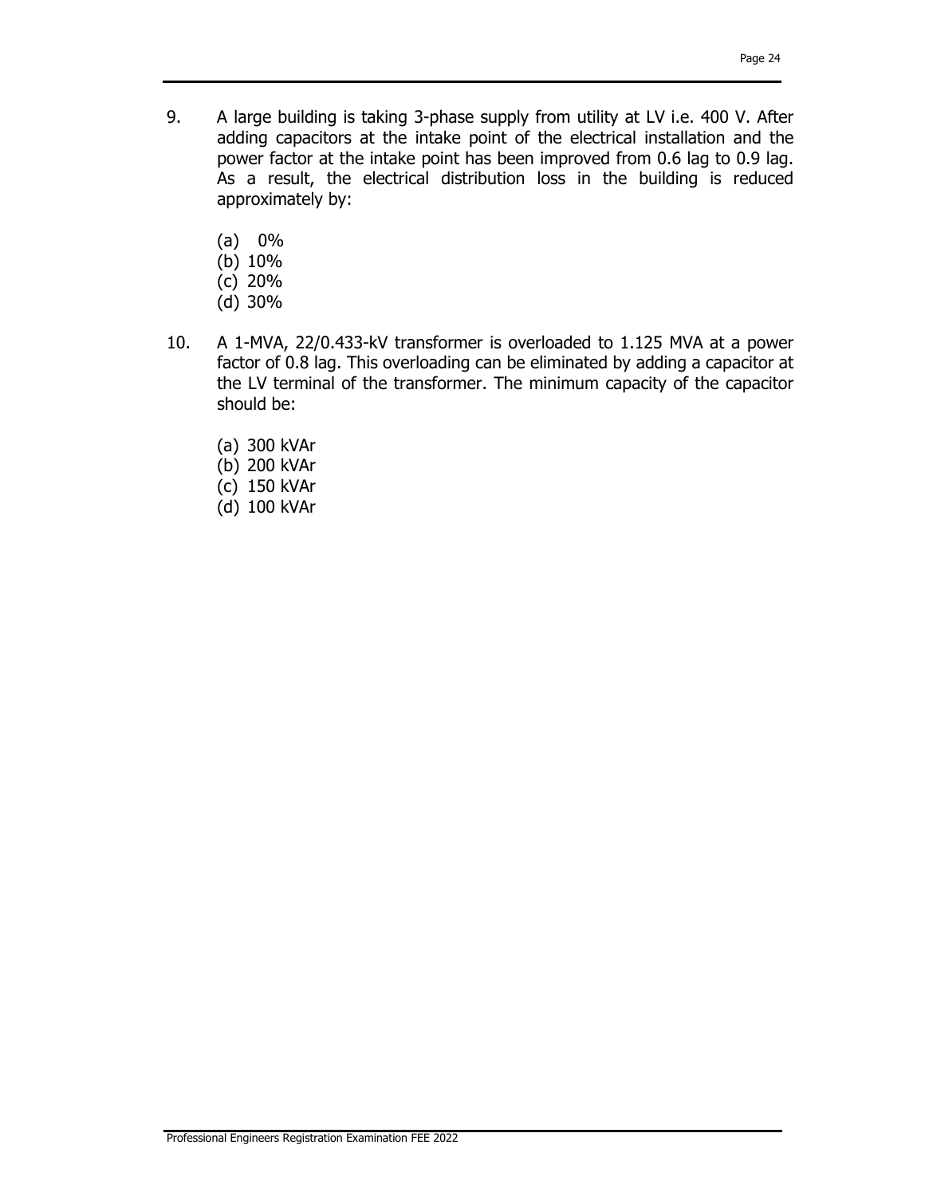9. A large building is taking 3-phase supply from utility at LV i.e. 400 V. After adding capacitors at the intake point of the electrical installation and the power factor at the intake point has been improved from 0.6 lag to 0.9 lag. As a result, the electrical distribution loss in the building is reduced approximately by:

   (a) 0%
   (b) 10%
   (c) 20%
   (d) 30%

10. A 1-MVA, 22/0.433-kV transformer is overloaded to 1.125 MVA at a power factor of 0.8 lag. This overloading can be eliminated by adding a capacitor at the LV terminal of the transformer. The minimum capacity of the capacitor should be:

    (a) 300 kVAr
    (b) 200 kVAr
    (c) 150 kVAr
    (d) 100 kVAr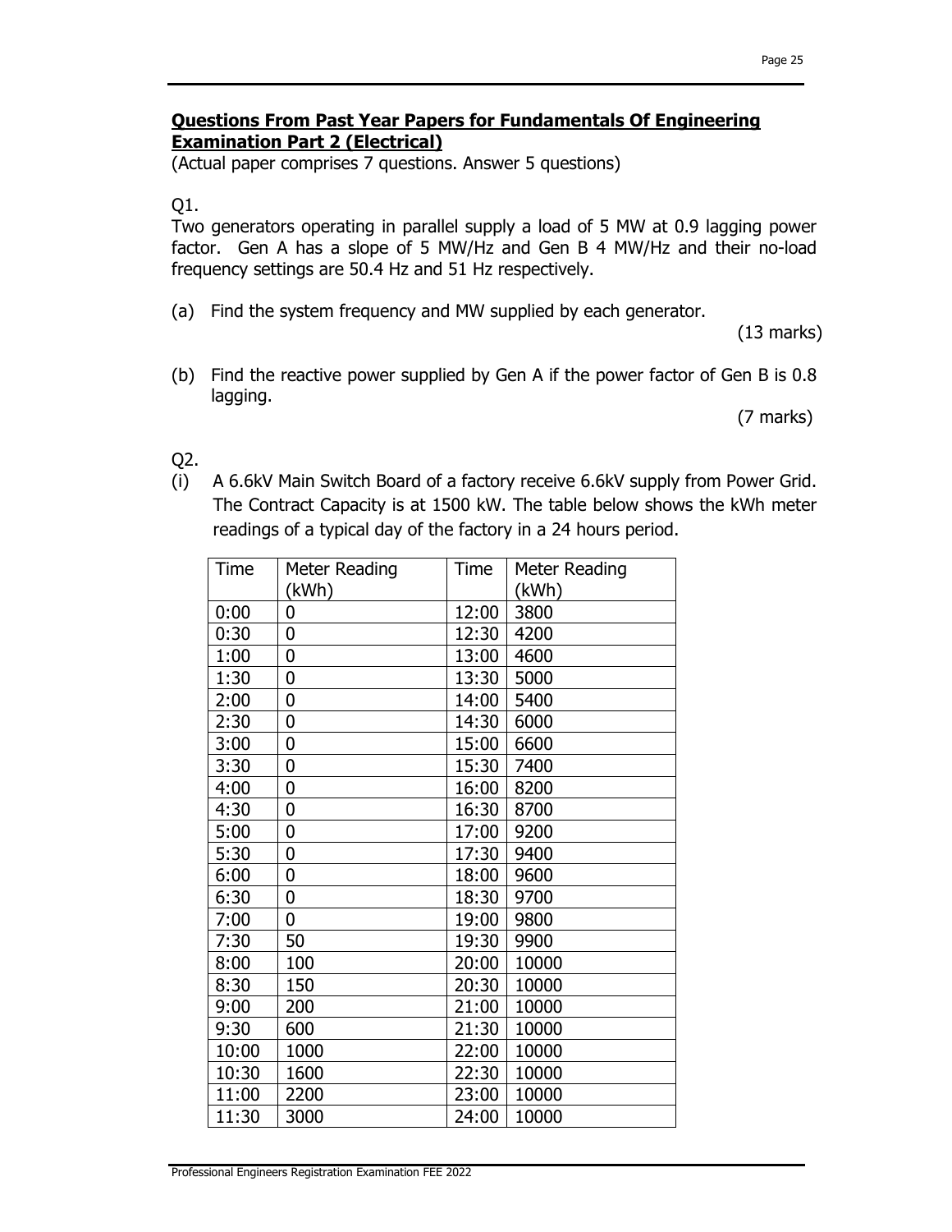## Questions From Past Year Papers for Fundamentals Of Engineering Examination Part 2 (Electrical)

(Actual paper comprises 7 questions. Answer 5 questions)

Q1.

Two generators operating in parallel supply a load of 5 MW at 0.9 lagging power factor. Gen A has a slope of 5 MW/Hz and Gen B 4 MW/Hz and their no-load frequency settings are 50.4 Hz and 51 Hz respectively.

(a) Find the system frequency and MW supplied by each generator.

(13 marks)

(b) Find the reactive power supplied by Gen A if the power factor of Gen B is 0.8 lagging.

(7 marks)

Q2.

(i) A 6.6kV Main Switch Board of a factory receive 6.6kV supply from Power Grid. The Contract Capacity is at 1500 kW. The table below shows the kWh meter readings of a typical day of the factory in a 24 hours period.

| Time | Meter Reading (kWh) | Time | Meter Reading (kWh) |
|---|---|---|---|
| 0:00 | 0 | 12:00 | 3800 |
| 0:30 | 0 | 12:30 | 4200 |
| 1:00 | 0 | 13:00 | 4600 |
| 1:30 | 0 | 13:30 | 5000 |
| 2:00 | 0 | 14:00 | 5400 |
| 2:30 | 0 | 14:30 | 6000 |
| 3:00 | 0 | 15:00 | 6600 |
| 3:30 | 0 | 15:30 | 7400 |
| 4:00 | 0 | 16:00 | 8200 |
| 4:30 | 0 | 16:30 | 8700 |
| 5:00 | 0 | 17:00 | 9200 |
| 5:30 | 0 | 17:30 | 9400 |
| 6:00 | 0 | 18:00 | 9600 |
| 6:30 | 0 | 18:30 | 9700 |
| 7:00 | 0 | 19:00 | 9800 |
| 7:30 | 50 | 19:30 | 9900 |
| 8:00 | 100 | 20:00 | 10000 |
| 8:30 | 150 | 20:30 | 10000 |
| 9:00 | 200 | 21:00 | 10000 |
| 9:30 | 600 | 21:30 | 10000 |
| 10:00 | 1000 | 22:00 | 10000 |
| 10:30 | 1600 | 22:30 | 10000 |
| 11:00 | 2200 | 23:00 | 10000 |
| 11:30 | 3000 | 24:00 | 10000 |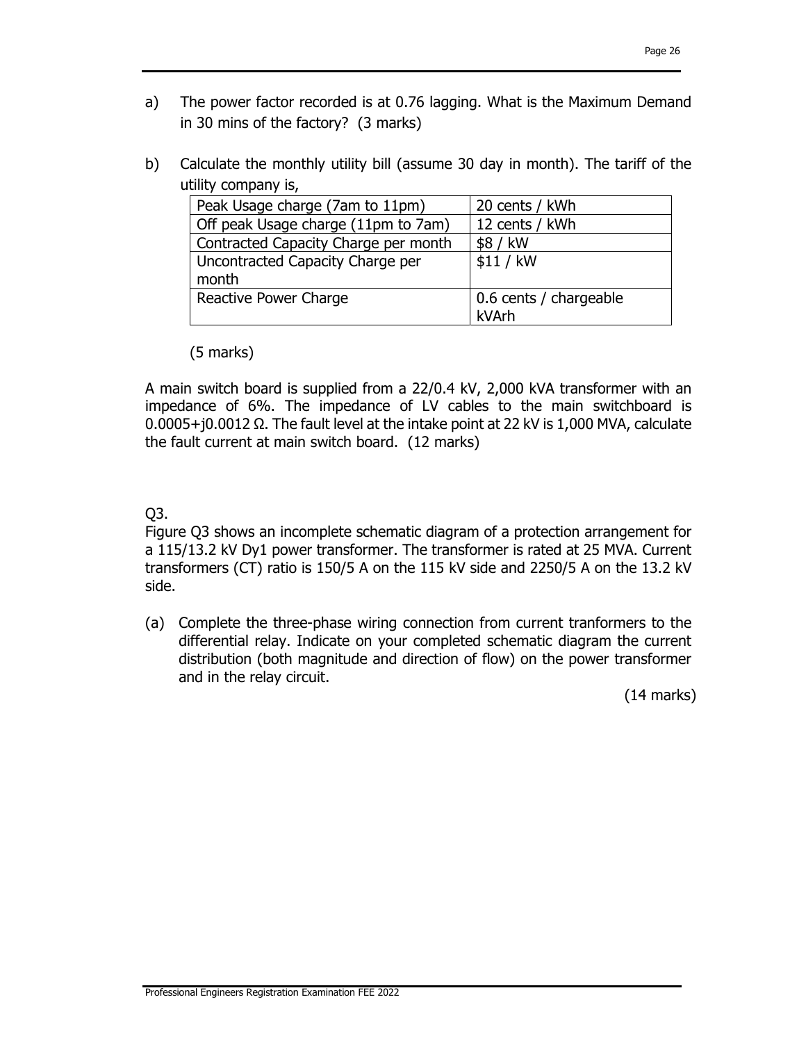a) The power factor recorded is at 0.76 lagging. What is the Maximum Demand in 30 mins of the factory? (3 marks)

b) Calculate the monthly utility bill (assume 30 day in month). The tariff of the utility company is,

| | |
|---|---|
| Peak Usage charge (7am to 11pm) | 20 cents / kWh |
| Off peak Usage charge (11pm to 7am) | 12 cents / kWh |
| Contracted Capacity Charge per month | \$8 / kW |
| Uncontracted Capacity Charge per month | \$11 / kW |
| Reactive Power Charge | 0.6 cents / chargeable kVArh |

(5 marks)

A main switch board is supplied from a 22/0.4 kV, 2,000 kVA transformer with an impedance of 6%. The impedance of LV cables to the main switchboard is $0.0005+j0.0012\ \Omega$. The fault level at the intake point at 22 kV is 1,000 MVA, calculate the fault current at main switch board. (12 marks)

Q3.

Figure Q3 shows an incomplete schematic diagram of a protection arrangement for a 115/13.2 kV Dy1 power transformer. The transformer is rated at 25 MVA. Current transformers (CT) ratio is 150/5 A on the 115 kV side and 2250/5 A on the 13.2 kV side.

(a) Complete the three-phase wiring connection from current tranformers to the differential relay. Indicate on your completed schematic diagram the current distribution (both magnitude and direction of flow) on the power transformer and in the relay circuit.

(14 marks)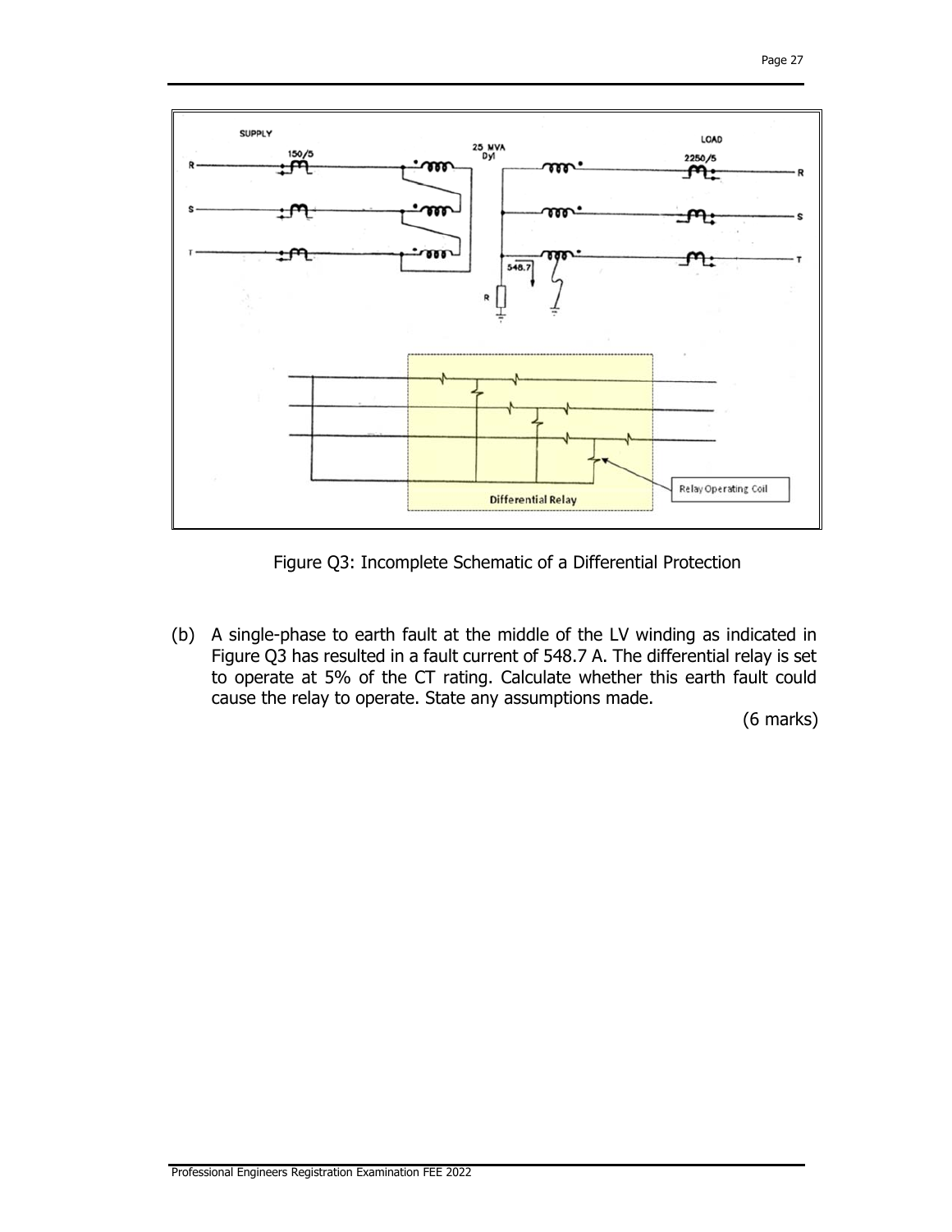Figure Q3: Incomplete Schematic of a Differential Protection

(b) A single-phase to earth fault at the middle of the LV winding as indicated in Figure Q3 has resulted in a fault current of 548.7 A. The differential relay is set to operate at 5% of the CT rating. Calculate whether this earth fault could cause the relay to operate. State any assumptions made.

(6 marks)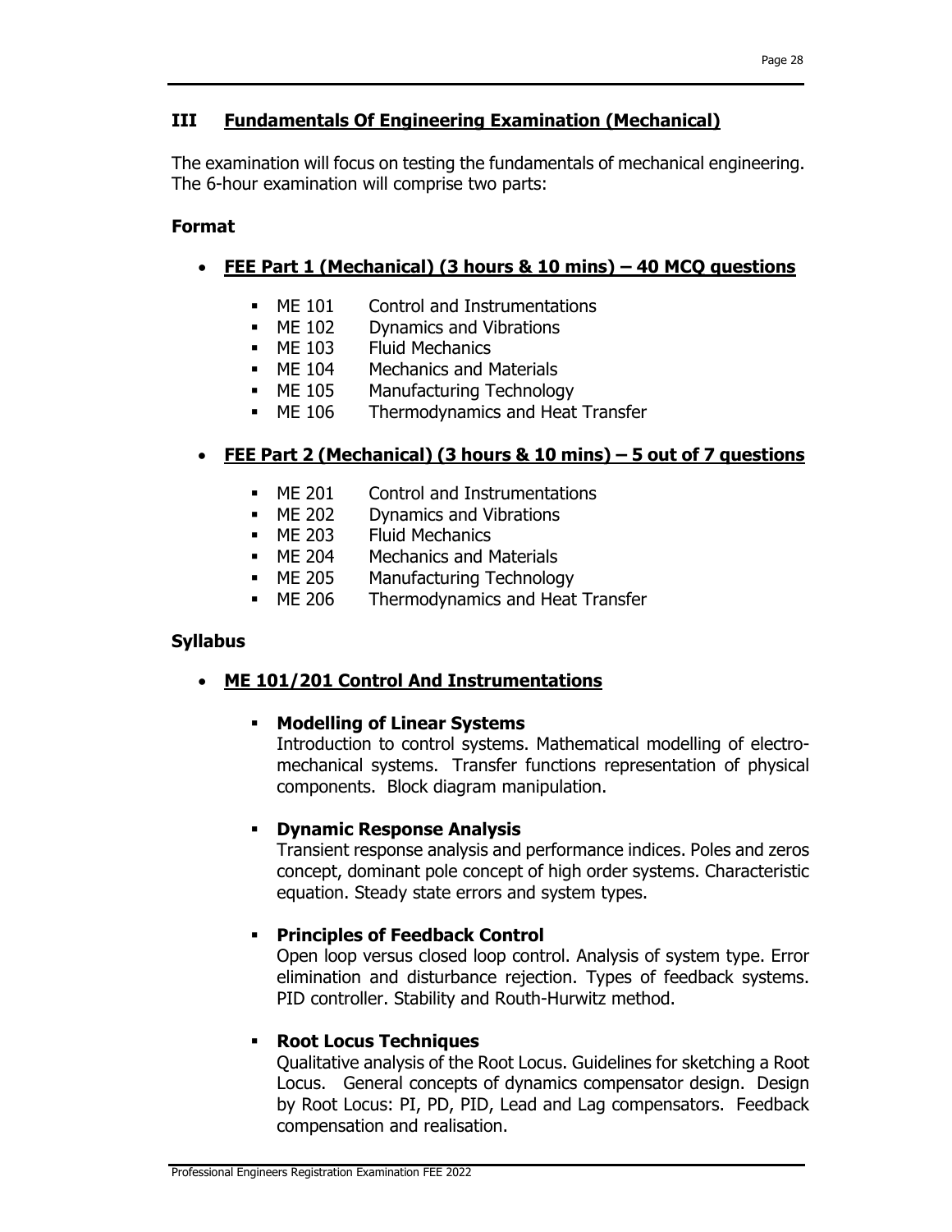## III Fundamentals Of Engineering Examination (Mechanical)

The examination will focus on testing the fundamentals of mechanical engineering. The 6-hour examination will comprise two parts:

### Format

- **FEE Part 1 (Mechanical) (3 hours & 10 mins) – 40 MCQ questions**
    - ME 101 Control and Instrumentations
    - ME 102 Dynamics and Vibrations
    - ME 103 Fluid Mechanics
    - ME 104 Mechanics and Materials
    - ME 105 Manufacturing Technology
    - ME 106 Thermodynamics and Heat Transfer

- **FEE Part 2 (Mechanical) (3 hours & 10 mins) – 5 out of 7 questions**
    - ME 201 Control and Instrumentations
    - ME 202 Dynamics and Vibrations
    - ME 203 Fluid Mechanics
    - ME 204 Mechanics and Materials
    - ME 205 Manufacturing Technology
    - ME 206 Thermodynamics and Heat Transfer

### Syllabus

- **ME 101/201 Control And Instrumentations**

    - **Modelling of Linear Systems**
      Introduction to control systems. Mathematical modelling of electro-mechanical systems. Transfer functions representation of physical components. Block diagram manipulation.

    - **Dynamic Response Analysis**
      Transient response analysis and performance indices. Poles and zeros concept, dominant pole concept of high order systems. Characteristic equation. Steady state errors and system types.

    - **Principles of Feedback Control**
      Open loop versus closed loop control. Analysis of system type. Error elimination and disturbance rejection. Types of feedback systems. PID controller. Stability and Routh-Hurwitz method.

    - **Root Locus Techniques**
      Qualitative analysis of the Root Locus. Guidelines for sketching a Root Locus. General concepts of dynamics compensator design. Design by Root Locus: PI, PD, PID, Lead and Lag compensators. Feedback compensation and realisation.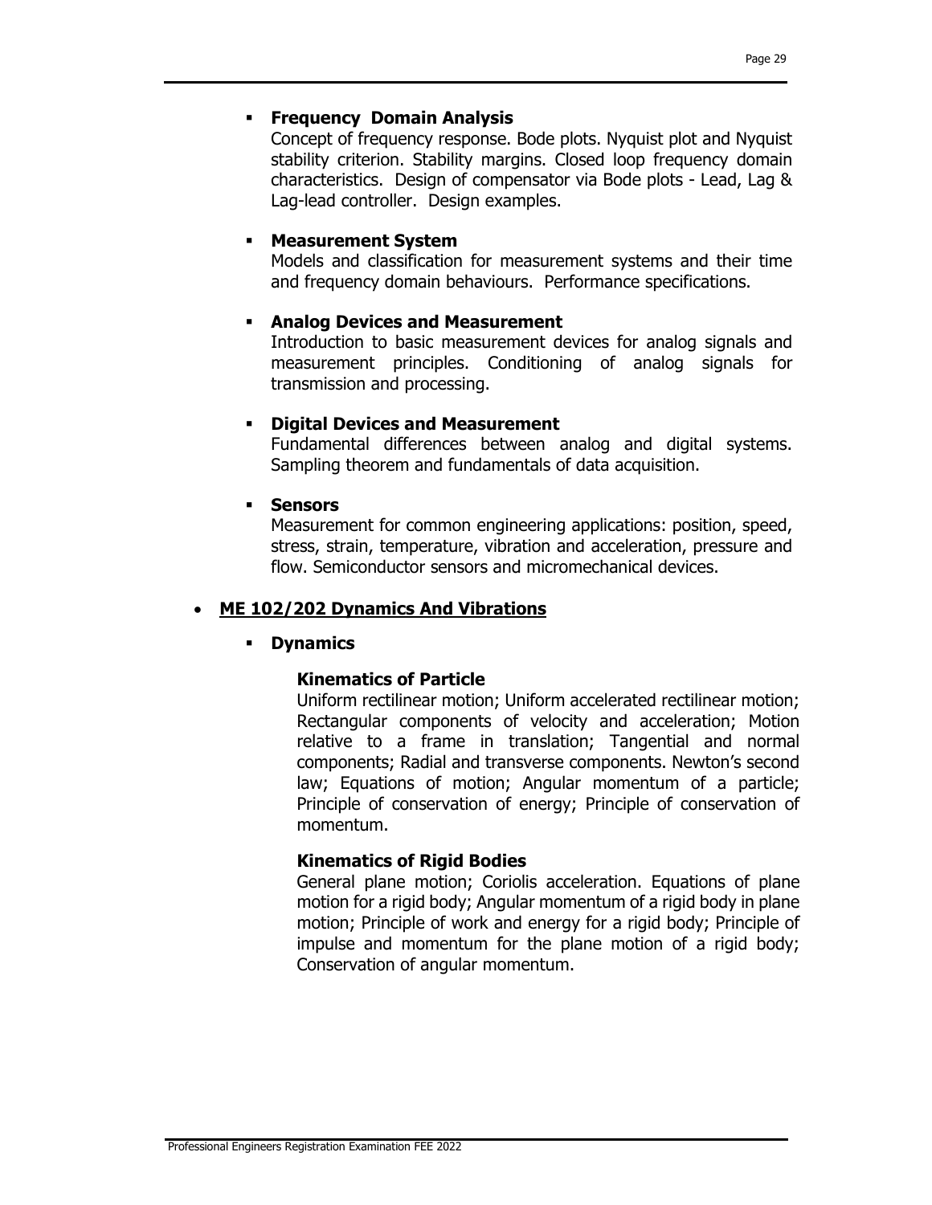- **Frequency Domain Analysis**

  Concept of frequency response. Bode plots. Nyquist plot and Nyquist stability criterion. Stability margins. Closed loop frequency domain characteristics. Design of compensator via Bode plots - Lead, Lag & Lag-lead controller. Design examples.

- **Measurement System**

  Models and classification for measurement systems and their time and frequency domain behaviours. Performance specifications.

- **Analog Devices and Measurement**

  Introduction to basic measurement devices for analog signals and measurement principles. Conditioning of analog signals for transmission and processing.

- **Digital Devices and Measurement**

  Fundamental differences between analog and digital systems. Sampling theorem and fundamentals of data acquisition.

- **Sensors**

  Measurement for common engineering applications: position, speed, stress, strain, temperature, vibration and acceleration, pressure and flow. Semiconductor sensors and micromechanical devices.

## ME 102/202 Dynamics And Vibrations

- **Dynamics**

  **Kinematics of Particle**

  Uniform rectilinear motion; Uniform accelerated rectilinear motion; Rectangular components of velocity and acceleration; Motion relative to a frame in translation; Tangential and normal components; Radial and transverse components. Newton's second law; Equations of motion; Angular momentum of a particle; Principle of conservation of energy; Principle of conservation of momentum.

  **Kinematics of Rigid Bodies**

  General plane motion; Coriolis acceleration. Equations of plane motion for a rigid body; Angular momentum of a rigid body in plane motion; Principle of work and energy for a rigid body; Principle of impulse and momentum for the plane motion of a rigid body; Conservation of angular momentum.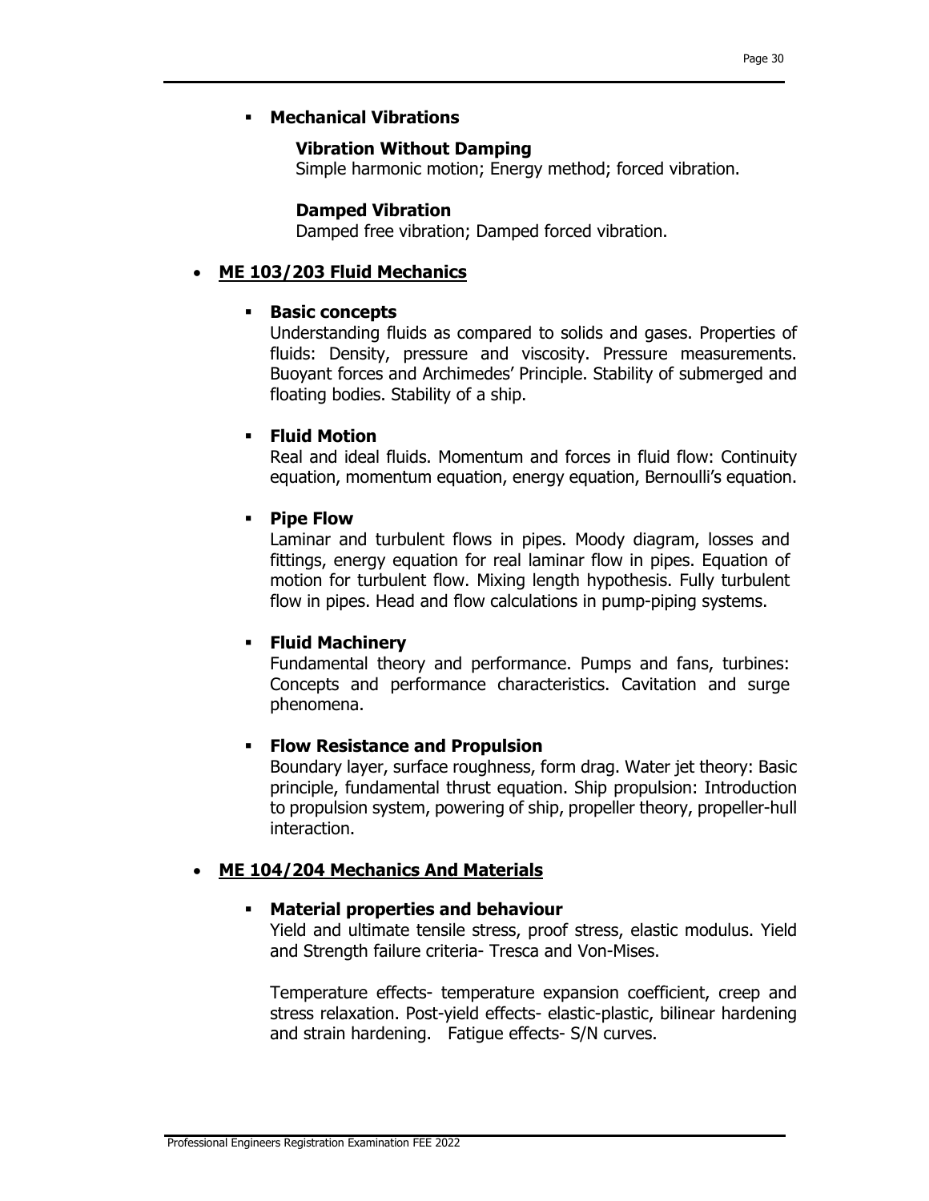- **Mechanical Vibrations**

  **Vibration Without Damping**
  Simple harmonic motion; Energy method; forced vibration.

  **Damped Vibration**
  Damped free vibration; Damped forced vibration.

- **<u>ME 103/203 Fluid Mechanics</u>**

  - **Basic concepts**
    Understanding fluids as compared to solids and gases. Properties of fluids: Density, pressure and viscosity. Pressure measurements. Buoyant forces and Archimedes' Principle. Stability of submerged and floating bodies. Stability of a ship.

  - **Fluid Motion**
    Real and ideal fluids. Momentum and forces in fluid flow: Continuity equation, momentum equation, energy equation, Bernoulli's equation.

  - **Pipe Flow**
    Laminar and turbulent flows in pipes. Moody diagram, losses and fittings, energy equation for real laminar flow in pipes. Equation of motion for turbulent flow. Mixing length hypothesis. Fully turbulent flow in pipes. Head and flow calculations in pump-piping systems.

  - **Fluid Machinery**
    Fundamental theory and performance. Pumps and fans, turbines: Concepts and performance characteristics. Cavitation and surge phenomena.

  - **Flow Resistance and Propulsion**
    Boundary layer, surface roughness, form drag. Water jet theory: Basic principle, fundamental thrust equation. Ship propulsion: Introduction to propulsion system, powering of ship, propeller theory, propeller-hull interaction.

- **<u>ME 104/204 Mechanics And Materials</u>**

  - **Material properties and behaviour**
    Yield and ultimate tensile stress, proof stress, elastic modulus. Yield and Strength failure criteria- Tresca and Von-Mises.

    Temperature effects- temperature expansion coefficient, creep and stress relaxation. Post-yield effects- elastic-plastic, bilinear hardening and strain hardening. Fatigue effects- S/N curves.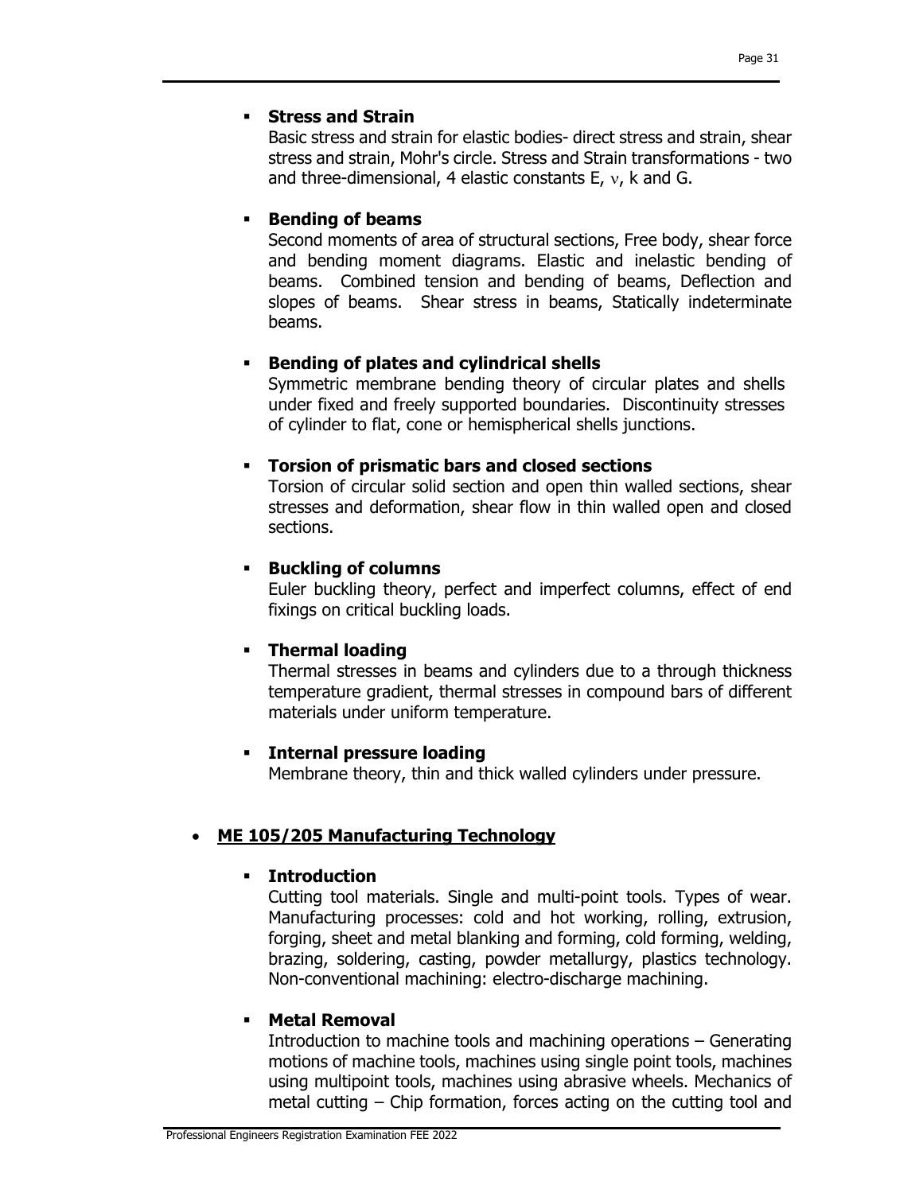- **Stress and Strain**

  Basic stress and strain for elastic bodies- direct stress and strain, shear stress and strain, Mohr's circle. Stress and Strain transformations - two and three-dimensional, 4 elastic constants E, $\nu$, k and G.

- **Bending of beams**

  Second moments of area of structural sections, Free body, shear force and bending moment diagrams. Elastic and inelastic bending of beams. Combined tension and bending of beams, Deflection and slopes of beams. Shear stress in beams, Statically indeterminate beams.

- **Bending of plates and cylindrical shells**

  Symmetric membrane bending theory of circular plates and shells under fixed and freely supported boundaries. Discontinuity stresses of cylinder to flat, cone or hemispherical shells junctions.

- **Torsion of prismatic bars and closed sections**

  Torsion of circular solid section and open thin walled sections, shear stresses and deformation, shear flow in thin walled open and closed sections.

- **Buckling of columns**

  Euler buckling theory, perfect and imperfect columns, effect of end fixings on critical buckling loads.

- **Thermal loading**

  Thermal stresses in beams and cylinders due to a through thickness temperature gradient, thermal stresses in compound bars of different materials under uniform temperature.

- **Internal pressure loading**

  Membrane theory, thin and thick walled cylinders under pressure.

## ME 105/205 Manufacturing Technology

- **Introduction**

  Cutting tool materials. Single and multi-point tools. Types of wear. Manufacturing processes: cold and hot working, rolling, extrusion, forging, sheet and metal blanking and forming, cold forming, welding, brazing, soldering, casting, powder metallurgy, plastics technology. Non-conventional machining: electro-discharge machining.

- **Metal Removal**

  Introduction to machine tools and machining operations – Generating motions of machine tools, machines using single point tools, machines using multipoint tools, machines using abrasive wheels. Mechanics of metal cutting – Chip formation, forces acting on the cutting tool and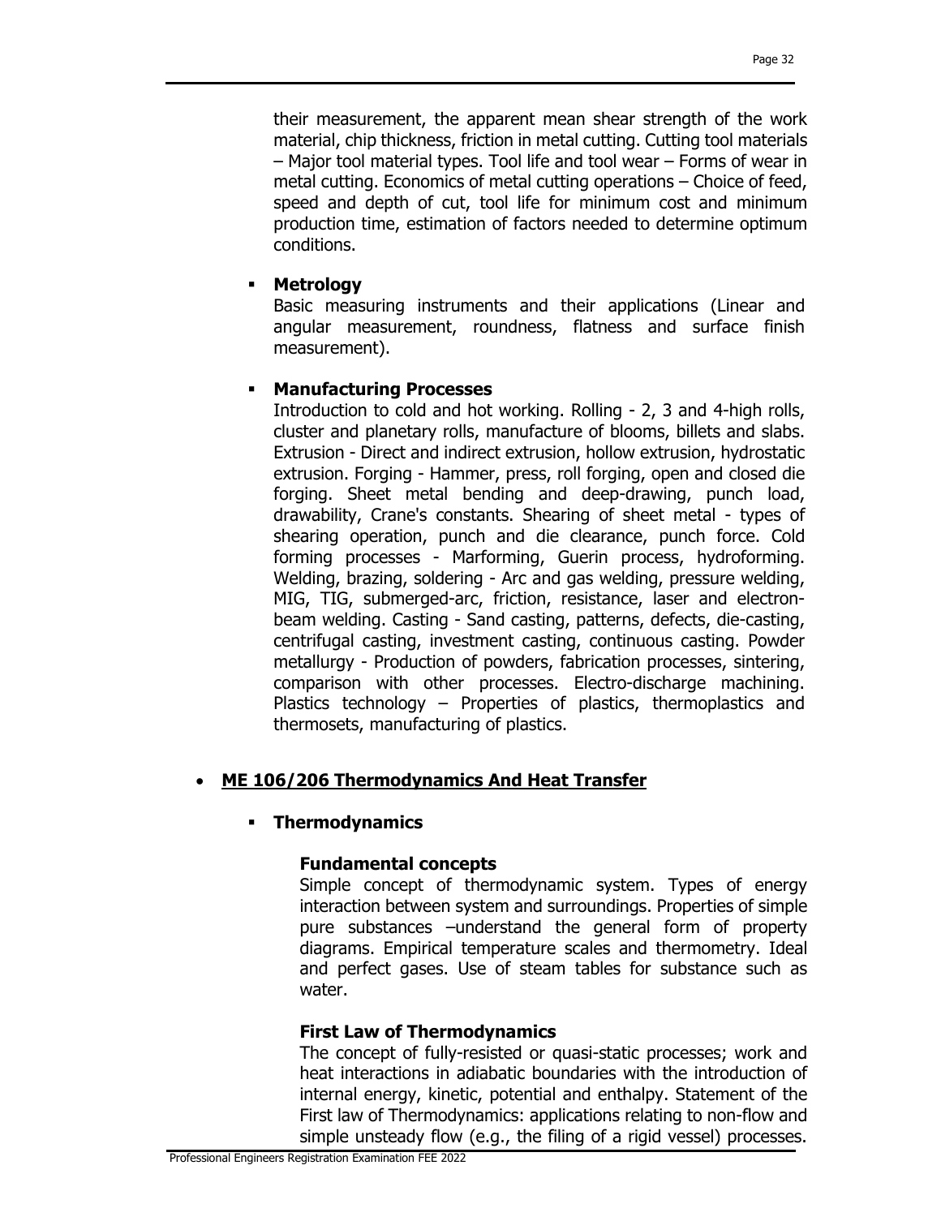their measurement, the apparent mean shear strength of the work material, chip thickness, friction in metal cutting. Cutting tool materials – Major tool material types. Tool life and tool wear – Forms of wear in metal cutting. Economics of metal cutting operations – Choice of feed, speed and depth of cut, tool life for minimum cost and minimum production time, estimation of factors needed to determine optimum conditions.

- **Metrology**

  Basic measuring instruments and their applications (Linear and angular measurement, roundness, flatness and surface finish measurement).

- **Manufacturing Processes**

  Introduction to cold and hot working. Rolling - 2, 3 and 4-high rolls, cluster and planetary rolls, manufacture of blooms, billets and slabs. Extrusion - Direct and indirect extrusion, hollow extrusion, hydrostatic extrusion. Forging - Hammer, press, roll forging, open and closed die forging. Sheet metal bending and deep-drawing, punch load, drawability, Crane's constants. Shearing of sheet metal - types of shearing operation, punch and die clearance, punch force. Cold forming processes - Marforming, Guerin process, hydroforming. Welding, brazing, soldering - Arc and gas welding, pressure welding, MIG, TIG, submerged-arc, friction, resistance, laser and electron-beam welding. Casting - Sand casting, patterns, defects, die-casting, centrifugal casting, investment casting, continuous casting. Powder metallurgy - Production of powders, fabrication processes, sintering, comparison with other processes. Electro-discharge machining. Plastics technology – Properties of plastics, thermoplastics and thermosets, manufacturing of plastics.

## ME 106/206 Thermodynamics And Heat Transfer

- **Thermodynamics**

  **Fundamental concepts**

  Simple concept of thermodynamic system. Types of energy interaction between system and surroundings. Properties of simple pure substances –understand the general form of property diagrams. Empirical temperature scales and thermometry. Ideal and perfect gases. Use of steam tables for substance such as water.

  **First Law of Thermodynamics**

  The concept of fully-resisted or quasi-static processes; work and heat interactions in adiabatic boundaries with the introduction of internal energy, kinetic, potential and enthalpy. Statement of the First law of Thermodynamics: applications relating to non-flow and simple unsteady flow (e.g., the filing of a rigid vessel) processes.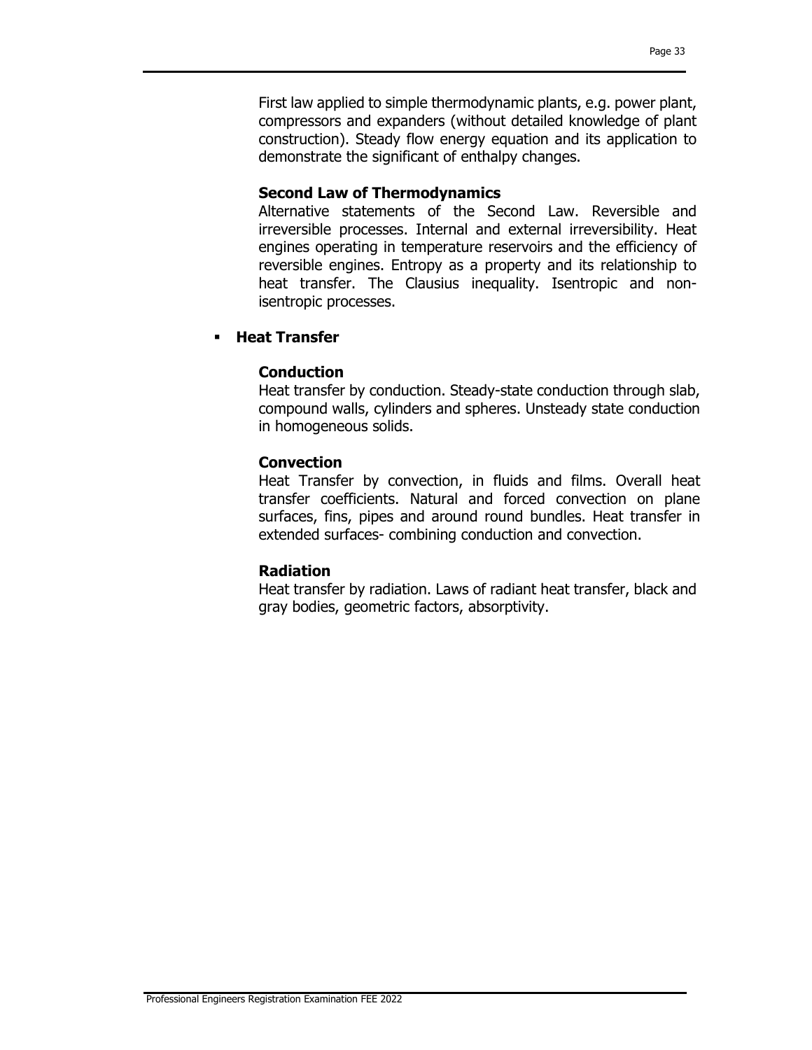First law applied to simple thermodynamic plants, e.g. power plant, compressors and expanders (without detailed knowledge of plant construction). Steady flow energy equation and its application to demonstrate the significant of enthalpy changes.

**Second Law of Thermodynamics**

Alternative statements of the Second Law. Reversible and irreversible processes. Internal and external irreversibility. Heat engines operating in temperature reservoirs and the efficiency of reversible engines. Entropy as a property and its relationship to heat transfer. The Clausius inequality. Isentropic and non-isentropic processes.

- **Heat Transfer**

  **Conduction**

  Heat transfer by conduction. Steady-state conduction through slab, compound walls, cylinders and spheres. Unsteady state conduction in homogeneous solids.

  **Convection**

  Heat Transfer by convection, in fluids and films. Overall heat transfer coefficients. Natural and forced convection on plane surfaces, fins, pipes and around round bundles. Heat transfer in extended surfaces- combining conduction and convection.

  **Radiation**

  Heat transfer by radiation. Laws of radiant heat transfer, black and gray bodies, geometric factors, absorptivity.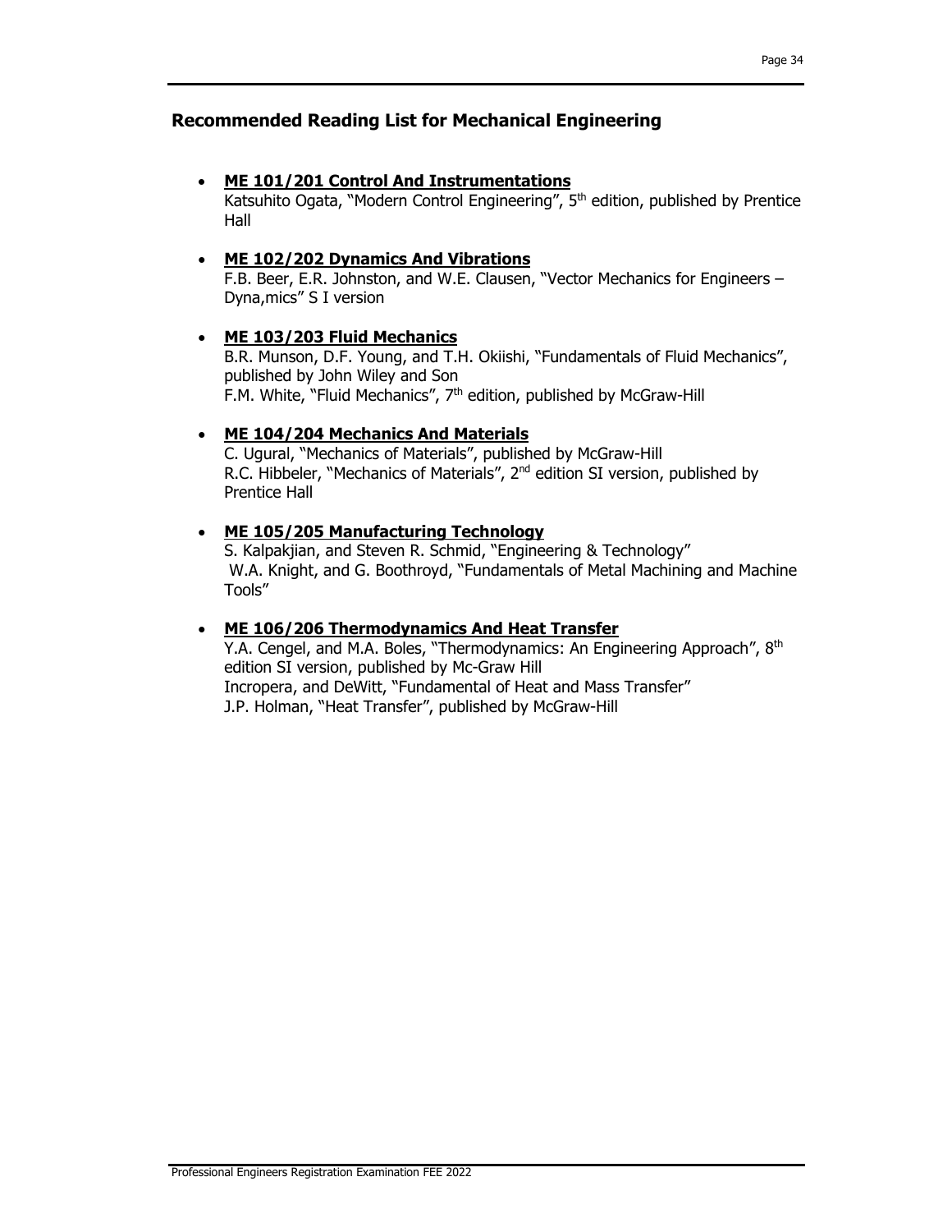## Recommended Reading List for Mechanical Engineering

- **ME 101/201 Control And Instrumentations**
  Katsuhito Ogata, "Modern Control Engineering", 5th edition, published by Prentice Hall

- **ME 102/202 Dynamics And Vibrations**
  F.B. Beer, E.R. Johnston, and W.E. Clausen, "Vector Mechanics for Engineers – Dyna,mics" S I version

- **ME 103/203 Fluid Mechanics**
  B.R. Munson, D.F. Young, and T.H. Okiishi, "Fundamentals of Fluid Mechanics", published by John Wiley and Son
  F.M. White, "Fluid Mechanics", 7th edition, published by McGraw-Hill

- **ME 104/204 Mechanics And Materials**
  C. Ugural, "Mechanics of Materials", published by McGraw-Hill
  R.C. Hibbeler, "Mechanics of Materials", 2nd edition SI version, published by Prentice Hall

- **ME 105/205 Manufacturing Technology**
  S. Kalpakjian, and Steven R. Schmid, "Engineering & Technology"
  W.A. Knight, and G. Boothroyd, "Fundamentals of Metal Machining and Machine Tools"

- **ME 106/206 Thermodynamics And Heat Transfer**
  Y.A. Cengel, and M.A. Boles, "Thermodynamics: An Engineering Approach", 8th edition SI version, published by Mc-Graw Hill
  Incropera, and DeWitt, "Fundamental of Heat and Mass Transfer"
  J.P. Holman, "Heat Transfer", published by McGraw-Hill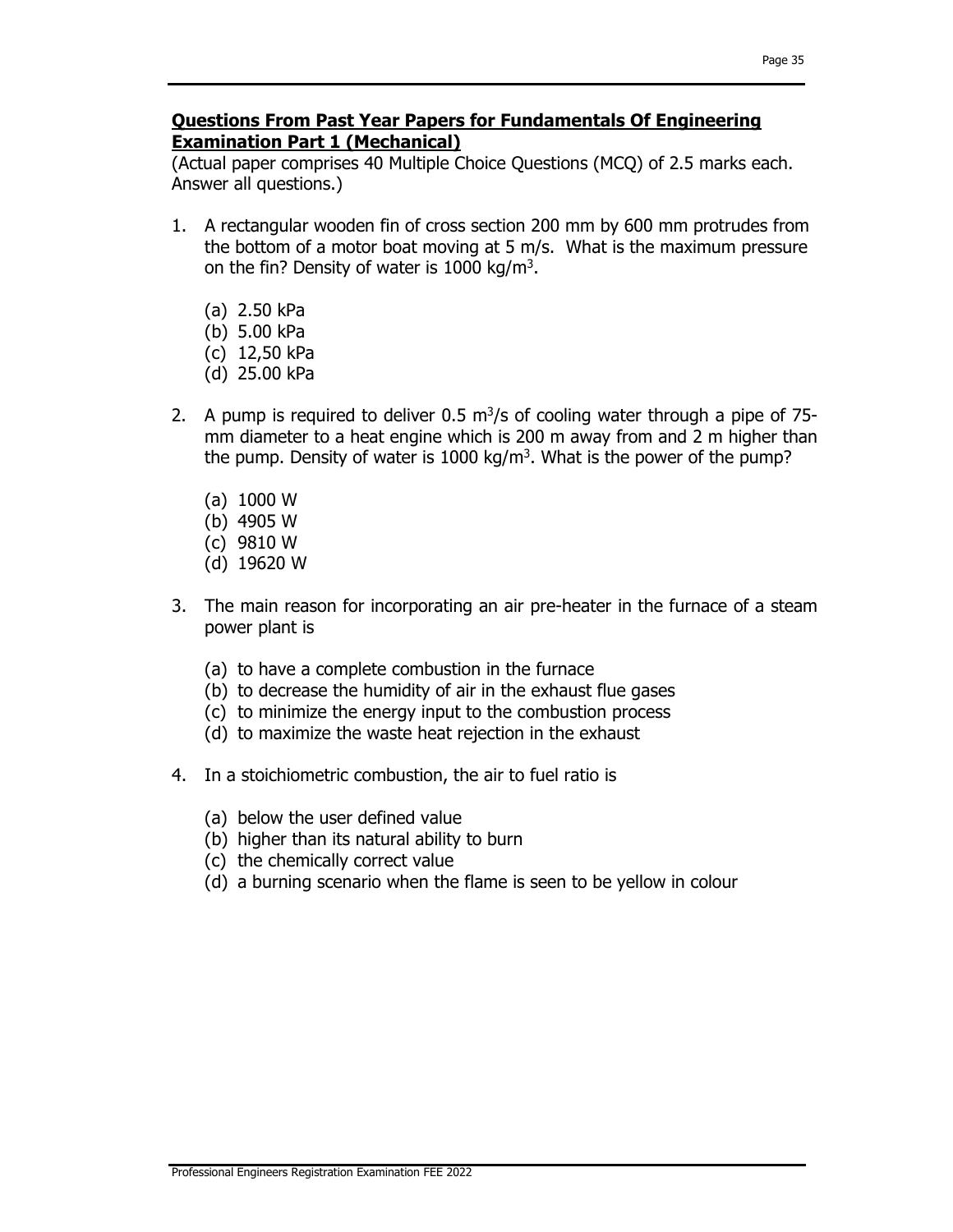**Questions From Past Year Papers for Fundamentals Of Engineering Examination Part 1 (Mechanical)**

(Actual paper comprises 40 Multiple Choice Questions (MCQ) of 2.5 marks each. Answer all questions.)

1. A rectangular wooden fin of cross section 200 mm by 600 mm protrudes from the bottom of a motor boat moving at 5 m/s. What is the maximum pressure on the fin? Density of water is 1000 kg/m$^3$.

   (a) 2.50 kPa
   (b) 5.00 kPa
   (c) 12,50 kPa
   (d) 25.00 kPa

2. A pump is required to deliver 0.5 m$^3$/s of cooling water through a pipe of 75-mm diameter to a heat engine which is 200 m away from and 2 m higher than the pump. Density of water is 1000 kg/m$^3$. What is the power of the pump?

   (a) 1000 W
   (b) 4905 W
   (c) 9810 W
   (d) 19620 W

3. The main reason for incorporating an air pre-heater in the furnace of a steam power plant is

   (a) to have a complete combustion in the furnace
   (b) to decrease the humidity of air in the exhaust flue gases
   (c) to minimize the energy input to the combustion process
   (d) to maximize the waste heat rejection in the exhaust

4. In a stoichiometric combustion, the air to fuel ratio is

   (a) below the user defined value
   (b) higher than its natural ability to burn
   (c) the chemically correct value
   (d) a burning scenario when the flame is seen to be yellow in colour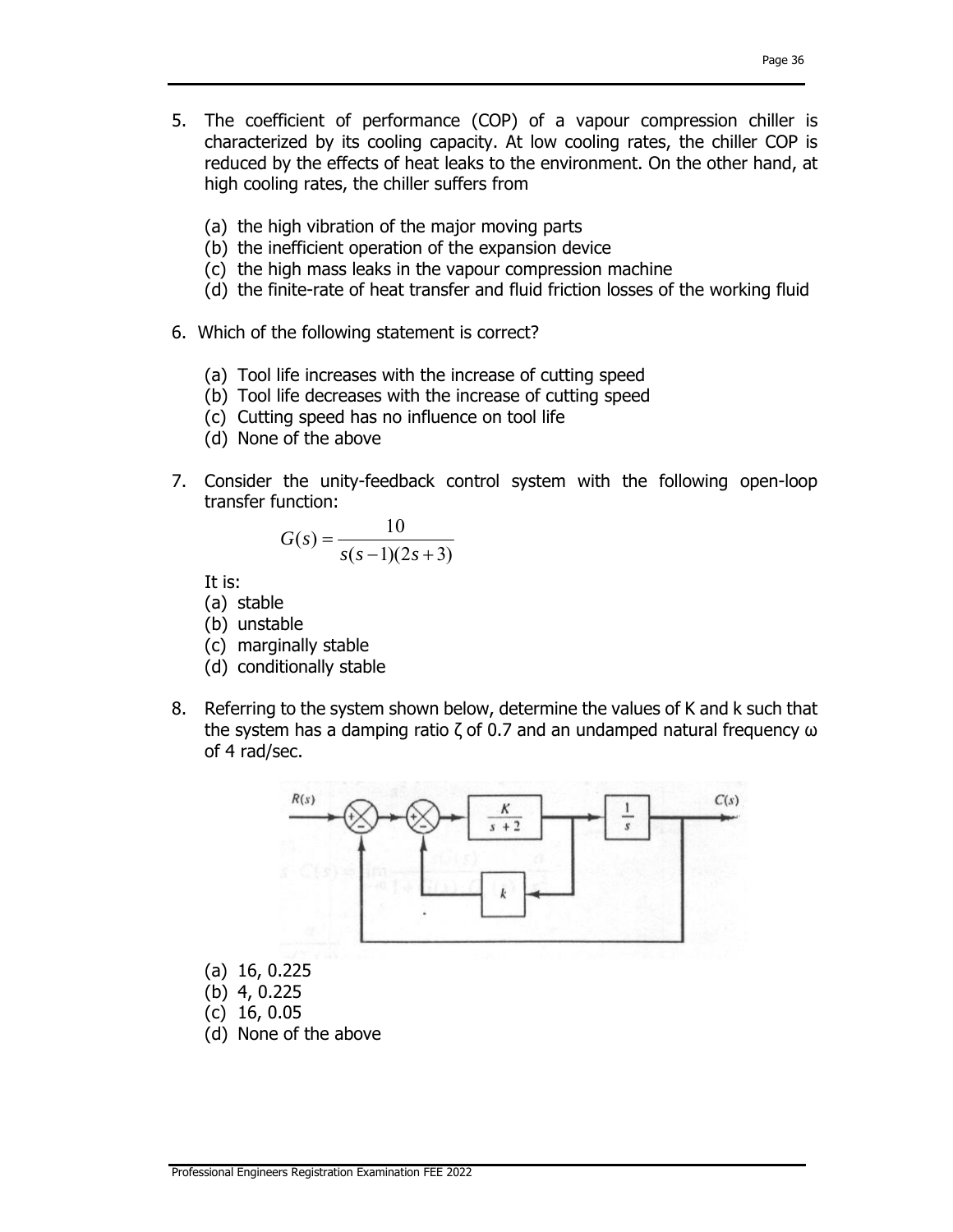5. The coefficient of performance (COP) of a vapour compression chiller is characterized by its cooling capacity. At low cooling rates, the chiller COP is reduced by the effects of heat leaks to the environment. On the other hand, at high cooling rates, the chiller suffers from

   (a) the high vibration of the major moving parts
   (b) the inefficient operation of the expansion device
   (c) the high mass leaks in the vapour compression machine
   (d) the finite-rate of heat transfer and fluid friction losses of the working fluid

6. Which of the following statement is correct?

   (a) Tool life increases with the increase of cutting speed
   (b) Tool life decreases with the increase of cutting speed
   (c) Cutting speed has no influence on tool life
   (d) None of the above

7. Consider the unity-feedback control system with the following open-loop transfer function:

$$G(s) = \frac{10}{s(s-1)(2s+3)}$$

   It is:
   (a) stable
   (b) unstable
   (c) marginally stable
   (d) conditionally stable

8. Referring to the system shown below, determine the values of K and k such that the system has a damping ratio ζ of 0.7 and an undamped natural frequency ω of 4 rad/sec.

   (a) 16, 0.225
   (b) 4, 0.225
   (c) 16, 0.05
   (d) None of the above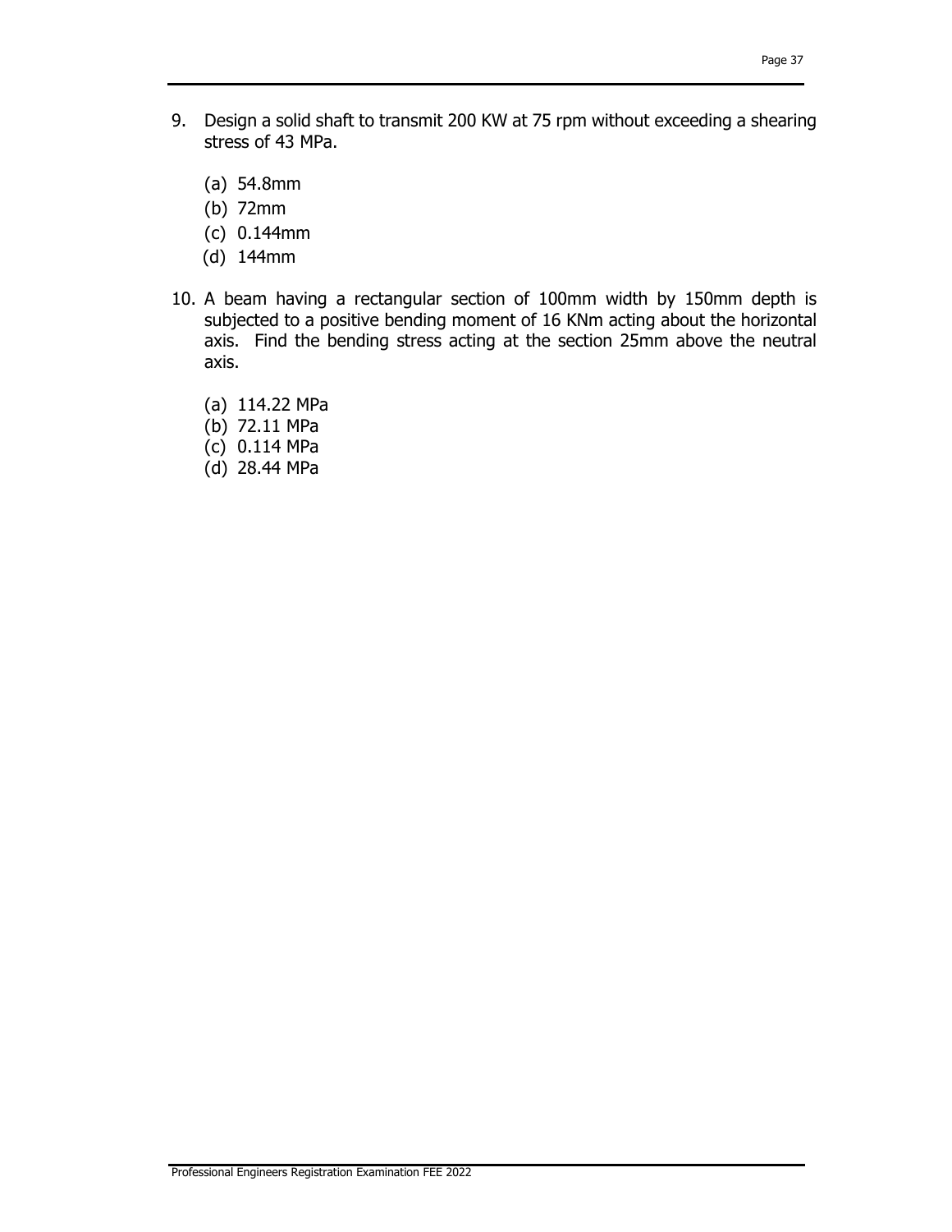9. Design a solid shaft to transmit 200 KW at 75 rpm without exceeding a shearing stress of 43 MPa.

   (a) 54.8mm
   (b) 72mm
   (c) 0.144mm
   (d) 144mm

10. A beam having a rectangular section of 100mm width by 150mm depth is subjected to a positive bending moment of 16 KNm acting about the horizontal axis. Find the bending stress acting at the section 25mm above the neutral axis.

    (a) 114.22 MPa
    (b) 72.11 MPa
    (c) 0.114 MPa
    (d) 28.44 MPa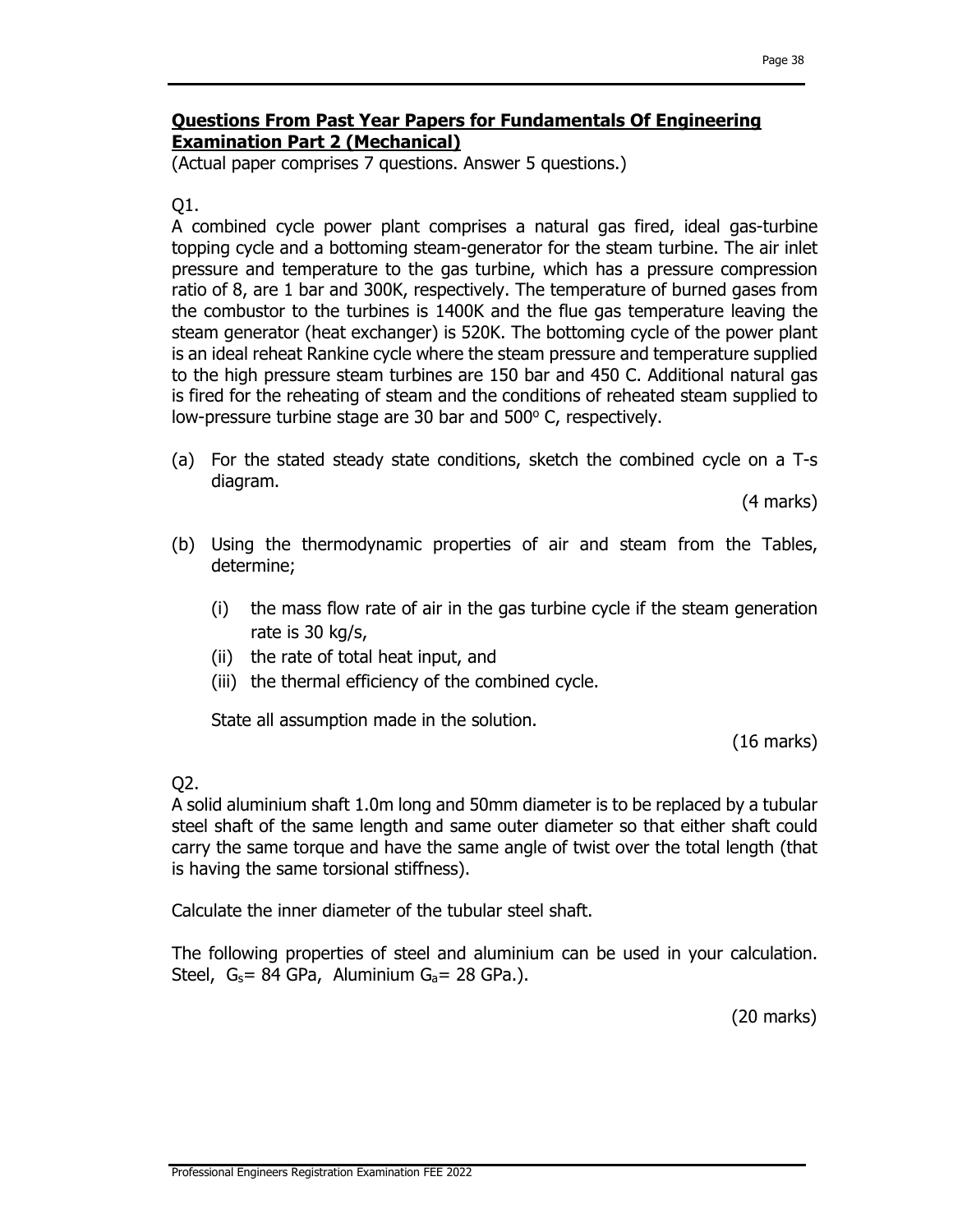## Questions From Past Year Papers for Fundamentals Of Engineering Examination Part 2 (Mechanical)

(Actual paper comprises 7 questions. Answer 5 questions.)

Q1.

A combined cycle power plant comprises a natural gas fired, ideal gas-turbine topping cycle and a bottoming steam-generator for the steam turbine. The air inlet pressure and temperature to the gas turbine, which has a pressure compression ratio of 8, are 1 bar and 300K, respectively. The temperature of burned gases from the combustor to the turbines is 1400K and the flue gas temperature leaving the steam generator (heat exchanger) is 520K. The bottoming cycle of the power plant is an ideal reheat Rankine cycle where the steam pressure and temperature supplied to the high pressure steam turbines are 150 bar and 450 C. Additional natural gas is fired for the reheating of steam and the conditions of reheated steam supplied to low-pressure turbine stage are 30 bar and 500° C, respectively.

(a) For the stated steady state conditions, sketch the combined cycle on a T-s diagram.

(4 marks)

(b) Using the thermodynamic properties of air and steam from the Tables, determine;

   (i) the mass flow rate of air in the gas turbine cycle if the steam generation rate is 30 kg/s,
   (ii) the rate of total heat input, and
   (iii) the thermal efficiency of the combined cycle.

   State all assumption made in the solution.

(16 marks)

Q2.

A solid aluminium shaft 1.0m long and 50mm diameter is to be replaced by a tubular steel shaft of the same length and same outer diameter so that either shaft could carry the same torque and have the same angle of twist over the total length (that is having the same torsional stiffness).

Calculate the inner diameter of the tubular steel shaft.

The following properties of steel and aluminium can be used in your calculation. Steel, $G_s$= 84 GPa, Aluminium $G_a$= 28 GPa.).

(20 marks)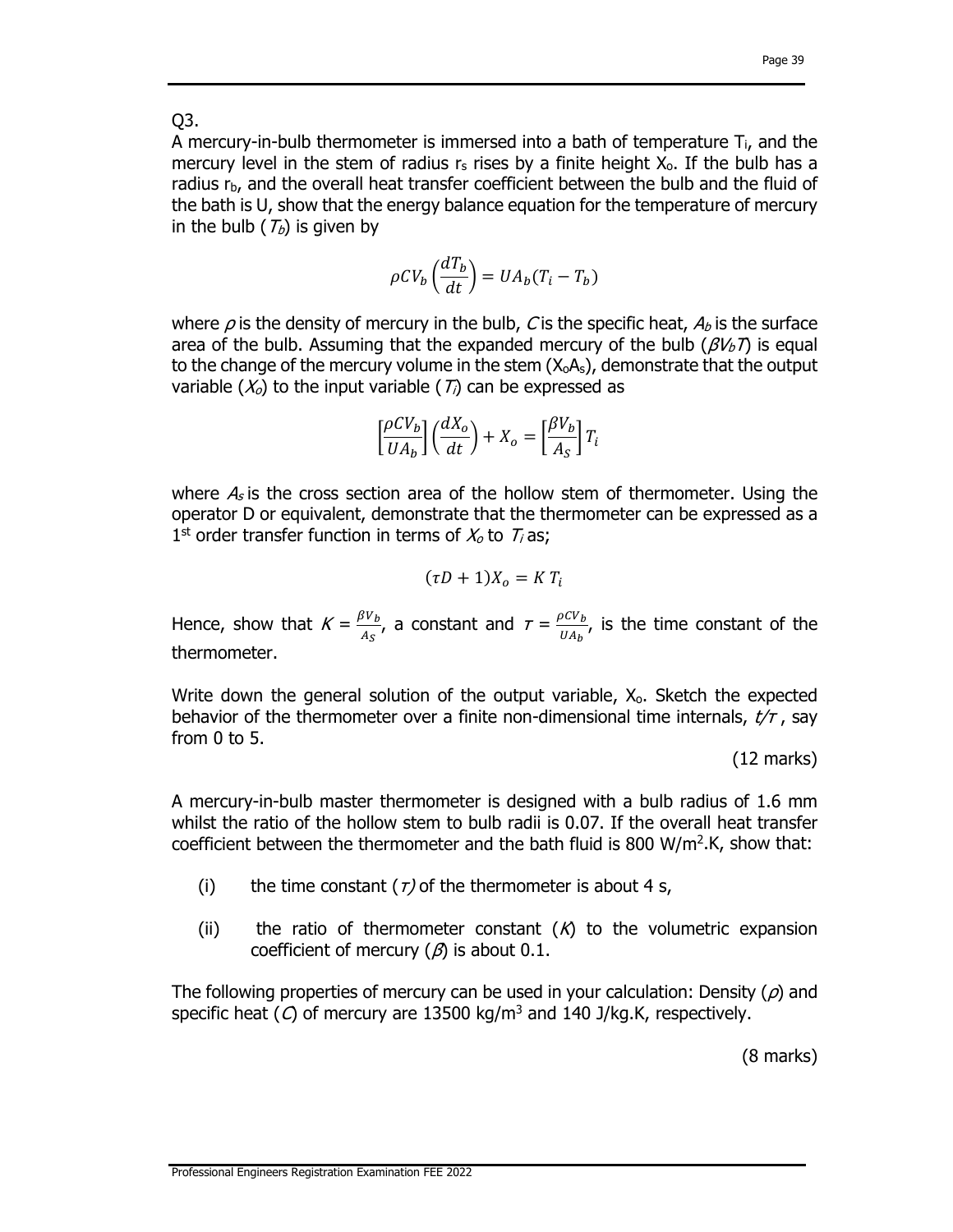Q3.

A mercury-in-bulb thermometer is immersed into a bath of temperature $T_i$, and the mercury level in the stem of radius $r_s$ rises by a finite height $X_o$. If the bulb has a radius $r_b$, and the overall heat transfer coefficient between the bulb and the fluid of the bath is U, show that the energy balance equation for the temperature of mercury in the bulb ($T_b$) is given by

$$\rho C V_b \left(\frac{dT_b}{dt}\right) = U A_b (T_i - T_b)$$

where $\rho$ is the density of mercury in the bulb, $C$ is the specific heat, $A_b$ is the surface area of the bulb. Assuming that the expanded mercury of the bulb ($\beta V_b T$) is equal to the change of the mercury volume in the stem ($X_o A_s$), demonstrate that the output variable ($X_o$) to the input variable ($T_i$) can be expressed as

$$\left[\frac{\rho C V_b}{U A_b}\right]\left(\frac{dX_o}{dt}\right) + X_o = \left[\frac{\beta V_b}{A_S}\right] T_i$$

where $A_s$ is the cross section area of the hollow stem of thermometer. Using the operator D or equivalent, demonstrate that the thermometer can be expressed as a 1st order transfer function in terms of $X_o$ to $T_i$ as;

$$(\tau D + 1) X_o = K\, T_i$$

Hence, show that $K = \frac{\beta V_b}{A_S}$, a constant and $\tau = \frac{\rho C V_b}{U A_b}$, is the time constant of the thermometer.

Write down the general solution of the output variable, $X_o$. Sketch the expected behavior of the thermometer over a finite non-dimensional time internals, $t/\tau$, say from 0 to 5.

(12 marks)

A mercury-in-bulb master thermometer is designed with a bulb radius of 1.6 mm whilst the ratio of the hollow stem to bulb radii is 0.07. If the overall heat transfer coefficient between the thermometer and the bath fluid is 800 $W/m^2.K$, show that:

(i) the time constant ($\tau$) of the thermometer is about 4 s,

(ii) the ratio of thermometer constant ($K$) to the volumetric expansion coefficient of mercury ($\beta$) is about 0.1.

The following properties of mercury can be used in your calculation: Density ($\rho$) and specific heat ($C$) of mercury are 13500 $kg/m^3$ and 140 J/kg.K, respectively.

(8 marks)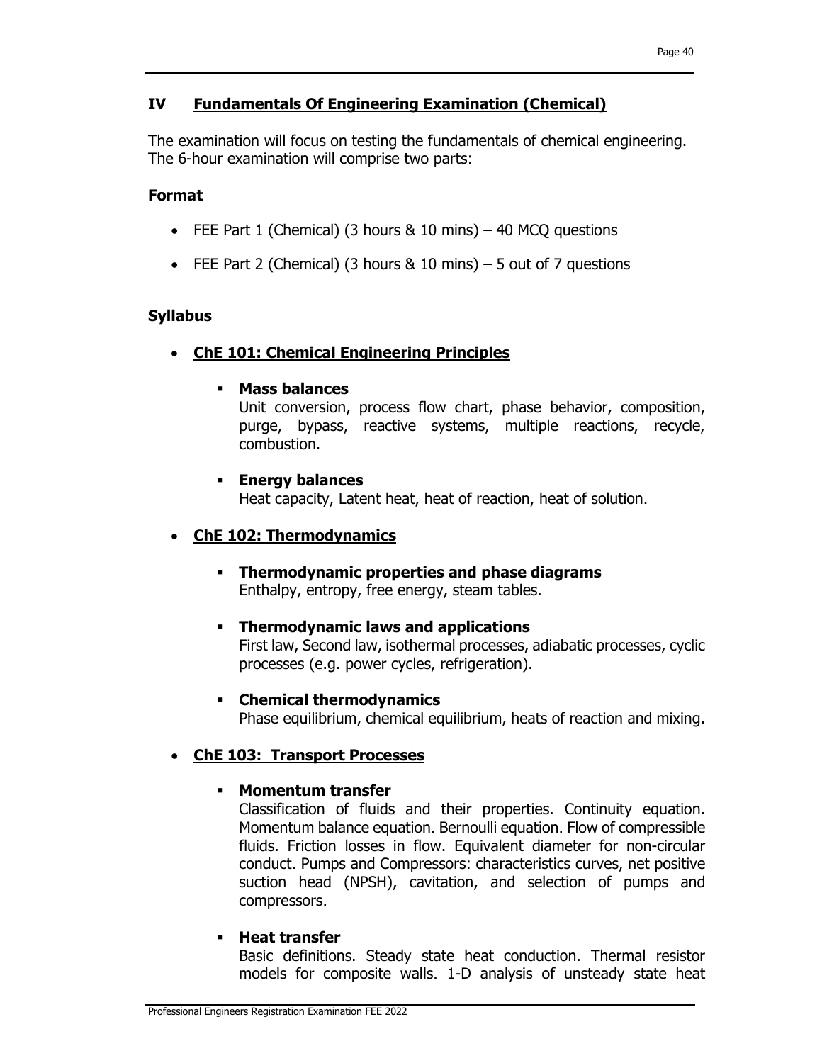## IV Fundamentals Of Engineering Examination (Chemical)

The examination will focus on testing the fundamentals of chemical engineering. The 6-hour examination will comprise two parts:

**Format**

- FEE Part 1 (Chemical) (3 hours & 10 mins) – 40 MCQ questions
- FEE Part 2 (Chemical) (3 hours & 10 mins) – 5 out of 7 questions

**Syllabus**

- **ChE 101: Chemical Engineering Principles**
  - **Mass balances**
    Unit conversion, process flow chart, phase behavior, composition, purge, bypass, reactive systems, multiple reactions, recycle, combustion.
  - **Energy balances**
    Heat capacity, Latent heat, heat of reaction, heat of solution.
- **ChE 102: Thermodynamics**
  - **Thermodynamic properties and phase diagrams**
    Enthalpy, entropy, free energy, steam tables.
  - **Thermodynamic laws and applications**
    First law, Second law, isothermal processes, adiabatic processes, cyclic processes (e.g. power cycles, refrigeration).
  - **Chemical thermodynamics**
    Phase equilibrium, chemical equilibrium, heats of reaction and mixing.
- **ChE 103: Transport Processes**
  - **Momentum transfer**
    Classification of fluids and their properties. Continuity equation. Momentum balance equation. Bernoulli equation. Flow of compressible fluids. Friction losses in flow. Equivalent diameter for non-circular conduct. Pumps and Compressors: characteristics curves, net positive suction head (NPSH), cavitation, and selection of pumps and compressors.
  - **Heat transfer**
    Basic definitions. Steady state heat conduction. Thermal resistor models for composite walls. 1-D analysis of unsteady state heat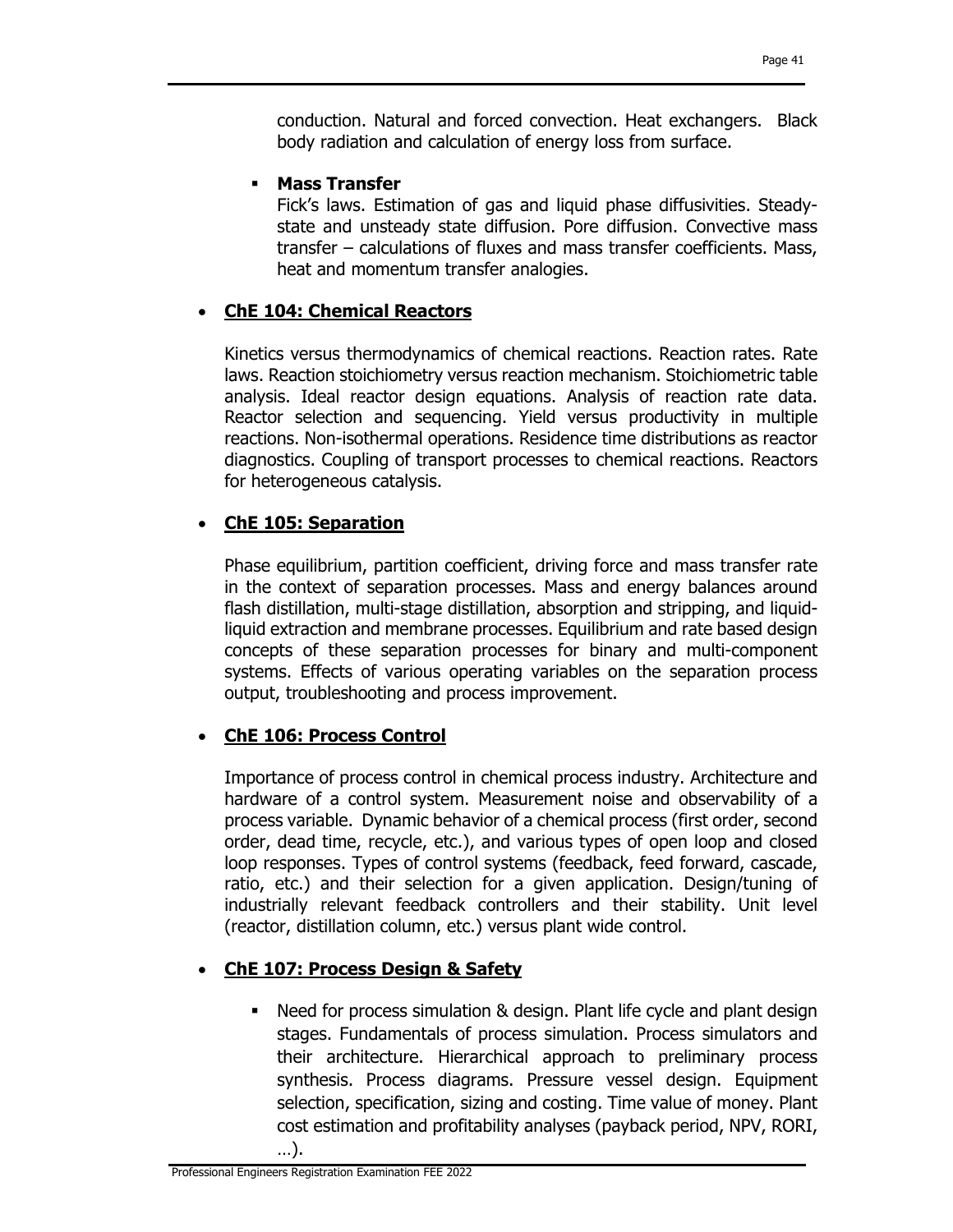conduction. Natural and forced convection. Heat exchangers. Black body radiation and calculation of energy loss from surface.

- **Mass Transfer**

  Fick's laws. Estimation of gas and liquid phase diffusivities. Steady-state and unsteady state diffusion. Pore diffusion. Convective mass transfer – calculations of fluxes and mass transfer coefficients. Mass, heat and momentum transfer analogies.

- **ChE 104: Chemical Reactors**

  Kinetics versus thermodynamics of chemical reactions. Reaction rates. Rate laws. Reaction stoichiometry versus reaction mechanism. Stoichiometric table analysis. Ideal reactor design equations. Analysis of reaction rate data. Reactor selection and sequencing. Yield versus productivity in multiple reactions. Non-isothermal operations. Residence time distributions as reactor diagnostics. Coupling of transport processes to chemical reactions. Reactors for heterogeneous catalysis.

- **ChE 105: Separation**

  Phase equilibrium, partition coefficient, driving force and mass transfer rate in the context of separation processes. Mass and energy balances around flash distillation, multi-stage distillation, absorption and stripping, and liquid-liquid extraction and membrane processes. Equilibrium and rate based design concepts of these separation processes for binary and multi-component systems. Effects of various operating variables on the separation process output, troubleshooting and process improvement.

- **ChE 106: Process Control**

  Importance of process control in chemical process industry. Architecture and hardware of a control system. Measurement noise and observability of a process variable. Dynamic behavior of a chemical process (first order, second order, dead time, recycle, etc.), and various types of open loop and closed loop responses. Types of control systems (feedback, feed forward, cascade, ratio, etc.) and their selection for a given application. Design/tuning of industrially relevant feedback controllers and their stability. Unit level (reactor, distillation column, etc.) versus plant wide control.

- **ChE 107: Process Design & Safety**

  - Need for process simulation & design. Plant life cycle and plant design stages. Fundamentals of process simulation. Process simulators and their architecture. Hierarchical approach to preliminary process synthesis. Process diagrams. Pressure vessel design. Equipment selection, specification, sizing and costing. Time value of money. Plant cost estimation and profitability analyses (payback period, NPV, RORI, …).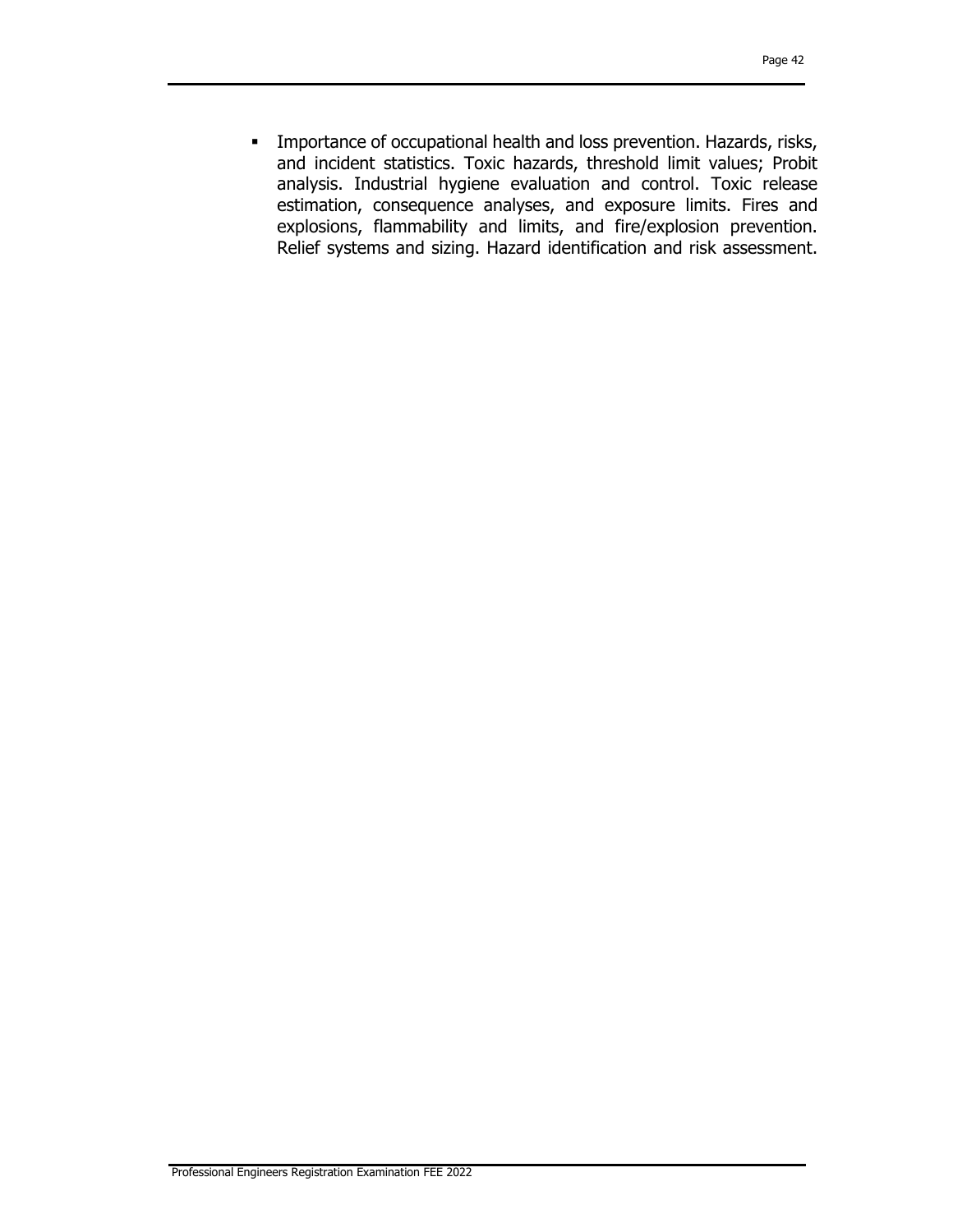- Importance of occupational health and loss prevention. Hazards, risks, and incident statistics. Toxic hazards, threshold limit values; Probit analysis. Industrial hygiene evaluation and control. Toxic release estimation, consequence analyses, and exposure limits. Fires and explosions, flammability and limits, and fire/explosion prevention. Relief systems and sizing. Hazard identification and risk assessment.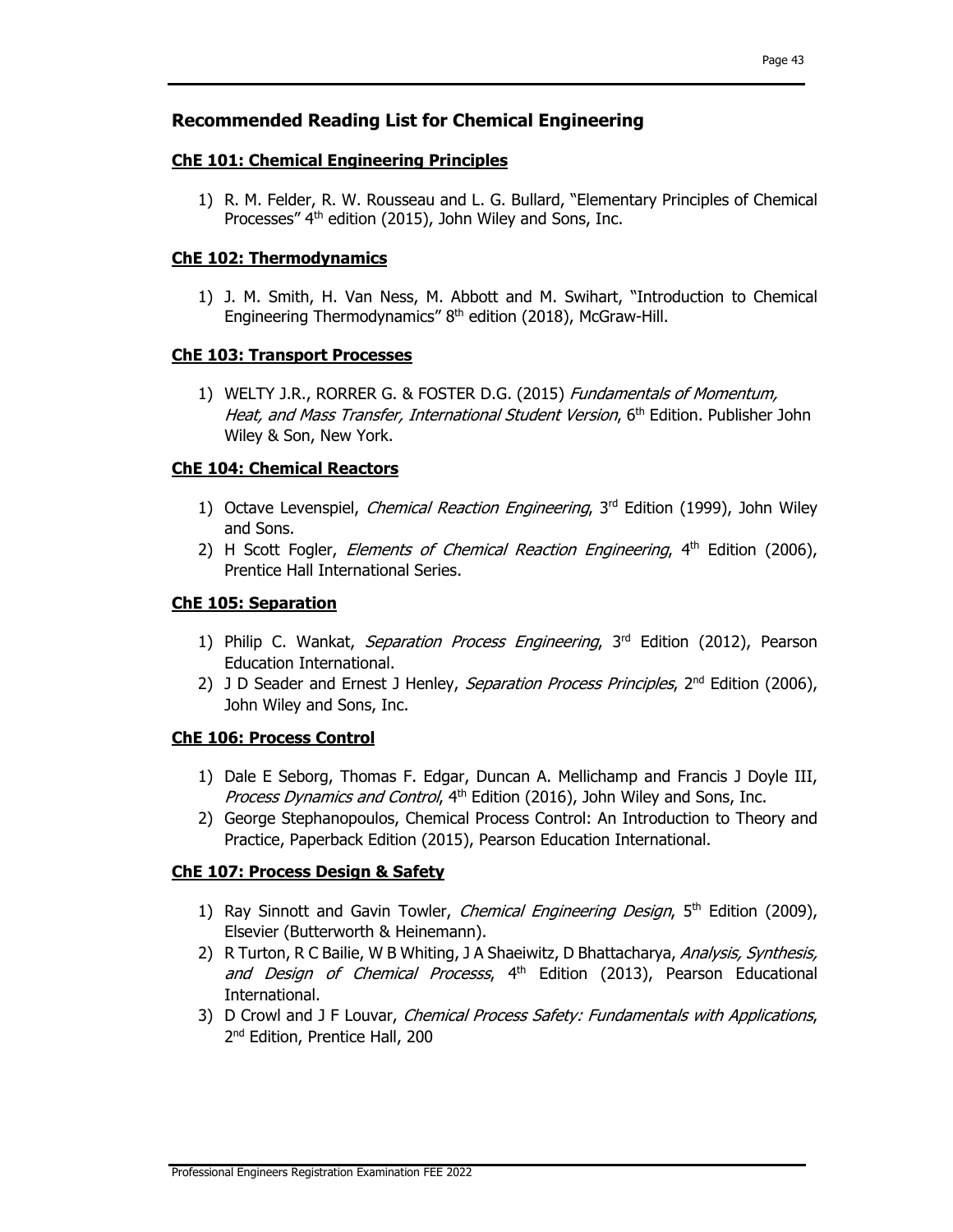## Recommended Reading List for Chemical Engineering

### ChE 101: Chemical Engineering Principles

1) R. M. Felder, R. W. Rousseau and L. G. Bullard, "Elementary Principles of Chemical Processes" 4th edition (2015), John Wiley and Sons, Inc.

### ChE 102: Thermodynamics

1) J. M. Smith, H. Van Ness, M. Abbott and M. Swihart, "Introduction to Chemical Engineering Thermodynamics" 8th edition (2018), McGraw-Hill.

### ChE 103: Transport Processes

1) WELTY J.R., RORRER G. & FOSTER D.G. (2015) *Fundamentals of Momentum, Heat, and Mass Transfer, International Student Version*, 6th Edition. Publisher John Wiley & Son, New York.

### ChE 104: Chemical Reactors

1) Octave Levenspiel, *Chemical Reaction Engineering*, 3rd Edition (1999), John Wiley and Sons.
2) H Scott Fogler, *Elements of Chemical Reaction Engineering*, 4th Edition (2006), Prentice Hall International Series.

### ChE 105: Separation

1) Philip C. Wankat, *Separation Process Engineering*, 3rd Edition (2012), Pearson Education International.
2) J D Seader and Ernest J Henley, *Separation Process Principles*, 2nd Edition (2006), John Wiley and Sons, Inc.

### ChE 106: Process Control

1) Dale E Seborg, Thomas F. Edgar, Duncan A. Mellichamp and Francis J Doyle III, *Process Dynamics and Control*, 4th Edition (2016), John Wiley and Sons, Inc.
2) George Stephanopoulos, Chemical Process Control: An Introduction to Theory and Practice, Paperback Edition (2015), Pearson Education International.

### ChE 107: Process Design & Safety

1) Ray Sinnott and Gavin Towler, *Chemical Engineering Design*, 5th Edition (2009), Elsevier (Butterworth & Heinemann).
2) R Turton, R C Bailie, W B Whiting, J A Shaeiwitz, D Bhattacharya, *Analysis, Synthesis, and Design of Chemical Processs*, 4th Edition (2013), Pearson Educational International.
3) D Crowl and J F Louvar, *Chemical Process Safety: Fundamentals with Applications*, 2nd Edition, Prentice Hall, 200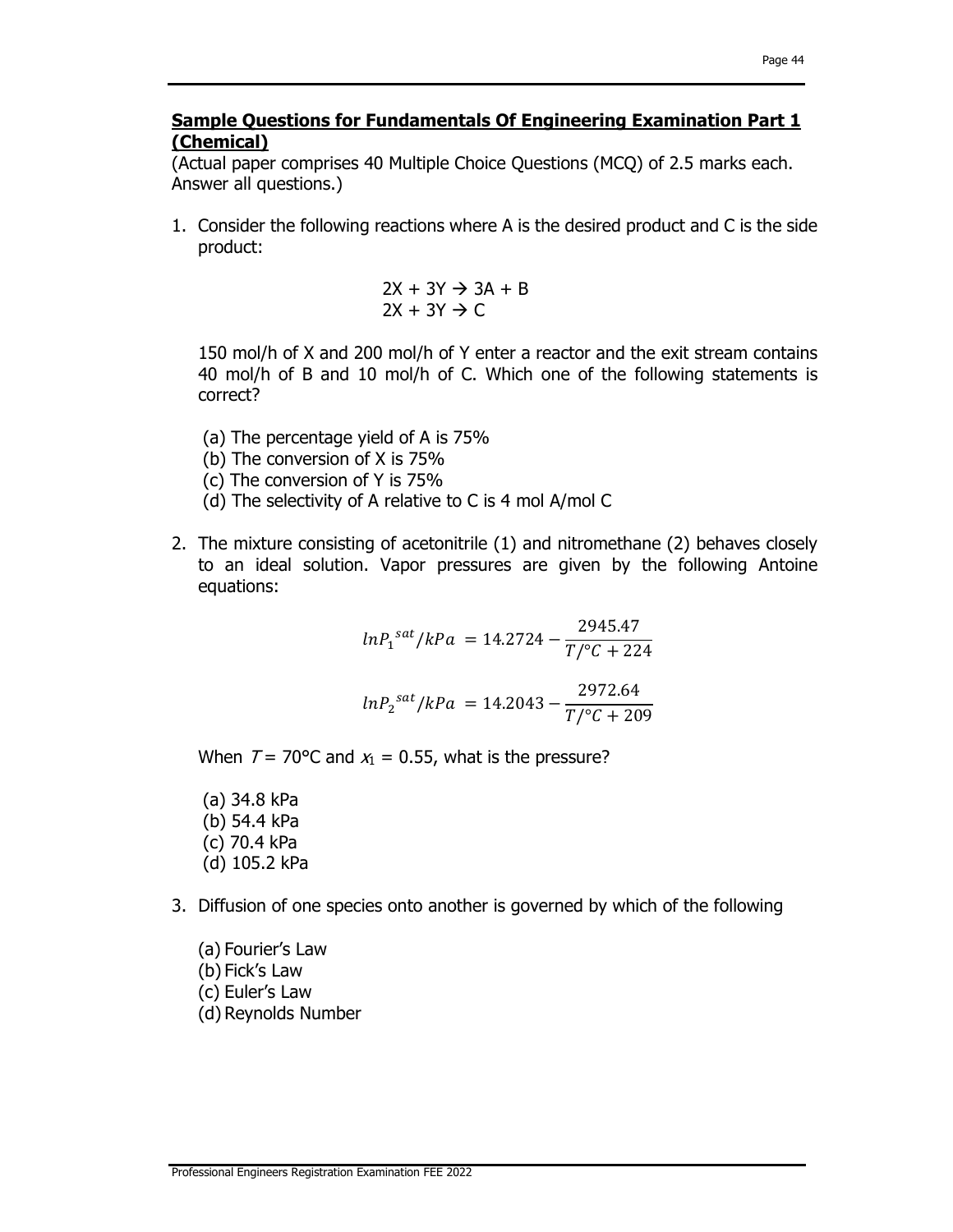## Sample Questions for Fundamentals Of Engineering Examination Part 1 (Chemical)

(Actual paper comprises 40 Multiple Choice Questions (MCQ) of 2.5 marks each. Answer all questions.)

1. Consider the following reactions where A is the desired product and C is the side product:

$$2X + 3Y \rightarrow 3A + B$$
$$2X + 3Y \rightarrow C$$

   150 mol/h of X and 200 mol/h of Y enter a reactor and the exit stream contains 40 mol/h of B and 10 mol/h of C. Which one of the following statements is correct?

   (a) The percentage yield of A is 75%
   (b) The conversion of X is 75%
   (c) The conversion of Y is 75%
   (d) The selectivity of A relative to C is 4 mol A/mol C

2. The mixture consisting of acetonitrile (1) and nitromethane (2) behaves closely to an ideal solution. Vapor pressures are given by the following Antoine equations:

$$\ln P_1^{sat}/kPa = 14.2724 - \frac{2945.47}{T/°C + 224}$$

$$\ln P_2^{sat}/kPa = 14.2043 - \frac{2972.64}{T/°C + 209}$$

   When $T = 70°C$ and $x_1 = 0.55$, what is the pressure?

   (a) 34.8 kPa
   (b) 54.4 kPa
   (c) 70.4 kPa
   (d) 105.2 kPa

3. Diffusion of one species onto another is governed by which of the following

   (a) Fourier's Law
   (b) Fick's Law
   (c) Euler's Law
   (d) Reynolds Number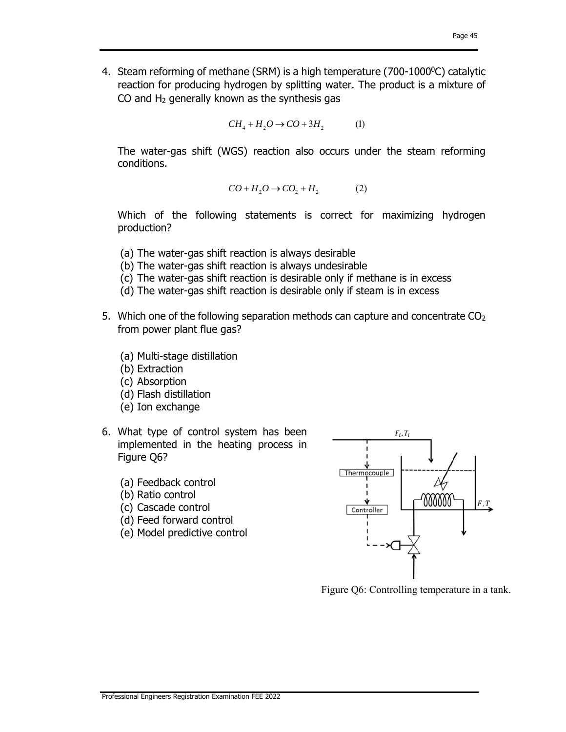4. Steam reforming of methane (SRM) is a high temperature (700-1000$^0$C) catalytic reaction for producing hydrogen by splitting water. The product is a mixture of CO and $H_2$ generally known as the synthesis gas

$$CH_4 + H_2O \rightarrow CO + 3H_2 \qquad (1)$$

The water-gas shift (WGS) reaction also occurs under the steam reforming conditions.

$$CO + H_2O \rightarrow CO_2 + H_2 \qquad (2)$$

Which of the following statements is correct for maximizing hydrogen production?

(a) The water-gas shift reaction is always desirable
(b) The water-gas shift reaction is always undesirable
(c) The water-gas shift reaction is desirable only if methane is in excess
(d) The water-gas shift reaction is desirable only if steam is in excess

5. Which one of the following separation methods can capture and concentrate $CO_2$ from power plant flue gas?

(a) Multi-stage distillation
(b) Extraction
(c) Absorption
(d) Flash distillation
(e) Ion exchange

6. What type of control system has been implemented in the heating process in Figure Q6?

(a) Feedback control
(b) Ratio control
(c) Cascade control
(d) Feed forward control
(e) Model predictive control

$F_i, T_i$

Thermocouple

Controller

$F, T$

Figure Q6: Controlling temperature in a tank.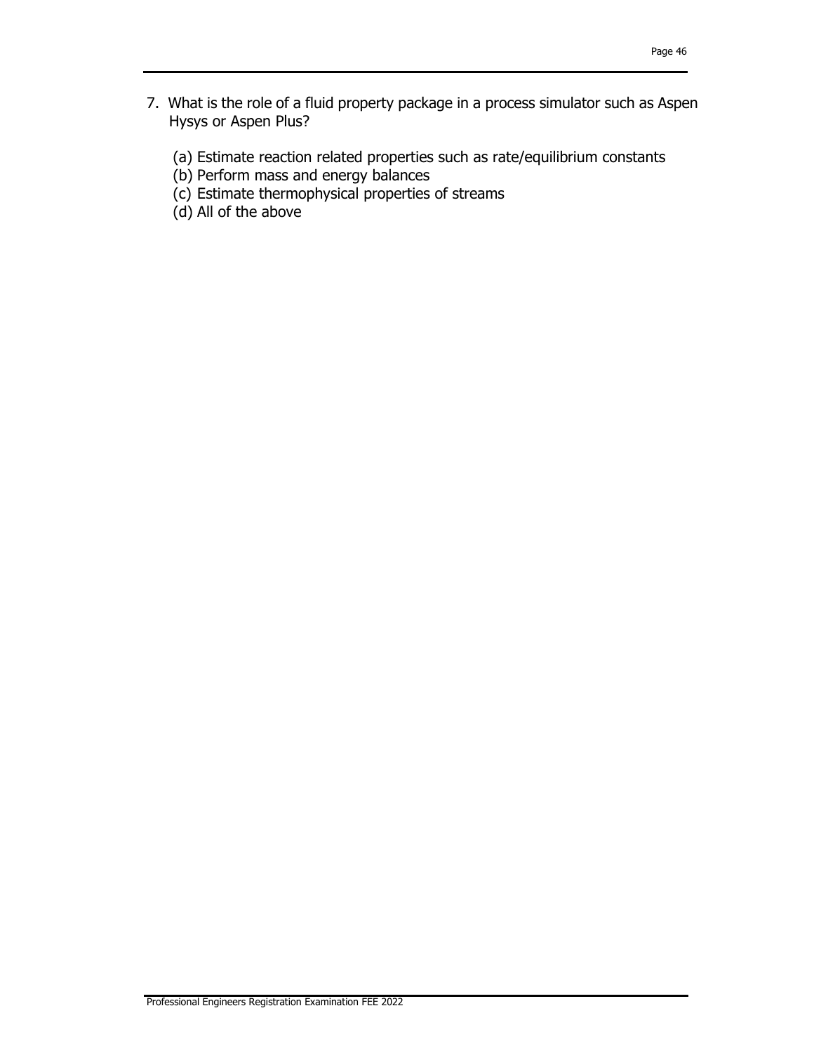7. What is the role of a fluid property package in a process simulator such as Aspen Hysys or Aspen Plus?

   (a) Estimate reaction related properties such as rate/equilibrium constants
   (b) Perform mass and energy balances
   (c) Estimate thermophysical properties of streams
   (d) All of the above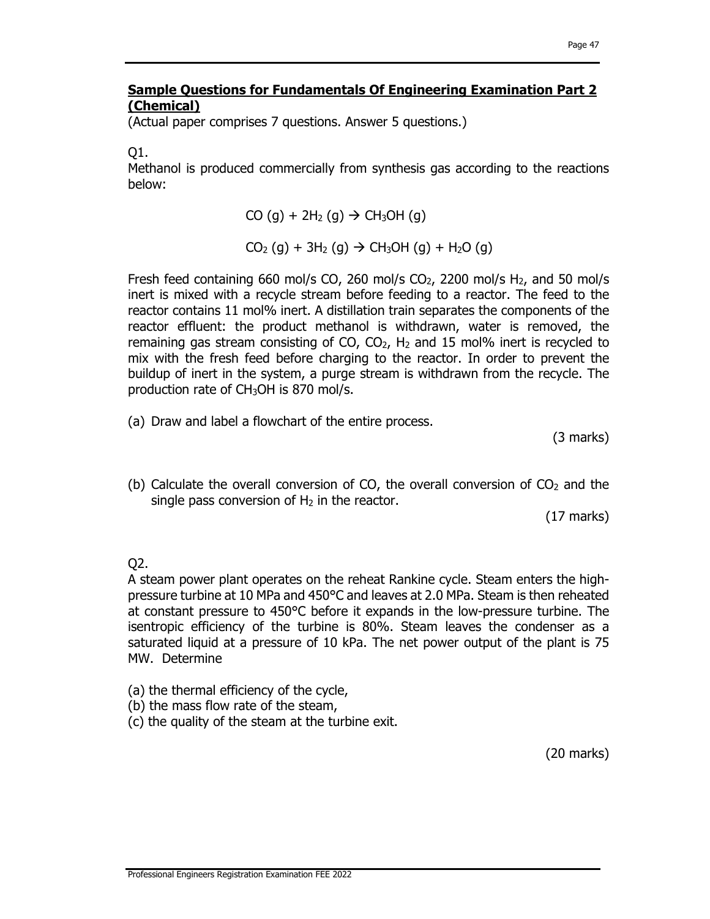## Sample Questions for Fundamentals Of Engineering Examination Part 2 (Chemical)

(Actual paper comprises 7 questions. Answer 5 questions.)

Q1.

Methanol is produced commercially from synthesis gas according to the reactions below:

$$CO\ (g) + 2H_2\ (g) \rightarrow CH_3OH\ (g)$$

$$CO_2\ (g) + 3H_2\ (g) \rightarrow CH_3OH\ (g) + H_2O\ (g)$$

Fresh feed containing 660 mol/s CO, 260 mol/s $CO_2$, 2200 mol/s $H_2$, and 50 mol/s inert is mixed with a recycle stream before feeding to a reactor. The feed to the reactor contains 11 mol% inert. A distillation train separates the components of the reactor effluent: the product methanol is withdrawn, water is removed, the remaining gas stream consisting of CO, $CO_2$, $H_2$ and 15 mol% inert is recycled to mix with the fresh feed before charging to the reactor. In order to prevent the buildup of inert in the system, a purge stream is withdrawn from the recycle. The production rate of $CH_3OH$ is 870 mol/s.

(a) Draw and label a flowchart of the entire process.

(3 marks)

(b) Calculate the overall conversion of CO, the overall conversion of $CO_2$ and the single pass conversion of $H_2$ in the reactor.

(17 marks)

Q2.

A steam power plant operates on the reheat Rankine cycle. Steam enters the high-pressure turbine at 10 MPa and 450°C and leaves at 2.0 MPa. Steam is then reheated at constant pressure to 450°C before it expands in the low-pressure turbine. The isentropic efficiency of the turbine is 80%. Steam leaves the condenser as a saturated liquid at a pressure of 10 kPa. The net power output of the plant is 75 MW. Determine

(a) the thermal efficiency of the cycle,
(b) the mass flow rate of the steam,
(c) the quality of the steam at the turbine exit.

(20 marks)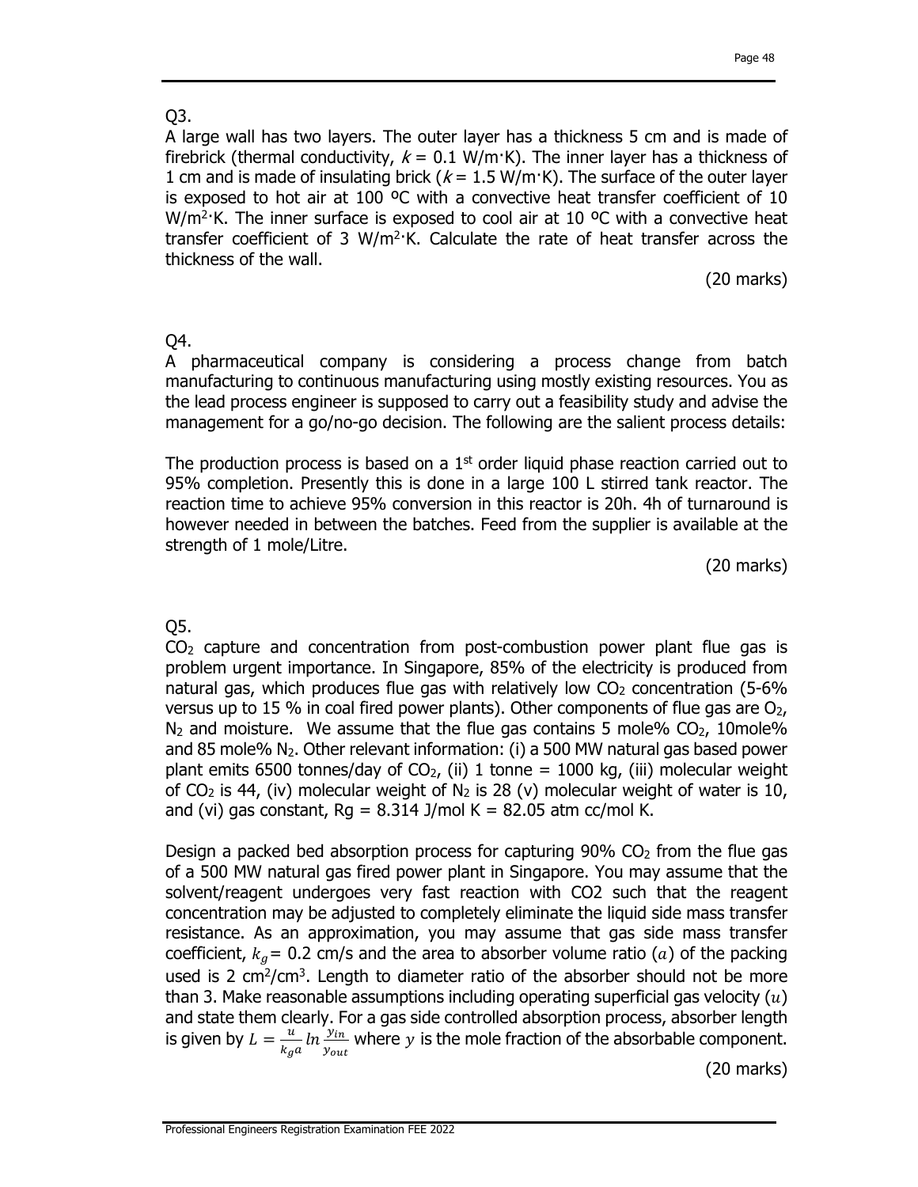Q3.

A large wall has two layers. The outer layer has a thickness 5 cm and is made of firebrick (thermal conductivity, $k$ = 0.1 W/m·K). The inner layer has a thickness of 1 cm and is made of insulating brick ($k$ = 1.5 W/m·K). The surface of the outer layer is exposed to hot air at 100 ºC with a convective heat transfer coefficient of 10 W/m$^2$·K. The inner surface is exposed to cool air at 10 ºC with a convective heat transfer coefficient of 3 W/m$^2$·K. Calculate the rate of heat transfer across the thickness of the wall.

(20 marks)

Q4.

A pharmaceutical company is considering a process change from batch manufacturing to continuous manufacturing using mostly existing resources. You as the lead process engineer is supposed to carry out a feasibility study and advise the management for a go/no-go decision. The following are the salient process details:

The production process is based on a 1st order liquid phase reaction carried out to 95% completion. Presently this is done in a large 100 L stirred tank reactor. The reaction time to achieve 95% conversion in this reactor is 20h. 4h of turnaround is however needed in between the batches. Feed from the supplier is available at the strength of 1 mole/Litre.

(20 marks)

Q5.

$CO_2$ capture and concentration from post-combustion power plant flue gas is problem urgent importance. In Singapore, 85% of the electricity is produced from natural gas, which produces flue gas with relatively low $CO_2$ concentration (5-6% versus up to 15 % in coal fired power plants). Other components of flue gas are $O_2$, $N_2$ and moisture. We assume that the flue gas contains 5 mole% $CO_2$, 10mole% and 85 mole% $N_2$. Other relevant information: (i) a 500 MW natural gas based power plant emits 6500 tonnes/day of $CO_2$, (ii) 1 tonne = 1000 kg, (iii) molecular weight of $CO_2$ is 44, (iv) molecular weight of $N_2$ is 28 (v) molecular weight of water is 10, and (vi) gas constant, Rg = 8.314 J/mol K = 82.05 atm cc/mol K.

Design a packed bed absorption process for capturing 90% $CO_2$ from the flue gas of a 500 MW natural gas fired power plant in Singapore. You may assume that the solvent/reagent undergoes very fast reaction with CO2 such that the reagent concentration may be adjusted to completely eliminate the liquid side mass transfer resistance. As an approximation, you may assume that gas side mass transfer coefficient, $k_g$ = 0.2 cm/s and the area to absorber volume ratio ($a$) of the packing used is 2 cm$^2$/cm$^3$. Length to diameter ratio of the absorber should not be more than 3. Make reasonable assumptions including operating superficial gas velocity ($u$) and state them clearly. For a gas side controlled absorption process, absorber length is given by $L = \frac{u}{k_g a} \ln \frac{y_{in}}{y_{out}}$ where $y$ is the mole fraction of the absorbable component.

(20 marks)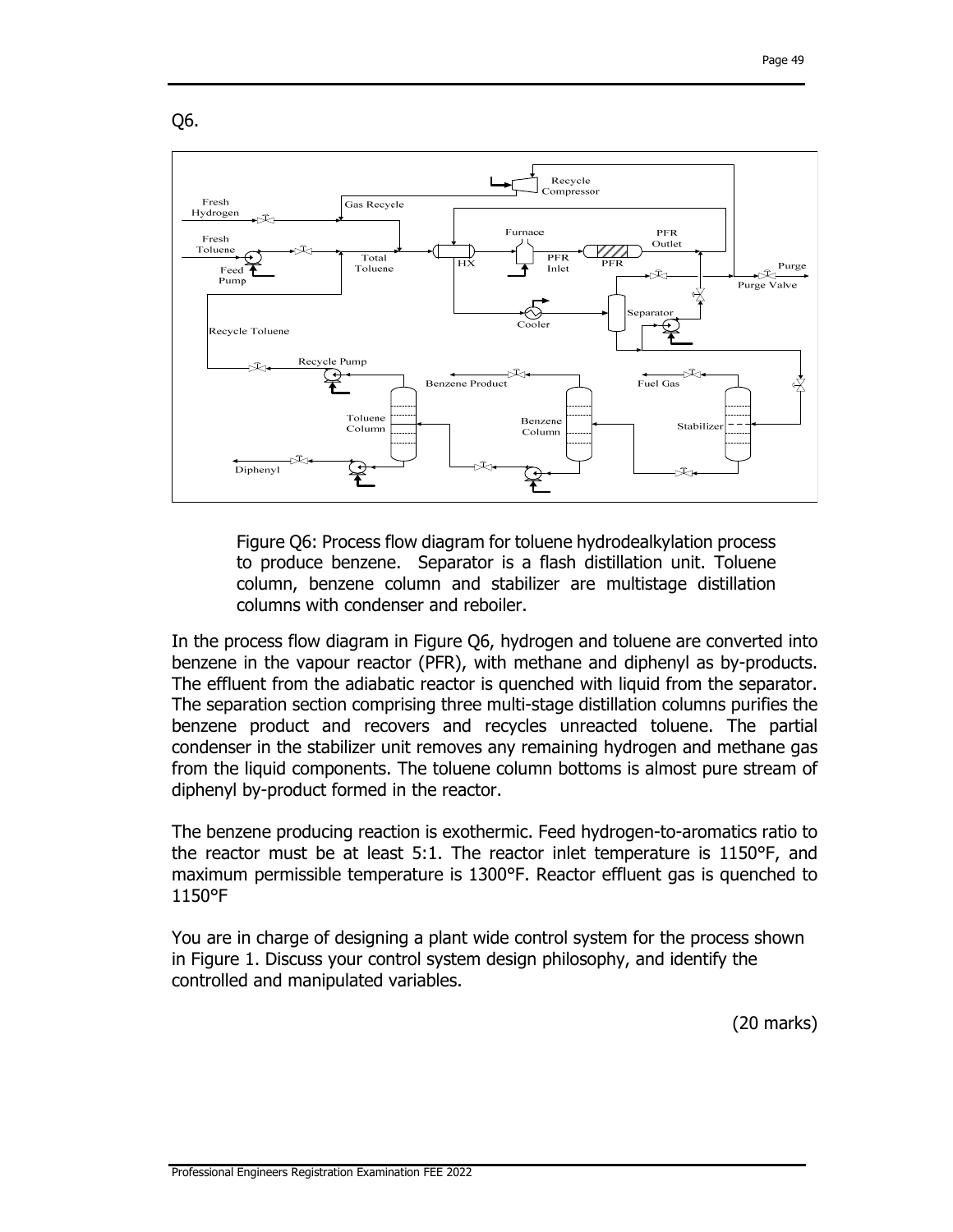Q6.

Figure Q6: Process flow diagram for toluene hydrodealkylation process to produce benzene. Separator is a flash distillation unit. Toluene column, benzene column and stabilizer are multistage distillation columns with condenser and reboiler.

In the process flow diagram in Figure Q6, hydrogen and toluene are converted into benzene in the vapour reactor (PFR), with methane and diphenyl as by-products. The effluent from the adiabatic reactor is quenched with liquid from the separator. The separation section comprising three multi-stage distillation columns purifies the benzene product and recovers and recycles unreacted toluene. The partial condenser in the stabilizer unit removes any remaining hydrogen and methane gas from the liquid components. The toluene column bottoms is almost pure stream of diphenyl by-product formed in the reactor.

The benzene producing reaction is exothermic. Feed hydrogen-to-aromatics ratio to the reactor must be at least 5:1. The reactor inlet temperature is 1150°F, and maximum permissible temperature is 1300°F. Reactor effluent gas is quenched to 1150°F

You are in charge of designing a plant wide control system for the process shown in Figure 1. Discuss your control system design philosophy, and identify the controlled and manipulated variables.

(20 marks)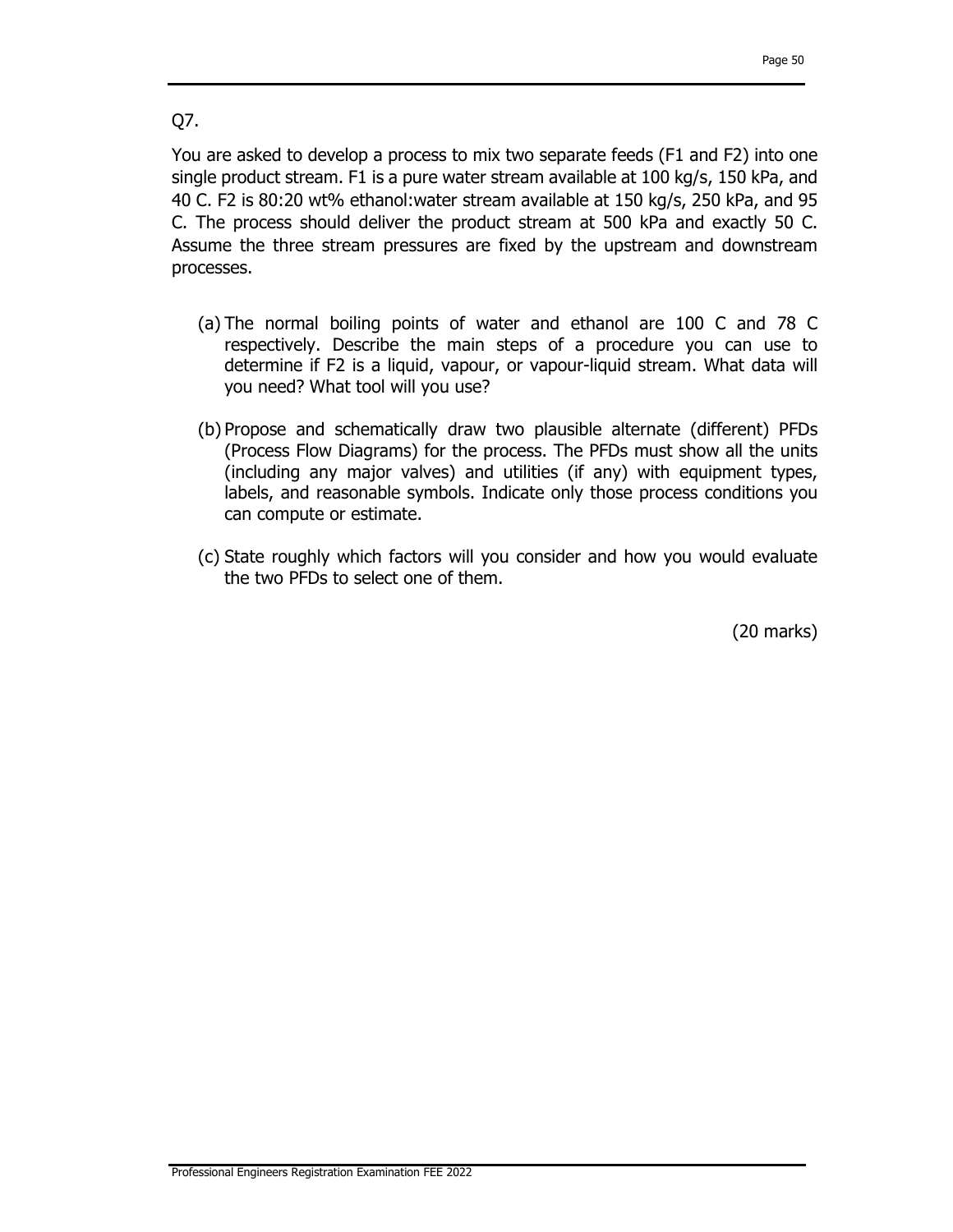Q7.

You are asked to develop a process to mix two separate feeds (F1 and F2) into one single product stream. F1 is a pure water stream available at 100 kg/s, 150 kPa, and 40 C. F2 is 80:20 wt% ethanol:water stream available at 150 kg/s, 250 kPa, and 95 C. The process should deliver the product stream at 500 kPa and exactly 50 C. Assume the three stream pressures are fixed by the upstream and downstream processes.

(a) The normal boiling points of water and ethanol are 100 C and 78 C respectively. Describe the main steps of a procedure you can use to determine if F2 is a liquid, vapour, or vapour-liquid stream. What data will you need? What tool will you use?

(b) Propose and schematically draw two plausible alternate (different) PFDs (Process Flow Diagrams) for the process. The PFDs must show all the units (including any major valves) and utilities (if any) with equipment types, labels, and reasonable symbols. Indicate only those process conditions you can compute or estimate.

(c) State roughly which factors will you consider and how you would evaluate the two PFDs to select one of them.

(20 marks)